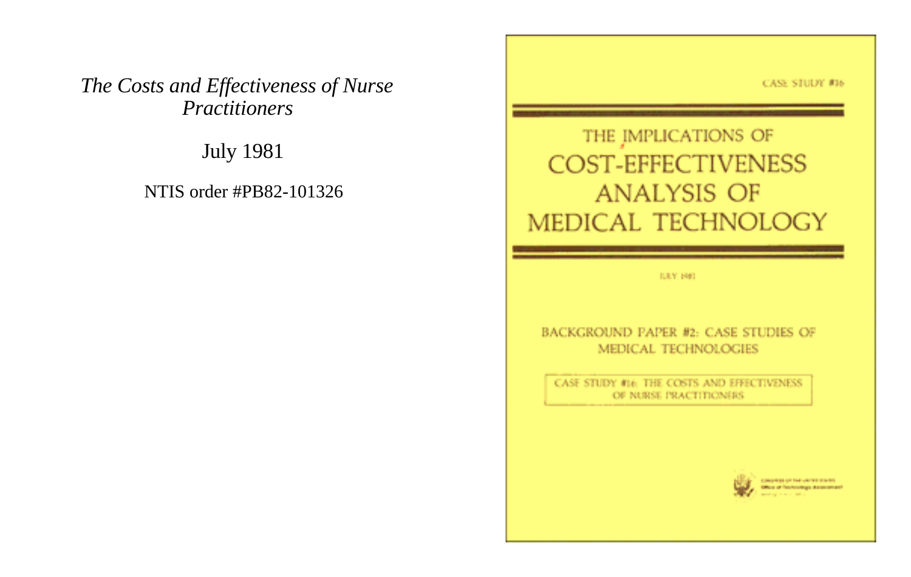*The Costs and Effectiveness of Nurse Practitioners*

July 1981

NTIS order #PB82-101326

CASE STUDY #16

# THE IMPLICATIONS OF COST-EFFECTIVENESS ANALYSIS OF MEDICAL TECHNOLOGY

JULY 1981

BACKGROUND PAPER #2: CASE STUDIES OF MEDICAL TECHNOLOGIES

CASE STUDY #16: THE COSTS AND EFFECTIVENESS OF NURSE PRACTITIONERS

Congress of the United States
Office of Technology Assessment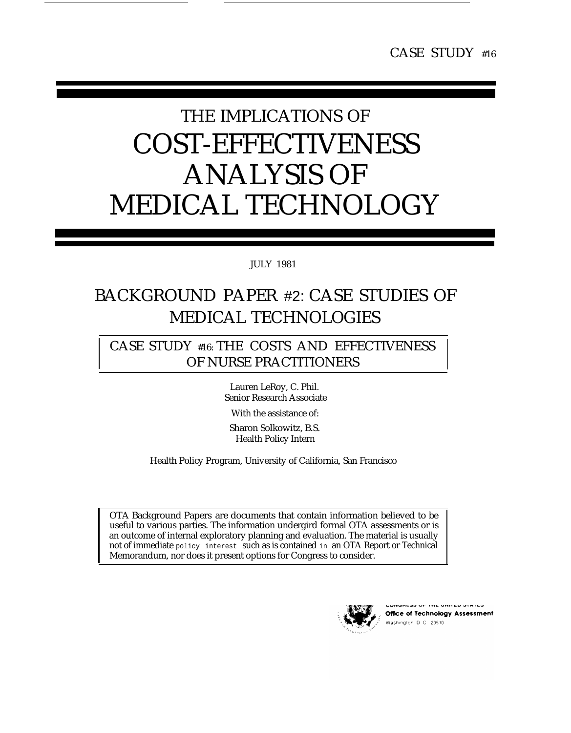CASE STUDY #16

# THE IMPLICATIONS OF COST-EFFECTIVENESS ANALYSIS OF MEDICAL TECHNOLOGY

JULY 1981

## BACKGROUND PAPER #2: CASE STUDIES OF MEDICAL TECHNOLOGIES

## CASE STUDY #16: THE COSTS AND EFFECTIVENESS OF NURSE PRACTITIONERS

Lauren LeRoy, C. Phil.
Senior Research Associate

With the assistance of:

Sharon Solkowitz, B.S.
Health Policy Intern

Health Policy Program, University of California, San Francisco

OTA Background Papers are documents that contain information believed to be useful to various parties. The information undergird formal OTA assessments or is an outcome of internal exploratory planning and evaluation. The material is usually not of immediate policy interest such as is contained in an OTA Report or Technical Memorandum, nor does it present options for Congress to consider.

CONGRESS OF THE UNITED STATES
Office of Technology Assessment
Washington, D.C. 20510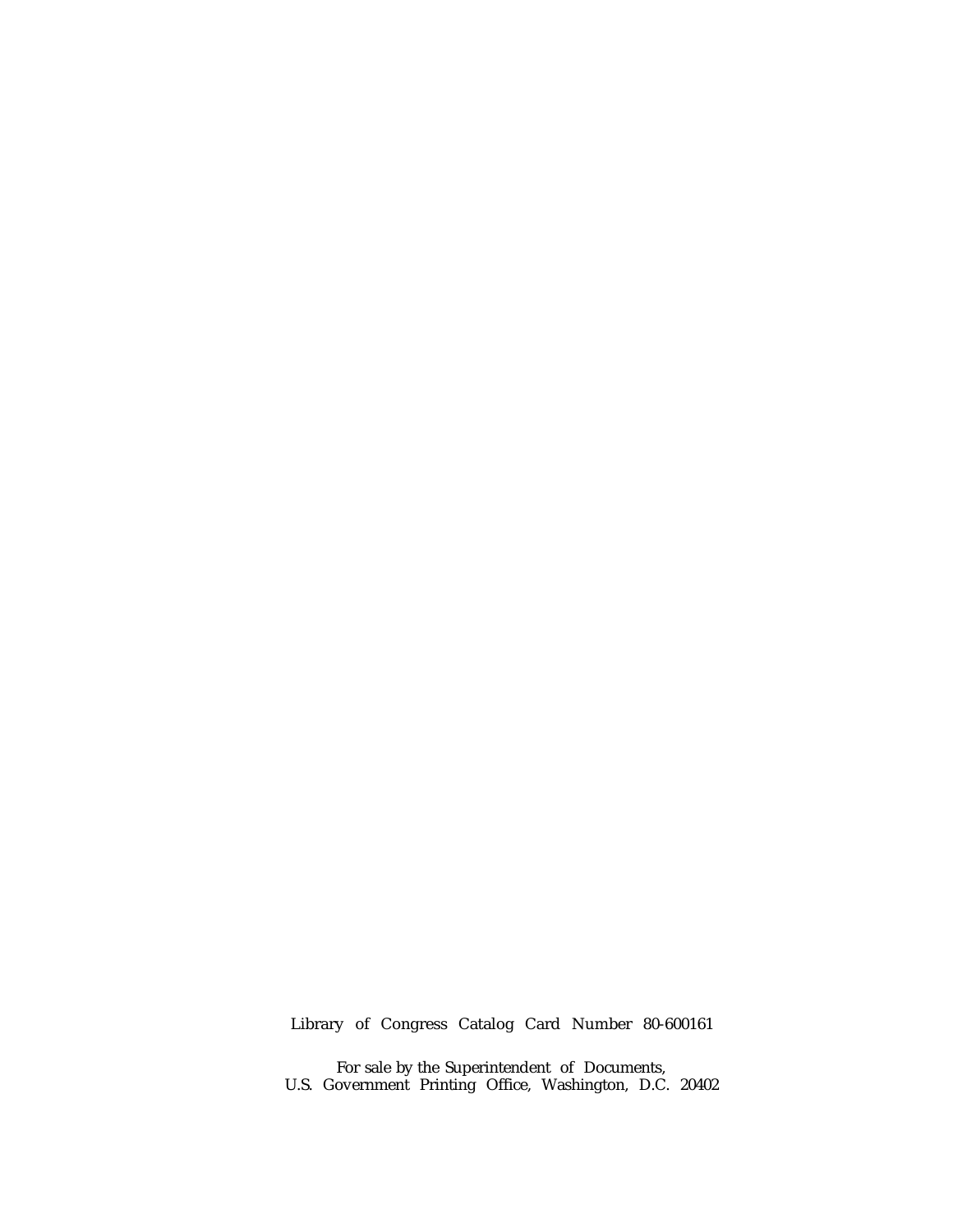Library of Congress Catalog Card Number 80-600161

For sale by the Superintendent of Documents,
U.S. Government Printing Office, Washington, D.C. 20402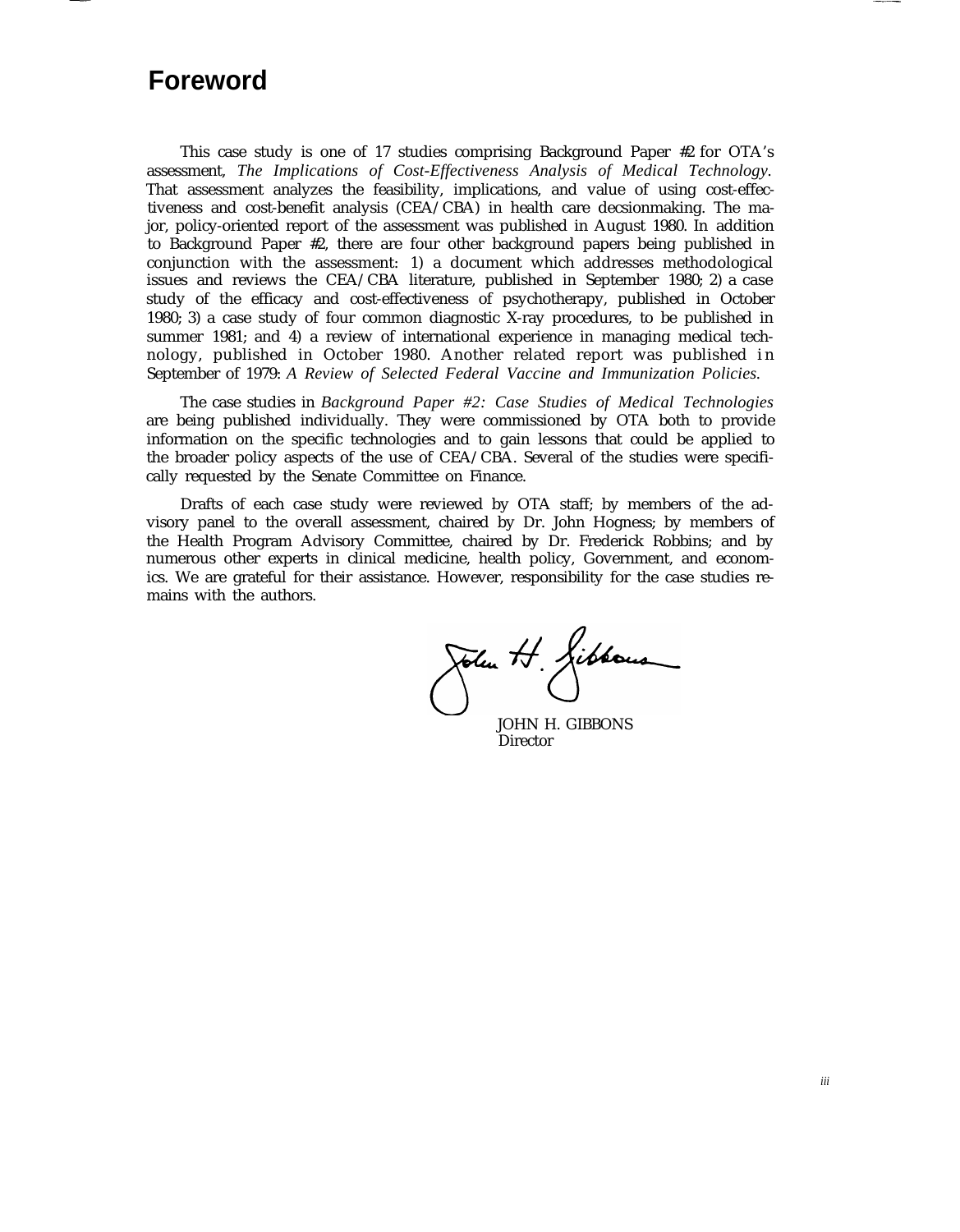# Foreword

This case study is one of 17 studies comprising Background Paper #2 for OTA's assessment, *The Implications of Cost-Effectiveness Analysis of Medical Technology.* That assessment analyzes the feasibility, implications, and value of using cost-effectiveness and cost-benefit analysis (CEA/CBA) in health care decsionmaking. The major, policy-oriented report of the assessment was published in August 1980. In addition to Background Paper #2, there are four other background papers being published in conjunction with the assessment: 1) a document which addresses methodological issues and reviews the CEA/CBA literature, published in September 1980; 2) a case study of the efficacy and cost-effectiveness of psychotherapy, published in October 1980; 3) a case study of four common diagnostic X-ray procedures, to be published in summer 1981; and 4) a review of international experience in managing medical technology, published in October 1980. Another related report was published in September of 1979: *A Review of Selected Federal Vaccine and Immunization Policies.*

The case studies in *Background Paper #2: Case Studies of Medical Technologies* are being published individually. They were commissioned by OTA both to provide information on the specific technologies and to gain lessons that could be applied to the broader policy aspects of the use of CEA/CBA. Several of the studies were specifically requested by the Senate Committee on Finance.

Drafts of each case study were reviewed by OTA staff; by members of the advisory panel to the overall assessment, chaired by Dr. John Hogness; by members of the Health Program Advisory Committee, chaired by Dr. Frederick Robbins; and by numerous other experts in clinical medicine, health policy, Government, and economics. We are grateful for their assistance. However, responsibility for the case studies remains with the authors.

JOHN H. GIBBONS
Director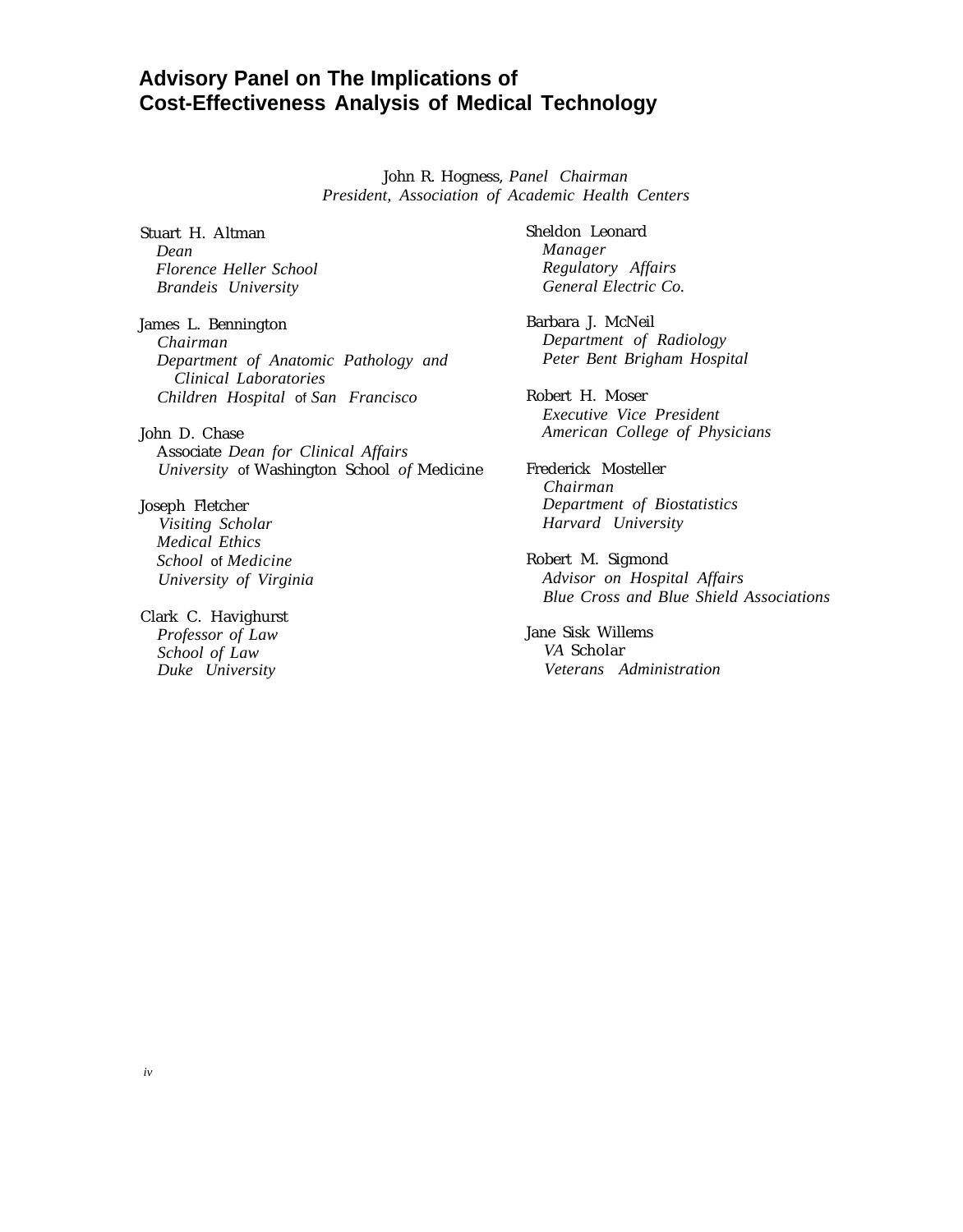## Advisory Panel on The Implications of Cost-Effectiveness Analysis of Medical Technology

John R. Hogness, *Panel Chairman*
*President, Association of Academic Health Centers*

Stuart H. Altman
*Dean*
*Florence Heller School*
*Brandeis University*

James L. Bennington
*Chairman*
*Department of Anatomic Pathology and Clinical Laboratories*
*Children Hospital of San Francisco*

John D. Chase
Associate *Dean for Clinical Affairs*
*University* of Washington School *of* Medicine

Joseph Fletcher
*Visiting Scholar*
*Medical Ethics*
*School of Medicine*
*University of Virginia*

Clark C. Havighurst
*Professor of Law*
*School of Law*
*Duke University*

Sheldon Leonard
*Manager*
*Regulatory Affairs*
*General Electric Co.*

Barbara J. McNeil
*Department of Radiology*
*Peter Bent Brigham Hospital*

Robert H. Moser
*Executive Vice President*
*American College of Physicians*

Frederick Mosteller
*Chairman*
*Department of Biostatistics*
*Harvard University*

Robert M. Sigmond
*Advisor on Hospital Affairs*
*Blue Cross and Blue Shield Associations*

Jane Sisk Willems
*VA* Scholar
*Veterans Administration*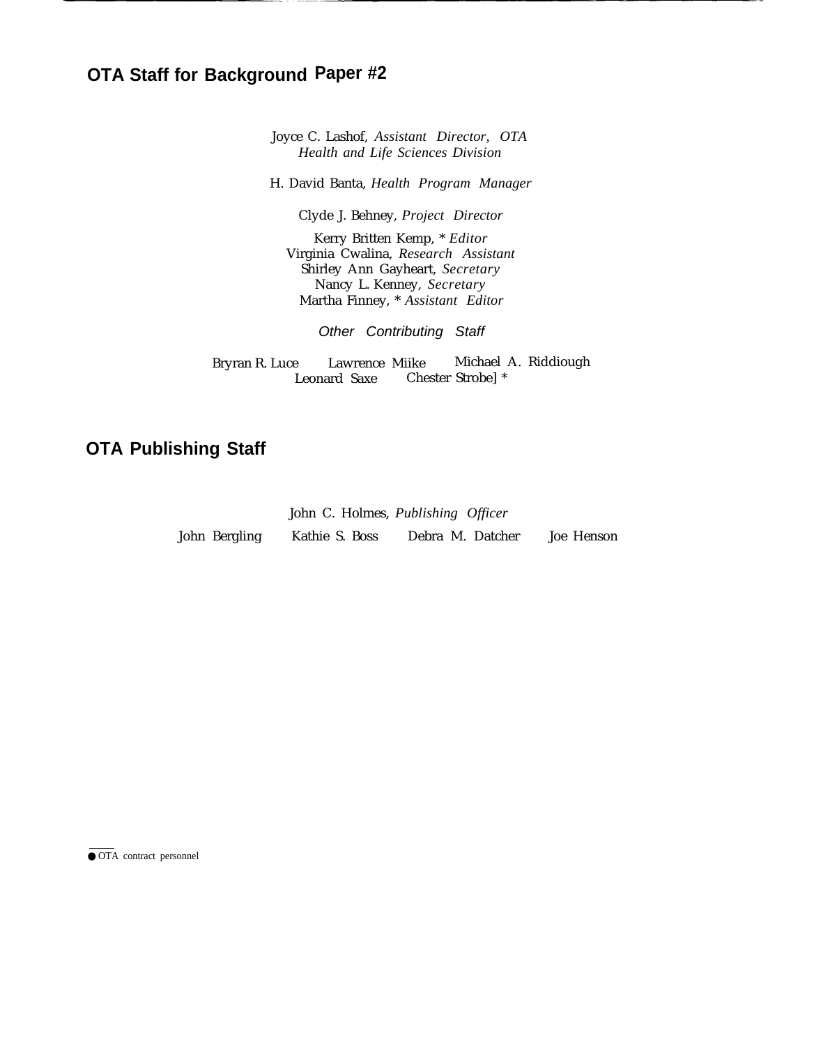## OTA Staff for Background Paper #2

Joyce C. Lashof, *Assistant Director, OTA Health and Life Sciences Division*

H. David Banta, *Health Program Manager*

Clyde J. Behney, *Project Director*

Kerry Britten Kemp, * *Editor*
Virginia Cwalina, *Research Assistant*
Shirley Ann Gayheart, *Secretary*
Nancy L. Kenney, *Secretary*
Martha Finney, * *Assistant Editor*

*Other Contributing Staff*

Bryran R. Luce Lawrence Miike Michael A. Riddiough
Leonard Saxe Chester Strobe] *

## OTA Publishing Staff

John C. Holmes, *Publishing Officer*

John Bergling Kathie S. Boss Debra M. Datcher Joe Henson

● OTA contract personnel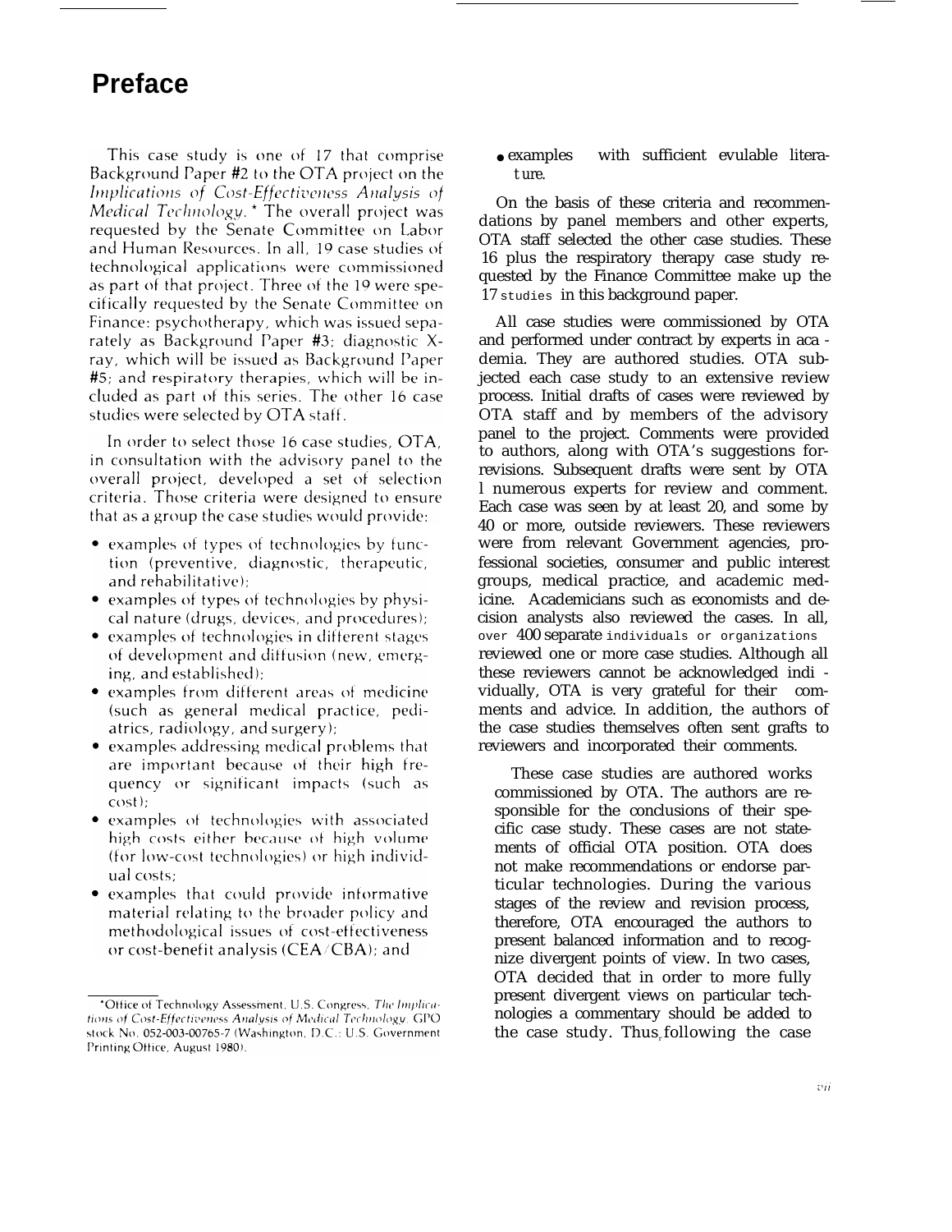# Preface

This case study is one of 17 that comprise Background Paper #2 to the OTA project on the *Implications of Cost-Effectiveness Analysis of Medical Technology.** The overall project was requested by the Senate Committee on Labor and Human Resources. In all, 19 case studies of technological applications were commissioned as part of that project. Three of the 19 were specifically requested by the Senate Committee on Finance: psychotherapy, which was issued separately as Background Paper #3; diagnostic X-ray, which will be issued as Background Paper #5; and respiratory therapies, which will be included as part of this series. The other 16 case studies were selected by OTA staff.

In order to select those 16 case studies, OTA, in consultation with the advisory panel to the overall project, developed a set of selection criteria. Those criteria were designed to ensure that as a group the case studies would provide:

- examples of types of technologies by function (preventive, diagnostic, therapeutic, and rehabilitative);
- examples of types of technologies by physical nature (drugs, devices, and procedures);
- examples of technologies in different stages of development and diffusion (new, emerging, and established);
- examples from different areas of medicine (such as general medical practice, pediatrics, radiology, and surgery);
- examples addressing medical problems that are important because of their high frequency or significant impacts (such as cost);
- examples of technologies with associated high costs either because of high volume (for low-cost technologies) or high individual costs;
- examples that could provide informative material relating to the broader policy and methodological issues of cost-effectiveness or cost-benefit analysis (CEA/CBA); and
- examples with sufficient evulable literature.

On the basis of these criteria and recommendations by panel members and other experts, OTA staff selected the other case studies. These 16 plus the respiratory therapy case study requested by the Finance Committee make up the 17 studies in this background paper.

All case studies were commissioned by OTA and performed under contract by experts in academia. They are authored studies. OTA subjected each case study to an extensive review process. Initial drafts of cases were reviewed by OTA staff and by members of the advisory panel to the project. Comments were provided to authors, along with OTA's suggestions for revisions. Subsequent drafts were sent by OTA l numerous experts for review and comment. Each case was seen by at least 20, and some by 40 or more, outside reviewers. These reviewers were from relevant Government agencies, professional societies, consumer and public interest groups, medical practice, and academic medicine. Academicians such as economists and decision analysts also reviewed the cases. In all, over 400 separate individuals or organizations reviewed one or more case studies. Although all these reviewers cannot be acknowledged individually, OTA is very grateful for their comments and advice. In addition, the authors of the case studies themselves often sent grafts to reviewers and incorporated their comments.

These case studies are authored works commissioned by OTA. The authors are responsible for the conclusions of their specific case study. These cases are not statements of official OTA position. OTA does not make recommendations or endorse particular technologies. During the various stages of the review and revision process, therefore, OTA encouraged the authors to present balanced information and to recognize divergent points of view. In two cases, OTA decided that in order to more fully present divergent views on particular technologies a commentary should be added to the case study. Thus, following the case

*Office of Technology Assessment, U.S. Congress, *The Implications of Cost-Effectiveness Analysis of Medical Technology*, GPO stock No. 052-003-00765-7 (Washington, D.C.: U.S. Government Printing Office, August 1980).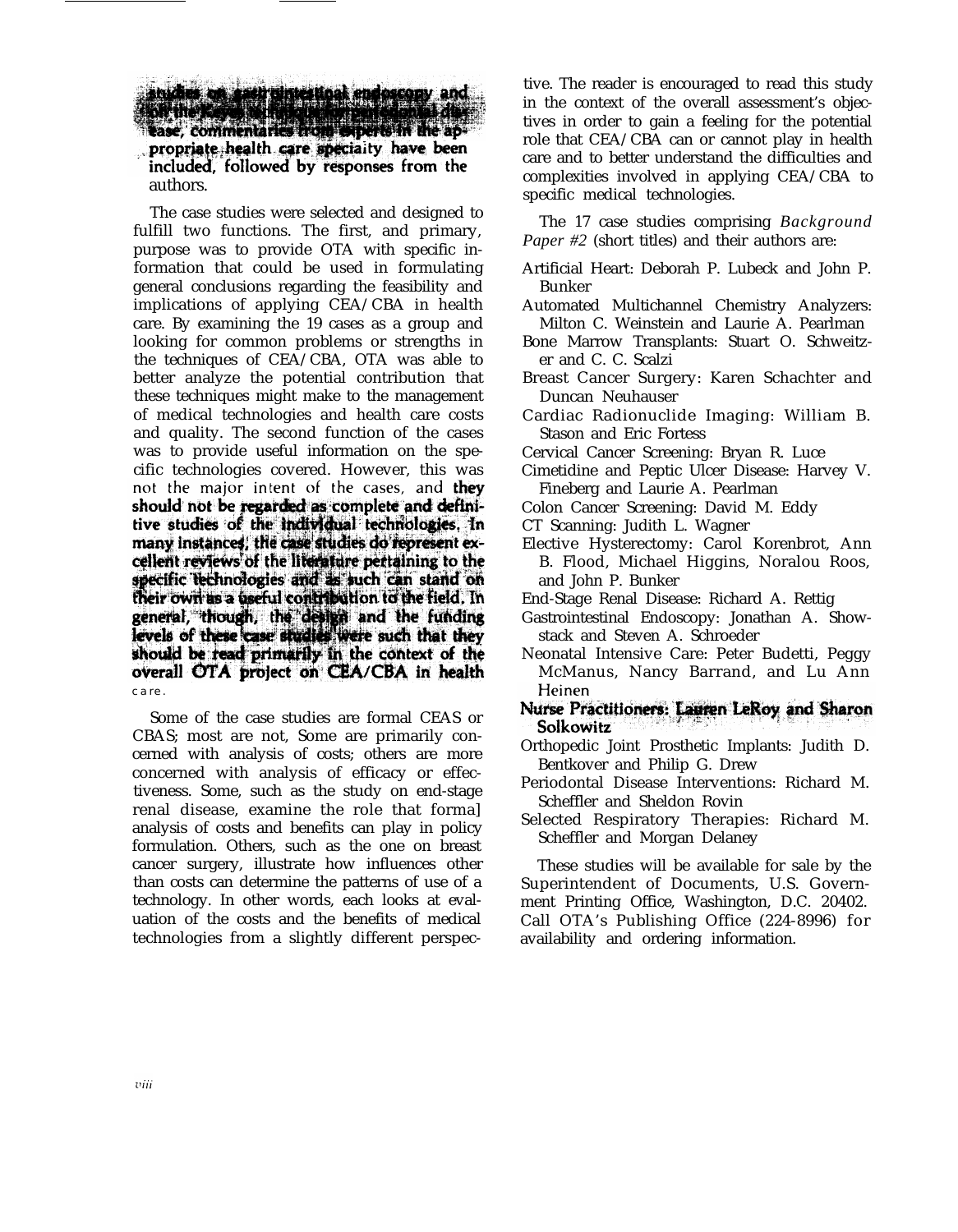studies on gastrointestinal endoscopy and for the formal interventions for periodontal disease, commentaries from experts in the appropriate health care specialty have been included, followed by responses from the authors.

The case studies were selected and designed to fulfill two functions. The first, and primary, purpose was to provide OTA with specific information that could be used in formulating general conclusions regarding the feasibility and implications of applying CEA/CBA in health care. By examining the 19 cases as a group and looking for common problems or strengths in the techniques of CEA/CBA, OTA was able to better analyze the potential contribution that these techniques might make to the management of medical technologies and health care costs and quality. The second function of the cases was to provide useful information on the specific technologies covered. However, this was not the major intent of the cases, and **they should not be regarded as complete and definitive studies of the individual technologies. In many instances, the case studies do represent excellent reviews of the literature pertaining to the specific technologies and as such can stand on their own as a useful contribution to the field. In general, though, the design and the funding levels of these case studies were such that they should be read primarily in the context of the overall OTA project on CEA/CBA in health care.**

Some of the case studies are formal CEAS or CBAS; most are not, Some are primarily concerned with analysis of costs; others are more concerned with analysis of efficacy or effectiveness. Some, such as the study on end-stage renal disease, examine the role that forma] analysis of costs and benefits can play in policy formulation. Others, such as the one on breast cancer surgery, illustrate how influences other than costs can determine the patterns of use of a technology. In other words, each looks at evaluation of the costs and the benefits of medical technologies from a slightly different perspective. The reader is encouraged to read this study in the context of the overall assessment's objectives in order to gain a feeling for the potential role that CEA/CBA can or cannot play in health care and to better understand the difficulties and complexities involved in applying CEA/CBA to specific medical technologies.

The 17 case studies comprising *Background Paper #2* (short titles) and their authors are:

- Artificial Heart: Deborah P. Lubeck and John P. Bunker
- Automated Multichannel Chemistry Analyzers: Milton C. Weinstein and Laurie A. Pearlman
- Bone Marrow Transplants: Stuart O. Schweitzer and C. C. Scalzi
- Breast Cancer Surgery: Karen Schachter and Duncan Neuhauser
- Cardiac Radionuclide Imaging: William B. Stason and Eric Fortess
- Cervical Cancer Screening: Bryan R. Luce
- Cimetidine and Peptic Ulcer Disease: Harvey V. Fineberg and Laurie A. Pearlman
- Colon Cancer Screening: David M. Eddy
- CT Scanning: Judith L. Wagner
- Elective Hysterectomy: Carol Korenbrot, Ann B. Flood, Michael Higgins, Noralou Roos, and John P. Bunker
- End-Stage Renal Disease: Richard A. Rettig
- Gastrointestinal Endoscopy: Jonathan A. Showstack and Steven A. Schroeder
- Neonatal Intensive Care: Peter Budetti, Peggy McManus, Nancy Barrand, and Lu Ann Heinen
- Nurse Practitioners: Lauren LeRoy and Sharon Solkowitz
- Orthopedic Joint Prosthetic Implants: Judith D. Bentkover and Philip G. Drew
- Periodontal Disease Interventions: Richard M. Scheffler and Sheldon Rovin
- Selected Respiratory Therapies: Richard M. Scheffler and Morgan Delaney

These studies will be available for sale by the Superintendent of Documents, U.S. Government Printing Office, Washington, D.C. 20402. Call OTA's Publishing Office (224-8996) for availability and ordering information.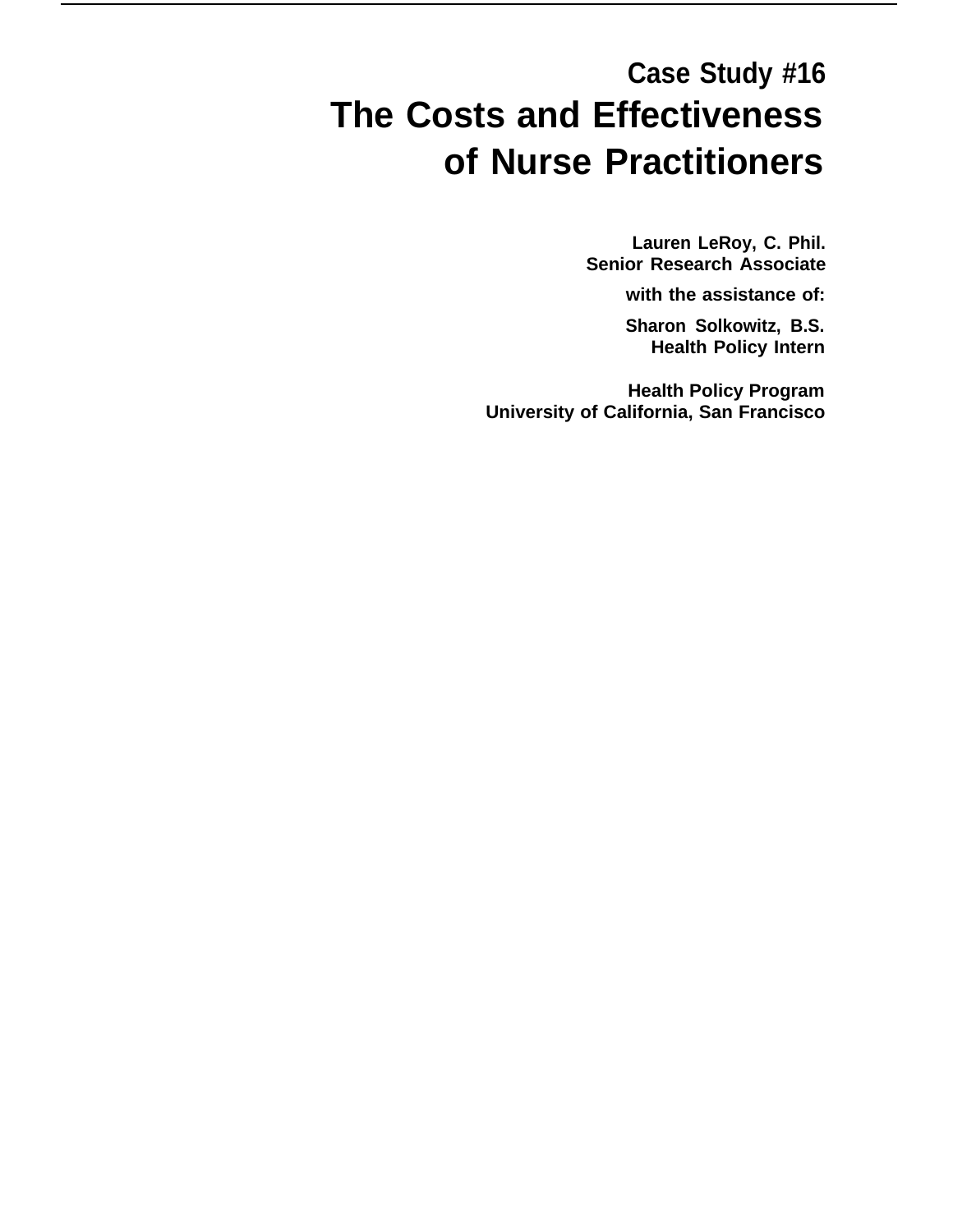## Case Study #16

# The Costs and Effectiveness of Nurse Practitioners

**Lauren LeRoy, C. Phil.**
**Senior Research Associate**

**with the assistance of:**

**Sharon Solkowitz, B.S.**
**Health Policy Intern**

**Health Policy Program**
**University of California, San Francisco**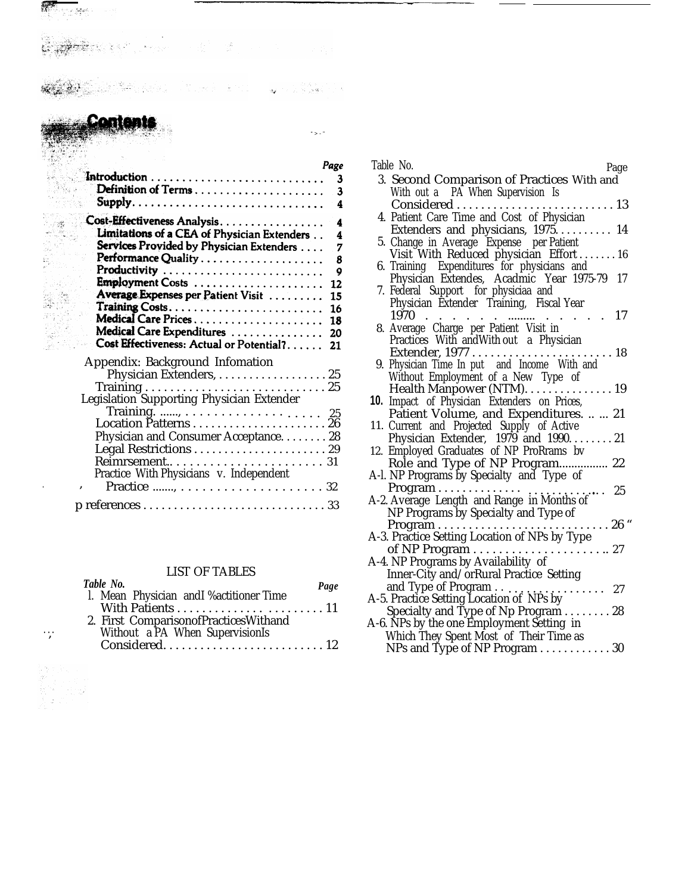# Contents

| | Page |
|---|---|
| **Introduction** | 3 |
| **Definition of Terms** | 3 |
| **Supply** | 4 |
| **Cost-Effectiveness Analysis** | 4 |
| **Limitations of a CEA of Physician Extenders** | 4 |
| **Services Provided by Physician Extenders** | 7 |
| **Performance Quality** | 8 |
| **Productivity** | 9 |
| **Employment Costs** | 12 |
| **Average Expenses per Patient Visit** | 15 |
| **Training Costs** | 16 |
| **Medical Care Prices** | 18 |
| **Medical Care Expenditures** | 20 |
| **Cost Effectiveness: Actual or Potential?** | 21 |
| Appendix: Background Infomation | |
| Physician Extenders, | 25 |
| Training | 25 |
| Legislation Supporting Physician Extender Training. | 25 |
| Location Patterns | 26 |
| Physician and Consumer Acceptance | 28 |
| Legal Restrictions | 29 |
| Reimrsement | 31 |
| Practice With Physicians v. Independent Practice | 32 |
| references | 33 |

## LIST OF TABLES

| *Table No.* | | *Page* |
|---|---|---|
| 1. | Mean Physician andI %actitioner Time With Patients | 11 |
| 2. | First ComparisonofPracticesWithand Without a PA When SupervisionIs Considered | 12 |
| 3. | Second Comparison of Practices With and With out a PA When Supervision Is Considered | 13 |
| 4. | Patient Care Time and Cost of Physician Extenders and physicians, 1975 | 14 |
| 5. | Change in Average Expense per Patient Visit With Reduced physician Effort | 16 |
| 6. | Training Expenditures for physicians and Physician Extendes, Acadmic Year 1975-79 | 17 |
| 7. | Federal Support for physiciaa and Physician Extender Training, Fiscal Year 1970 | 17 |
| 8. | Average Charge per Patient Visit in Practices With andWith out a Physician Extender, 1977 | 18 |
| 9. | Physician Time In put and Income With and Without Employment of a New Type of Health Manpower (NTM) | 19 |
| 10. | Impact of Physician Extenders on Prices, Patient Volume, and Expenditures. | 21 |
| 11. | Current and Projected Supply of Active Physician Extender, 1979 and 1990 | 21 |
| 12. | Employed Graduates of NP ProRrams bv Role and Type of NP Program | 22 |
| A-l. | NP Programs by Specialty and Type of Program | 25 |
| A-2. | Average Length and Range in Months of NP Programs by Specialty and Type of Program | 26 |
| A-3. | Practice Setting Location of NPs by Type of NP Program | 27 |
| A-4. | NP Programs by Availability of Inner-City and/orRural Practice Setting and Type of Program | 27 |
| A-5. | Practice Setting Location of NPs by Specialty and Type of Np Program | 28 |
| A-6. | NPs by the one Employment Setting in Which They Spent Most of Their Time as NPs and Type of NP Program | 30 |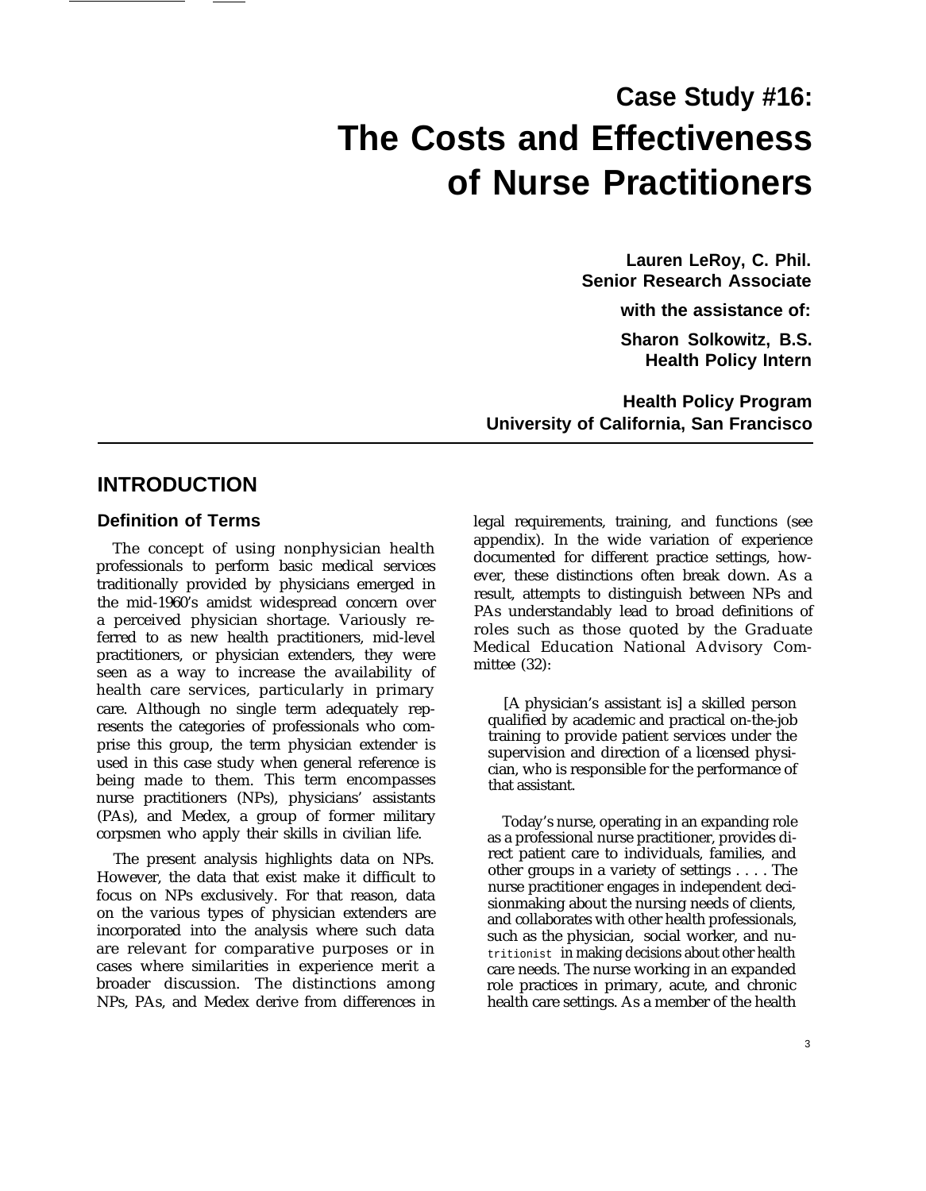# Case Study #16: The Costs and Effectiveness of Nurse Practitioners

**Lauren LeRoy, C. Phil.**
**Senior Research Associate**

**with the assistance of:**

**Sharon Solkowitz, B.S.**
**Health Policy Intern**

**Health Policy Program**
**University of California, San Francisco**

## INTRODUCTION

### Definition of Terms

The concept of using nonphysician health professionals to perform basic medical services traditionally provided by physicians emerged in the mid-1960's amidst widespread concern over a perceived physician shortage. Variously referred to as new health practitioners, mid-level practitioners, or physician extenders, they were seen as a way to increase the availability of health care services, particularly in primary care. Although no single term adequately represents the categories of professionals who comprise this group, the term physician extender is used in this case study when general reference is being made to them. This term encompasses nurse practitioners (NPs), physicians' assistants (PAs), and Medex, a group of former military corpsmen who apply their skills in civilian life.

The present analysis highlights data on NPs. However, the data that exist make it difficult to focus on NPs exclusively. For that reason, data on the various types of physician extenders are incorporated into the analysis where such data are relevant for comparative purposes or in cases where similarities in experience merit a broader discussion. The distinctions among NPs, PAs, and Medex derive from differences in legal requirements, training, and functions (see appendix). In the wide variation of experience documented for different practice settings, however, these distinctions often break down. As a result, attempts to distinguish between NPs and PAs understandably lead to broad definitions of roles such as those quoted by the Graduate Medical Education National Advisory Committee (32):

> [A physician's assistant is] a skilled person qualified by academic and practical on-the-job training to provide patient services under the supervision and direction of a licensed physician, who is responsible for the performance of that assistant.

> Today's nurse, operating in an expanding role as a professional nurse practitioner, provides direct patient care to individuals, families, and other groups in a variety of settings . . . . The nurse practitioner engages in independent decisionmaking about the nursing needs of clients, and collaborates with other health professionals, such as the physician, social worker, and nutritionist in making decisions about other health care needs. The nurse working in an expanded role practices in primary, acute, and chronic health care settings. As a member of the health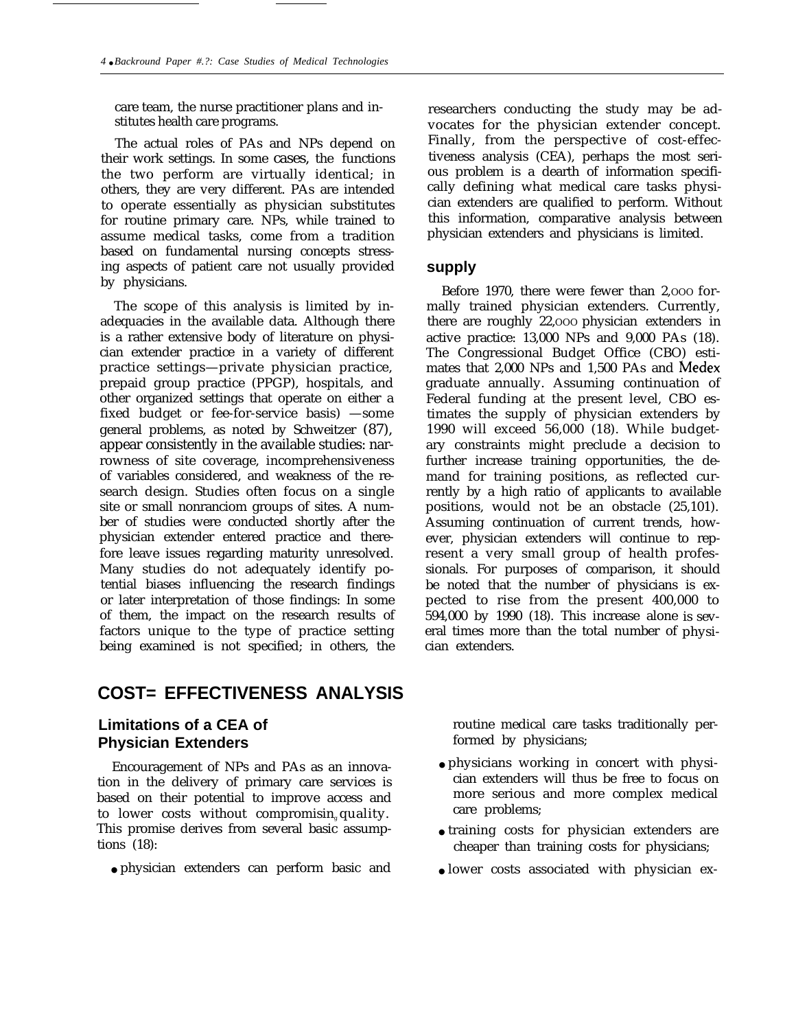care team, the nurse practitioner plans and institutes health care programs.

The actual roles of PAs and NPs depend on their work settings. In some cases, the functions the two perform are virtually identical; in others, they are very different. PAs are intended to operate essentially as physician substitutes for routine primary care. NPs, while trained to assume medical tasks, come from a tradition based on fundamental nursing concepts stressing aspects of patient care not usually provided by physicians.

The scope of this analysis is limited by inadequacies in the available data. Although there is a rather extensive body of literature on physician extender practice in a variety of different practice settings—private physician practice, prepaid group practice (PPGP), hospitals, and other organized settings that operate on either a fixed budget or fee-for-service basis) —some general problems, as noted by Schweitzer (87), appear consistently in the available studies: narrowness of site coverage, incomprehensiveness of variables considered, and weakness of the research design. Studies often focus on a single site or small nonranciom groups of sites. A number of studies were conducted shortly after the physician extender entered practice and therefore leave issues regarding maturity unresolved. Many studies do not adequately identify potential biases influencing the research findings or later interpretation of those findings: In some of them, the impact on the research results of factors unique to the type of practice setting being examined is not specified; in others, the researchers conducting the study may be advocates for the physician extender concept. Finally, from the perspective of cost-effectiveness analysis (CEA), perhaps the most serious problem is a dearth of information specifically defining what medical care tasks physician extenders are qualified to perform. Without this information, comparative analysis between physician extenders and physicians is limited.

## supply

Before 1970, there were fewer than 2,000 formally trained physician extenders. Currently, there are roughly 22,000 physician extenders in active practice: 13,000 NPs and 9,000 PAs (18). The Congressional Budget Office (CBO) estimates that 2,000 NPs and 1,500 PAs and Medex graduate annually. Assuming continuation of Federal funding at the present level, CBO estimates the supply of physician extenders by 1990 will exceed 56,000 (18). While budgetary constraints might preclude a decision to further increase training opportunities, the demand for training positions, as reflected currently by a high ratio of applicants to available positions, would not be an obstacle (25,101). Assuming continuation of current trends, however, physician extenders will continue to represent a very small group of health professionals. For purposes of comparison, it should be noted that the number of physicians is expected to rise from the present 400,000 to 594,000 by 1990 (18). This increase alone is several times more than the total number of physician extenders.

# COST= EFFECTIVENESS ANALYSIS

## Limitations of a CEA of Physician Extenders

Encouragement of NPs and PAs as an innovation in the delivery of primary care services is based on their potential to improve access and to lower costs without compromising quality. This promise derives from several basic assumptions (18):

- physician extenders can perform basic and routine medical care tasks traditionally performed by physicians;
- physicians working in concert with physician extenders will thus be free to focus on more serious and more complex medical care problems;
- training costs for physician extenders are cheaper than training costs for physicians;
- lower costs associated with physician ex-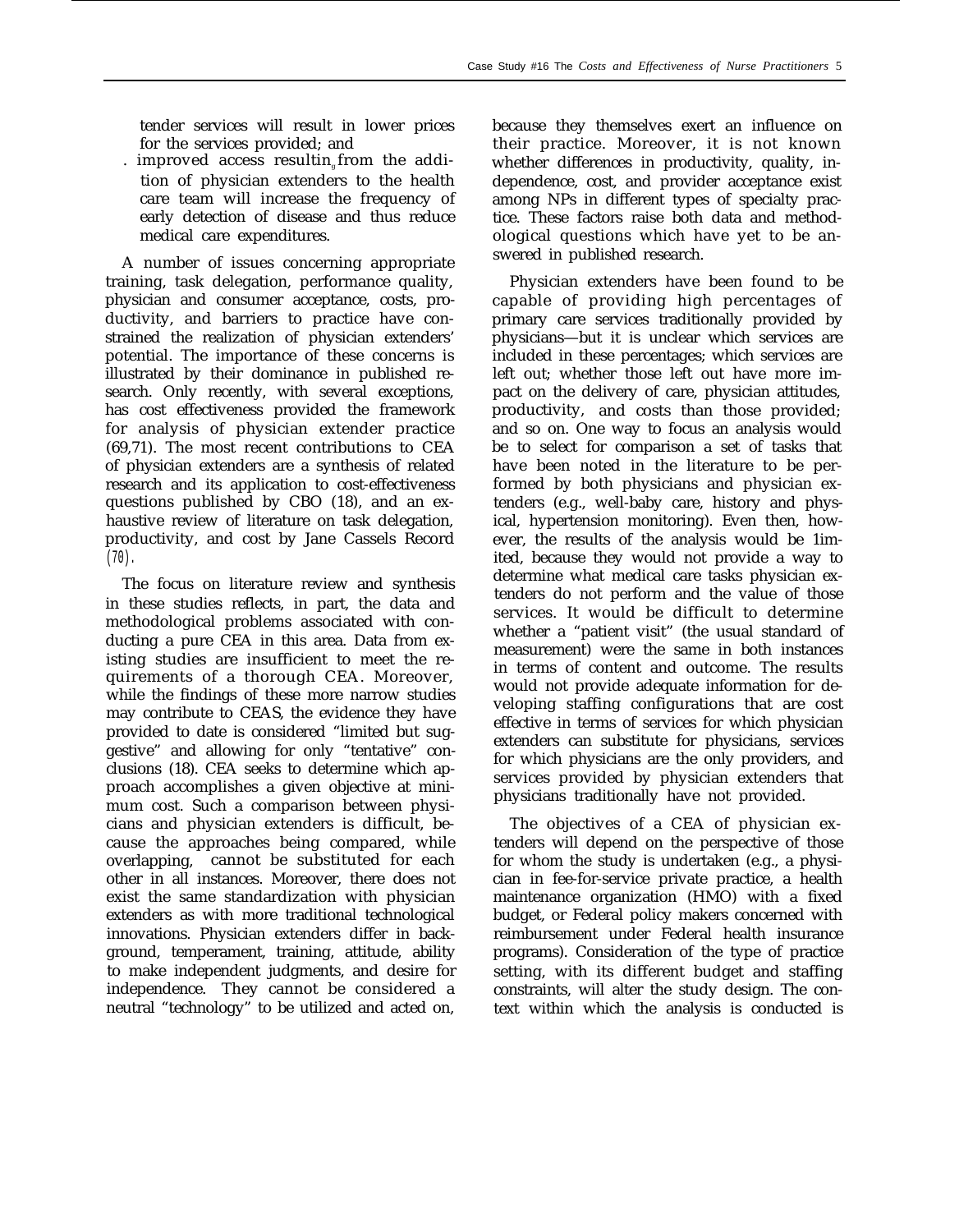tender services will result in lower prices for the services provided; and

- improved access resulting from the addition of physician extenders to the health care team will increase the frequency of early detection of disease and thus reduce medical care expenditures.

A number of issues concerning appropriate training, task delegation, performance quality, physician and consumer acceptance, costs, productivity, and barriers to practice have constrained the realization of physician extenders' potential. The importance of these concerns is illustrated by their dominance in published research. Only recently, with several exceptions, has cost effectiveness provided the framework for analysis of physician extender practice (69,71). The most recent contributions to CEA of physician extenders are a synthesis of related research and its application to cost-effectiveness questions published by CBO (18), and an exhaustive review of literature on task delegation, productivity, and cost by Jane Cassels Record (70).

The focus on literature review and synthesis in these studies reflects, in part, the data and methodological problems associated with conducting a pure CEA in this area. Data from existing studies are insufficient to meet the requirements of a thorough CEA. Moreover, while the findings of these more narrow studies may contribute to CEAS, the evidence they have provided to date is considered "limited but suggestive" and allowing for only "tentative" conclusions (18). CEA seeks to determine which approach accomplishes a given objective at minimum cost. Such a comparison between physicians and physician extenders is difficult, because the approaches being compared, while overlapping, cannot be substituted for each other in all instances. Moreover, there does not exist the same standardization with physician extenders as with more traditional technological innovations. Physician extenders differ in background, temperament, training, attitude, ability to make independent judgments, and desire for independence. They cannot be considered a neutral "technology" to be utilized and acted on, because they themselves exert an influence on their practice. Moreover, it is not known whether differences in productivity, quality, independence, cost, and provider acceptance exist among NPs in different types of specialty practice. These factors raise both data and methodological questions which have yet to be answered in published research.

Physician extenders have been found to be capable of providing high percentages of primary care services traditionally provided by physicians—but it is unclear which services are included in these percentages; which services are left out; whether those left out have more impact on the delivery of care, physician attitudes, productivity, and costs than those provided; and so on. One way to focus an analysis would be to select for comparison a set of tasks that have been noted in the literature to be performed by both physicians and physician extenders (e.g., well-baby care, history and physical, hypertension monitoring). Even then, however, the results of the analysis would be limited, because they would not provide a way to determine what medical care tasks physician extenders do not perform and the value of those services. It would be difficult to determine whether a "patient visit" (the usual standard of measurement) were the same in both instances in terms of content and outcome. The results would not provide adequate information for developing staffing configurations that are cost effective in terms of services for which physician extenders can substitute for physicians, services for which physicians are the only providers, and services provided by physician extenders that physicians traditionally have not provided.

The objectives of a CEA of physician extenders will depend on the perspective of those for whom the study is undertaken (e.g., a physician in fee-for-service private practice, a health maintenance organization (HMO) with a fixed budget, or Federal policy makers concerned with reimbursement under Federal health insurance programs). Consideration of the type of practice setting, with its different budget and staffing constraints, will alter the study design. The context within which the analysis is conducted is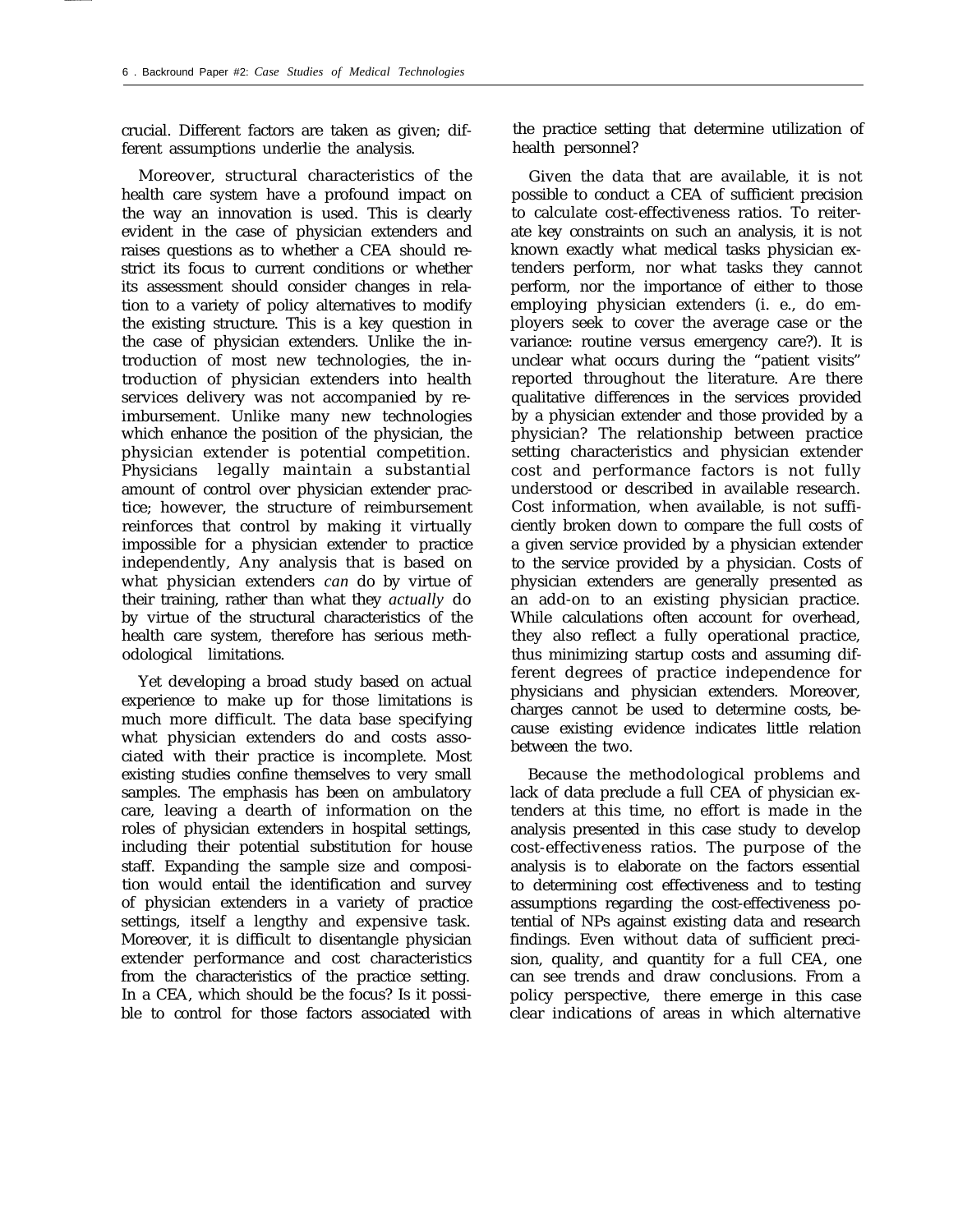crucial. Different factors are taken as given; different assumptions underlie the analysis.

Moreover, structural characteristics of the health care system have a profound impact on the way an innovation is used. This is clearly evident in the case of physician extenders and raises questions as to whether a CEA should restrict its focus to current conditions or whether its assessment should consider changes in relation to a variety of policy alternatives to modify the existing structure. This is a key question in the case of physician extenders. Unlike the introduction of most new technologies, the introduction of physician extenders into health services delivery was not accompanied by reimbursement. Unlike many new technologies which enhance the position of the physician, the physician extender is potential competition. Physicians legally maintain a substantial amount of control over physician extender practice; however, the structure of reimbursement reinforces that control by making it virtually impossible for a physician extender to practice independently, Any analysis that is based on what physician extenders *can* do by virtue of their training, rather than what they *actually* do by virtue of the structural characteristics of the health care system, therefore has serious methodological limitations.

Yet developing a broad study based on actual experience to make up for those limitations is much more difficult. The data base specifying what physician extenders do and costs associated with their practice is incomplete. Most existing studies confine themselves to very small samples. The emphasis has been on ambulatory care, leaving a dearth of information on the roles of physician extenders in hospital settings, including their potential substitution for house staff. Expanding the sample size and composition would entail the identification and survey of physician extenders in a variety of practice settings, itself a lengthy and expensive task. Moreover, it is difficult to disentangle physician extender performance and cost characteristics from the characteristics of the practice setting. In a CEA, which should be the focus? Is it possible to control for those factors associated with the practice setting that determine utilization of health personnel?

Given the data that are available, it is not possible to conduct a CEA of sufficient precision to calculate cost-effectiveness ratios. To reiterate key constraints on such an analysis, it is not known exactly what medical tasks physician extenders perform, nor what tasks they cannot perform, nor the importance of either to those employing physician extenders (i. e., do employers seek to cover the average case or the variance: routine versus emergency care?). It is unclear what occurs during the "patient visits" reported throughout the literature. Are there qualitative differences in the services provided by a physician extender and those provided by a physician? The relationship between practice setting characteristics and physician extender cost and performance factors is not fully understood or described in available research. Cost information, when available, is not sufficiently broken down to compare the full costs of a given service provided by a physician extender to the service provided by a physician. Costs of physician extenders are generally presented as an add-on to an existing physician practice. While calculations often account for overhead, they also reflect a fully operational practice, thus minimizing startup costs and assuming different degrees of practice independence for physicians and physician extenders. Moreover, charges cannot be used to determine costs, because existing evidence indicates little relation between the two.

Because the methodological problems and lack of data preclude a full CEA of physician extenders at this time, no effort is made in the analysis presented in this case study to develop cost-effectiveness ratios. The purpose of the analysis is to elaborate on the factors essential to determining cost effectiveness and to testing assumptions regarding the cost-effectiveness potential of NPs against existing data and research findings. Even without data of sufficient precision, quality, and quantity for a full CEA, one can see trends and draw conclusions. From a policy perspective, there emerge in this case clear indications of areas in which alternative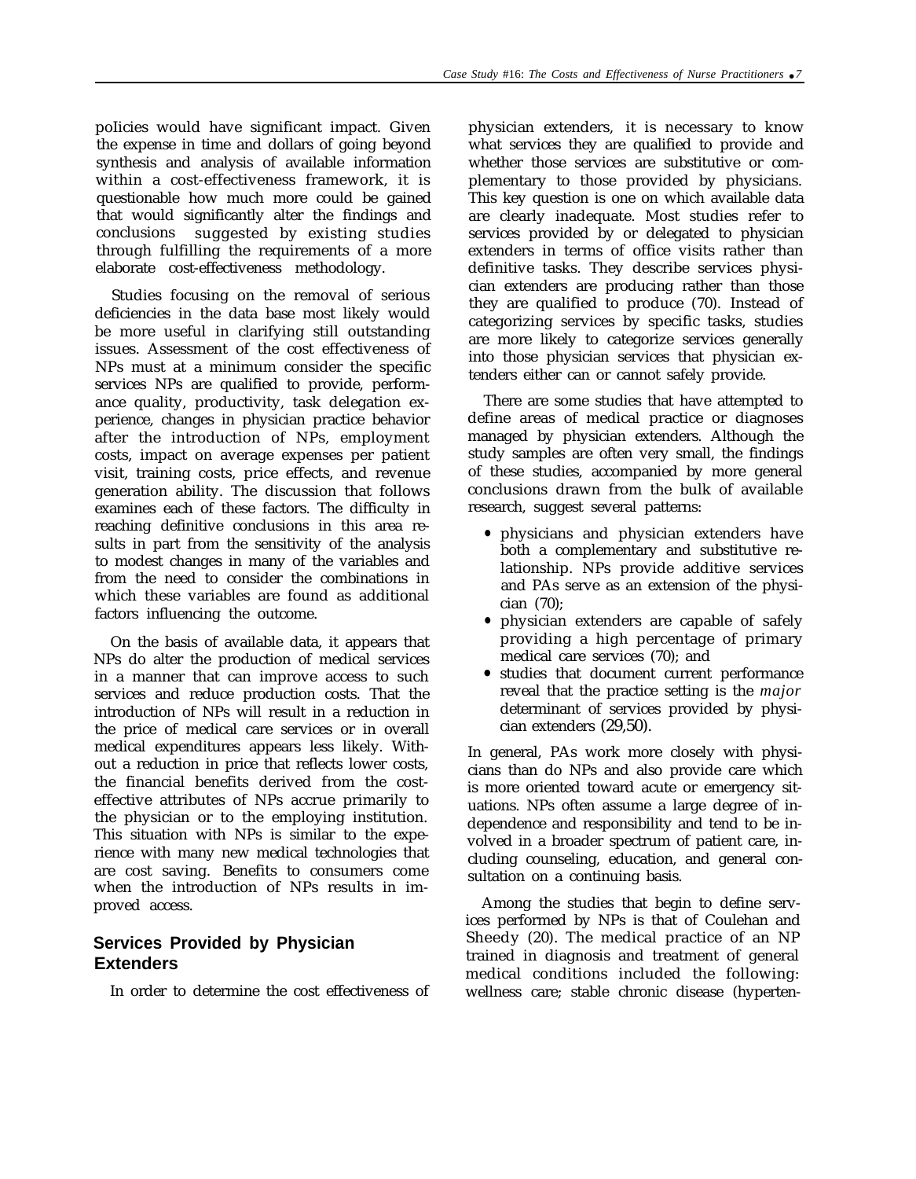policies would have significant impact. Given the expense in time and dollars of going beyond synthesis and analysis of available information within a cost-effectiveness framework, it is questionable how much more could be gained that would significantly alter the findings and conclusions suggested by existing studies through fulfilling the requirements of a more elaborate cost-effectiveness methodology.

Studies focusing on the removal of serious deficiencies in the data base most likely would be more useful in clarifying still outstanding issues. Assessment of the cost effectiveness of NPs must at a minimum consider the specific services NPs are qualified to provide, performance quality, productivity, task delegation experience, changes in physician practice behavior after the introduction of NPs, employment costs, impact on average expenses per patient visit, training costs, price effects, and revenue generation ability. The discussion that follows examines each of these factors. The difficulty in reaching definitive conclusions in this area results in part from the sensitivity of the analysis to modest changes in many of the variables and from the need to consider the combinations in which these variables are found as additional factors influencing the outcome.

On the basis of available data, it appears that NPs do alter the production of medical services in a manner that can improve access to such services and reduce production costs. That the introduction of NPs will result in a reduction in the price of medical care services or in overall medical expenditures appears less likely. Without a reduction in price that reflects lower costs, the financial benefits derived from the cost-effective attributes of NPs accrue primarily to the physician or to the employing institution. This situation with NPs is similar to the experience with many new medical technologies that are cost saving. Benefits to consumers come when the introduction of NPs results in improved access.

## Services Provided by Physician Extenders

In order to determine the cost effectiveness of physician extenders, it is necessary to know what services they are qualified to provide and whether those services are substitutive or complementary to those provided by physicians. This key question is one on which available data are clearly inadequate. Most studies refer to services provided by or delegated to physician extenders in terms of office visits rather than definitive tasks. They describe services physician extenders are producing rather than those they are qualified to produce (70). Instead of categorizing services by specific tasks, studies are more likely to categorize services generally into those physician services that physician extenders either can or cannot safely provide.

There are some studies that have attempted to define areas of medical practice or diagnoses managed by physician extenders. Although the study samples are often very small, the findings of these studies, accompanied by more general conclusions drawn from the bulk of available research, suggest several patterns:

- physicians and physician extenders have both a complementary and substitutive relationship. NPs provide additive services and PAs serve as an extension of the physician (70);
- physician extenders are capable of safely providing a high percentage of primary medical care services (70); and
- studies that document current performance reveal that the practice setting is the *major* determinant of services provided by physician extenders (29,50).

In general, PAs work more closely with physicians than do NPs and also provide care which is more oriented toward acute or emergency situations. NPs often assume a large degree of independence and responsibility and tend to be involved in a broader spectrum of patient care, including counseling, education, and general consultation on a continuing basis.

Among the studies that begin to define services performed by NPs is that of Coulehan and Sheedy (20). The medical practice of an NP trained in diagnosis and treatment of general medical conditions included the following: wellness care; stable chronic disease (hyperten-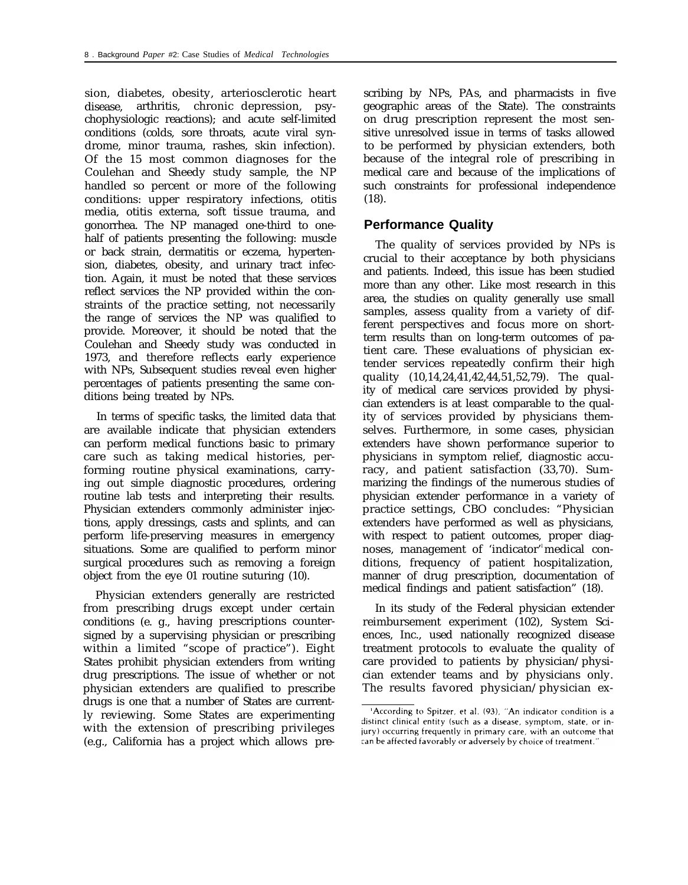sion, diabetes, obesity, arteriosclerotic heart disease, arthritis, chronic depression, psychophysiologic reactions); and acute self-limited conditions (colds, sore throats, acute viral syndrome, minor trauma, rashes, skin infection). Of the 15 most common diagnoses for the Coulehan and Sheedy study sample, the NP handled so percent or more of the following conditions: upper respiratory infections, otitis media, otitis externa, soft tissue trauma, and gonorrhea. The NP managed one-third to one-half of patients presenting the following: muscle or back strain, dermatitis or eczema, hypertension, diabetes, obesity, and urinary tract infection. Again, it must be noted that these services reflect services the NP provided within the constraints of the practice setting, not necessarily the range of services the NP was qualified to provide. Moreover, it should be noted that the Coulehan and Sheedy study was conducted in 1973, and therefore reflects early experience with NPs, Subsequent studies reveal even higher percentages of patients presenting the same conditions being treated by NPs.

In terms of specific tasks, the limited data that are available indicate that physician extenders can perform medical functions basic to primary care such as taking medical histories, performing routine physical examinations, carrying out simple diagnostic procedures, ordering routine lab tests and interpreting their results. Physician extenders commonly administer injections, apply dressings, casts and splints, and can perform life-preserving measures in emergency situations. Some are qualified to perform minor surgical procedures such as removing a foreign object from the eye 01 routine suturing (10).

Physician extenders generally are restricted from prescribing drugs except under certain conditions (e. g., having prescriptions countersigned by a supervising physician or prescribing within a limited "scope of practice"). Eight States prohibit physician extenders from writing drug prescriptions. The issue of whether or not physician extenders are qualified to prescribe drugs is one that a number of States are currently reviewing. Some States are experimenting with the extension of prescribing privileges (e.g., California has a project which allows prescribing by NPs, PAs, and pharmacists in five geographic areas of the State). The constraints on drug prescription represent the most sensitive unresolved issue in terms of tasks allowed to be performed by physician extenders, both because of the integral role of prescribing in medical care and because of the implications of such constraints for professional independence (18).

## Performance Quality

The quality of services provided by NPs is crucial to their acceptance by both physicians and patients. Indeed, this issue has been studied more than any other. Like most research in this area, the studies on quality generally use small samples, assess quality from a variety of different perspectives and focus more on short-term results than on long-term outcomes of patient care. These evaluations of physician extender services repeatedly confirm their high quality (10,14,24,41,42,44,51,52,79). The quality of medical care services provided by physician extenders is at least comparable to the quality of services provided by physicians themselves. Furthermore, in some cases, physician extenders have shown performance superior to physicians in symptom relief, diagnostic accuracy, and patient satisfaction (33,70). Summarizing the findings of the numerous studies of physician extender performance in a variety of practice settings, CBO concludes: "Physician extenders have performed as well as physicians, with respect to patient outcomes, proper diagnoses, management of 'indicator'[1] medical conditions, frequency of patient hospitalization, manner of drug prescription, documentation of medical findings and patient satisfaction" (18).

In its study of the Federal physician extender reimbursement experiment (102), System Sciences, Inc., used nationally recognized disease treatment protocols to evaluate the quality of care provided to patients by physician/physician extender teams and by physicians only. The results favored physician/physician ex-

[1] According to Spitzer, et al. (93), "An indicator condition is a distinct clinical entity (such as a disease, symptom, state, or injury) occurring frequently in primary care, with an outcome that can be affected favorably or adversely by choice of treatment."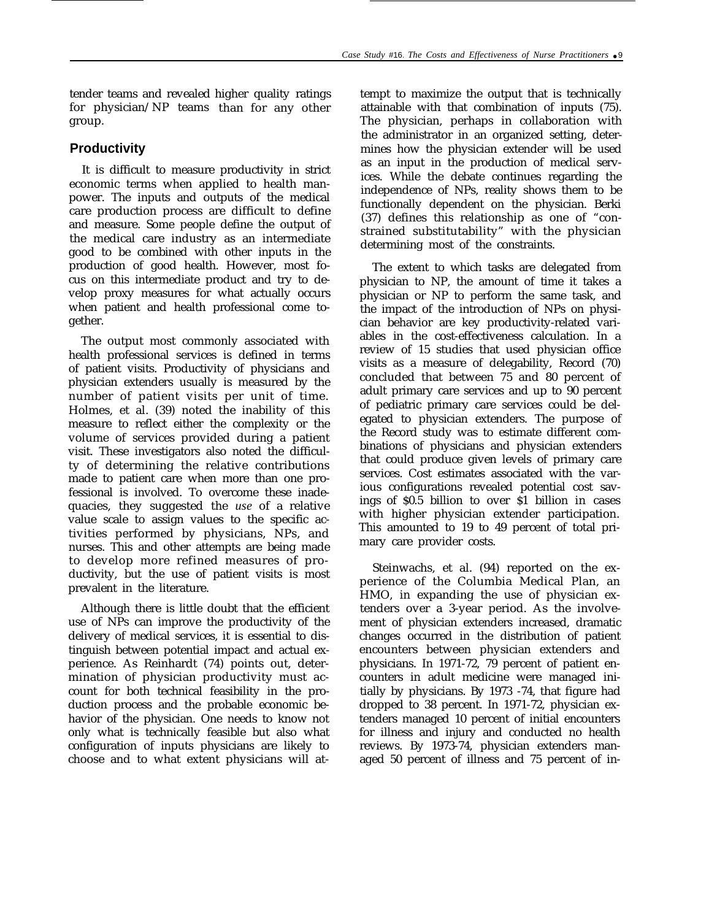tender teams and revealed higher quality ratings for physician/NP teams than for any other group.

## Productivity

It is difficult to measure productivity in strict economic terms when applied to health manpower. The inputs and outputs of the medical care production process are difficult to define and measure. Some people define the output of the medical care industry as an intermediate good to be combined with other inputs in the production of good health. However, most focus on this intermediate product and try to develop proxy measures for what actually occurs when patient and health professional come together.

The output most commonly associated with health professional services is defined in terms of patient visits. Productivity of physicians and physician extenders usually is measured by the number of patient visits per unit of time. Holmes, et al. (39) noted the inability of this measure to reflect either the complexity or the volume of services provided during a patient visit. These investigators also noted the difficulty of determining the relative contributions made to patient care when more than one professional is involved. To overcome these inadequacies, they suggested the *use* of a relative value scale to assign values to the specific activities performed by physicians, NPs, and nurses. This and other attempts are being made to develop more refined measures of productivity, but the use of patient visits is most prevalent in the literature.

Although there is little doubt that the efficient use of NPs can improve the productivity of the delivery of medical services, it is essential to distinguish between potential impact and actual experience. As Reinhardt (74) points out, determination of physician productivity must account for both technical feasibility in the production process and the probable economic behavior of the physician. One needs to know not only what is technically feasible but also what configuration of inputs physicians are likely to choose and to what extent physicians will attempt to maximize the output that is technically attainable with that combination of inputs (75). The physician, perhaps in collaboration with the administrator in an organized setting, determines how the physician extender will be used as an input in the production of medical services. While the debate continues regarding the independence of NPs, reality shows them to be functionally dependent on the physician. Berki (37) defines this relationship as one of "constrained substitutability" with the physician determining most of the constraints.

The extent to which tasks are delegated from physician to NP, the amount of time it takes a physician or NP to perform the same task, and the impact of the introduction of NPs on physician behavior are key productivity-related variables in the cost-effectiveness calculation. In a review of 15 studies that used physician office visits as a measure of delegability, Record (70) concluded that between 75 and 80 percent of adult primary care services and up to 90 percent of pediatric primary care services could be delegated to physician extenders. The purpose of the Record study was to estimate different combinations of physicians and physician extenders that could produce given levels of primary care services. Cost estimates associated with the various configurations revealed potential cost savings of $0.5 billion to over $1 billion in cases with higher physician extender participation. This amounted to 19 to 49 percent of total primary care provider costs.

Steinwachs, et al. (94) reported on the experience of the Columbia Medical Plan, an HMO, in expanding the use of physician extenders over a 3-year period. As the involvement of physician extenders increased, dramatic changes occurred in the distribution of patient encounters between physician extenders and physicians. In 1971-72, 79 percent of patient encounters in adult medicine were managed initially by physicians. By 1973 -74, that figure had dropped to 38 percent. In 1971-72, physician extenders managed 10 percent of initial encounters for illness and injury and conducted no health reviews. By 1973-74, physician extenders managed 50 percent of illness and 75 percent of in-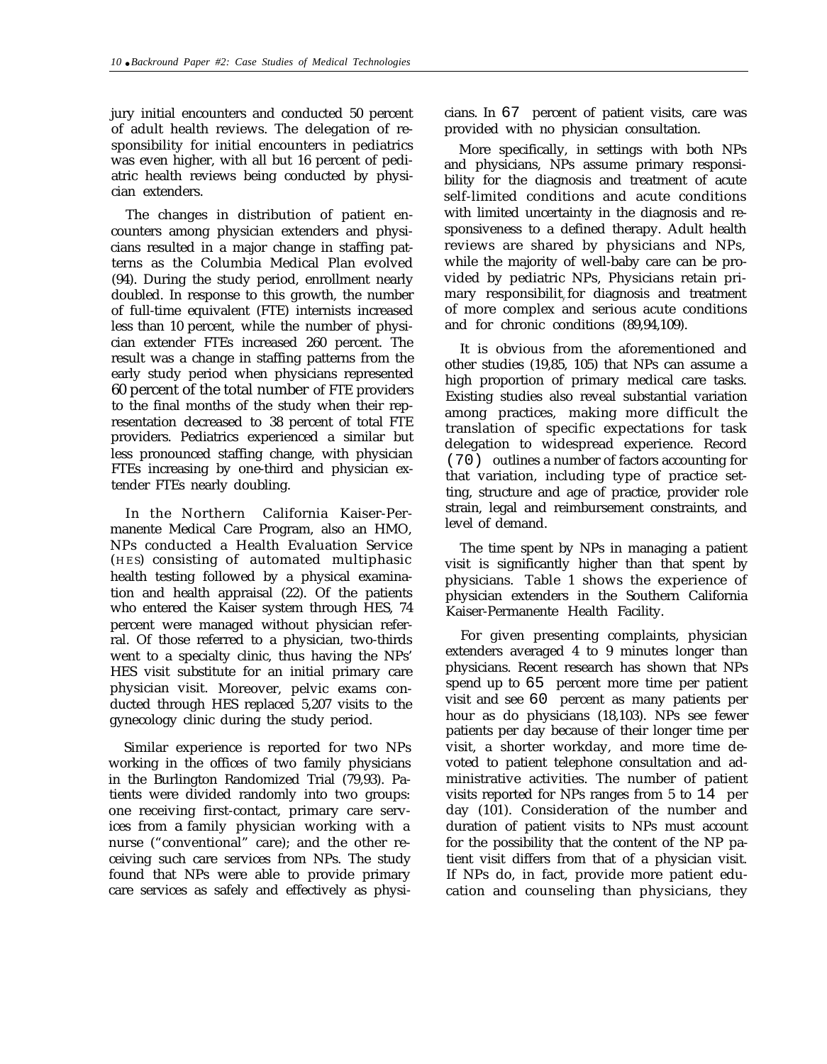jury initial encounters and conducted 50 percent of adult health reviews. The delegation of responsibility for initial encounters in pediatrics was even higher, with all but 16 percent of pediatric health reviews being conducted by physician extenders.

The changes in distribution of patient encounters among physician extenders and physicians resulted in a major change in staffing patterns as the Columbia Medical Plan evolved (94). During the study period, enrollment nearly doubled. In response to this growth, the number of full-time equivalent (FTE) internists increased less than 10 percent, while the number of physician extender FTEs increased 260 percent. The result was a change in staffing patterns from the early study period when physicians represented 60 percent of the total number of FTE providers to the final months of the study when their representation decreased to 38 percent of total FTE providers. Pediatrics experienced a similar but less pronounced staffing change, with physician FTEs increasing by one-third and physician extender FTEs nearly doubling.

In the Northern California Kaiser-Permanente Medical Care Program, also an HMO, NPs conducted a Health Evaluation Service (HES) consisting of automated multiphasic health testing followed by a physical examination and health appraisal (22). Of the patients who entered the Kaiser system through HES, 74 percent were managed without physician referral. Of those referred to a physician, two-thirds went to a specialty clinic, thus having the NPs' HES visit substitute for an initial primary care physician visit. Moreover, pelvic exams conducted through HES replaced 5,207 visits to the gynecology clinic during the study period.

Similar experience is reported for two NPs working in the offices of two family physicians in the Burlington Randomized Trial (79,93). Patients were divided randomly into two groups: one receiving first-contact, primary care services from a family physician working with a nurse ("conventional" care); and the other receiving such care services from NPs. The study found that NPs were able to provide primary care services as safely and effectively as physicians. In 67 percent of patient visits, care was provided with no physician consultation.

More specifically, in settings with both NPs and physicians, NPs assume primary responsibility for the diagnosis and treatment of acute self-limited conditions and acute conditions with limited uncertainty in the diagnosis and responsiveness to a defined therapy. Adult health reviews are shared by physicians and NPs, while the majority of well-baby care can be provided by pediatric NPs, Physicians retain primary responsibility for diagnosis and treatment of more complex and serious acute conditions and for chronic conditions (89,94,109).

It is obvious from the aforementioned and other studies (19,85, 105) that NPs can assume a high proportion of primary medical care tasks. Existing studies also reveal substantial variation among practices, making more difficult the translation of specific expectations for task delegation to widespread experience. Record (70) outlines a number of factors accounting for that variation, including type of practice setting, structure and age of practice, provider role strain, legal and reimbursement constraints, and level of demand.

The time spent by NPs in managing a patient visit is significantly higher than that spent by physicians. Table 1 shows the experience of physician extenders in the Southern California Kaiser-Permanente Health Facility.

For given presenting complaints, physician extenders averaged 4 to 9 minutes longer than physicians. Recent research has shown that NPs spend up to 65 percent more time per patient visit and see 60 percent as many patients per hour as do physicians (18,103). NPs see fewer patients per day because of their longer time per visit, a shorter workday, and more time devoted to patient telephone consultation and administrative activities. The number of patient visits reported for NPs ranges from 5 to 14 per day (101). Consideration of the number and duration of patient visits to NPs must account for the possibility that the content of the NP patient visit differs from that of a physician visit. If NPs do, in fact, provide more patient education and counseling than physicians, they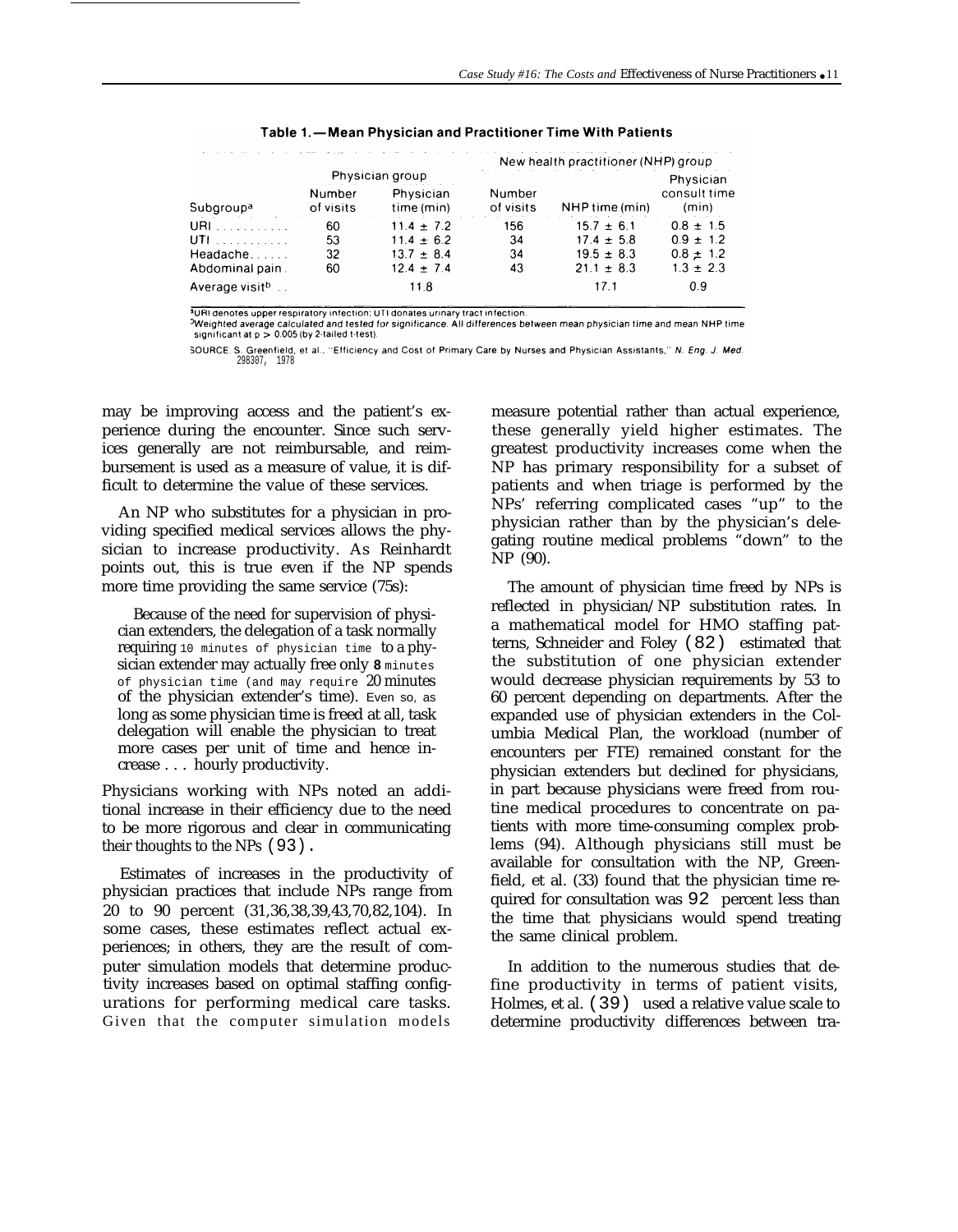**Table 1.—Mean Physician and Practitioner Time With Patients**

| | Physician group | | New health practitioner (NHP) group | | |
|---|---|---|---|---|---|
| Subgroup[a] | Number of visits | Physician time (min) | Number of visits | NHP time (min) | Physician consult time (min) |
| URI | 60 | 11.4 ± 7.2 | 156 | 15.7 ± 6.1 | 0.8 ± 1.5 |
| UTI | 53 | 11.4 ± 6.2 | 34 | 17.4 ± 5.8 | 0.9 ± 1.2 |
| Headache | 32 | 13.7 ± 8.4 | 34 | 19.5 ± 8.3 | 0.8 ± 1.2 |
| Abdominal pain | 60 | 12.4 ± 7.4 | 43 | 21.1 ± 8.3 | 1.3 ± 2.3 |
| Average visit[b] | | 11.8 | | 17.1 | 0.9 |

[a]URI denotes upper respiratory infection; UTI donates urinary tract infection.
[b]Weighted average calculated and tested for significance. All differences between mean physician time and mean NHP time significant at $p > 0.005$ (by 2-tailed t-test).

SOURCE: S. Greenfield, et al., "Efficiency and Cost of Primary Care by Nurses and Physician Assistants," *N. Eng. J. Med.* 298307, 1978

may be improving access and the patient's experience during the encounter. Since such services generally are not reimbursable, and reimbursement is used as a measure of value, it is difficult to determine the value of these services.

An NP who substitutes for a physician in providing specified medical services allows the physician to increase productivity. As Reinhardt points out, this is true even if the NP spends more time providing the same service (75s):

> Because of the need for supervision of physician extenders, the delegation of a task normally requiring 10 minutes of physician time to a physician extender may actually free only 8 minutes of physician time (and may require 20 minutes of the physician extender's time). Even so, as long as some physician time is freed at all, task delegation will enable the physician to treat more cases per unit of time and hence increase . . . hourly productivity.

Physicians working with NPs noted an additional increase in their efficiency due to the need to be more rigorous and clear in communicating their thoughts to the NPs (93).

Estimates of increases in the productivity of physician practices that include NPs range from 20 to 90 percent (31,36,38,39,43,70,82,104). In some cases, these estimates reflect actual experiences; in others, they are the result of computer simulation models that determine productivity increases based on optimal staffing configurations for performing medical care tasks. Given that the computer simulation models measure potential rather than actual experience, these generally yield higher estimates. The greatest productivity increases come when the NP has primary responsibility for a subset of patients and when triage is performed by the NPs' referring complicated cases "up" to the physician rather than by the physician's delegating routine medical problems "down" to the NP (90).

The amount of physician time freed by NPs is reflected in physician/NP substitution rates. In a mathematical model for HMO staffing patterns, Schneider and Foley (82) estimated that the substitution of one physician extender would decrease physician requirements by 53 to 60 percent depending on departments. After the expanded use of physician extenders in the Columbia Medical Plan, the workload (number of encounters per FTE) remained constant for the physician extenders but declined for physicians, in part because physicians were freed from routine medical procedures to concentrate on patients with more time-consuming complex problems (94). Although physicians still must be available for consultation with the NP, Greenfield, et al. (33) found that the physician time required for consultation was 92 percent less than the time that physicians would spend treating the same clinical problem.

In addition to the numerous studies that define productivity in terms of patient visits, Holmes, et al. (39) used a relative value scale to determine productivity differences between tra-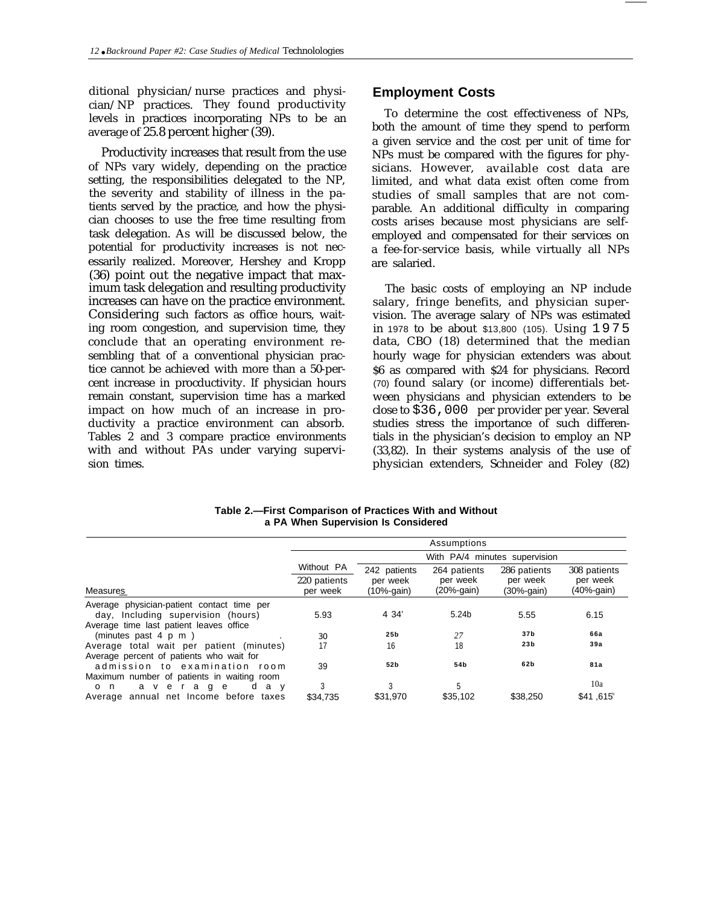ditional physician/nurse practices and physician/NP practices. They found productivity levels in practices incorporating NPs to be an average of 25.8 percent higher (39).

Productivity increases that result from the use of NPs vary widely, depending on the practice setting, the responsibilities delegated to the NP, the severity and stability of illness in the patients served by the practice, and how the physician chooses to use the free time resulting from task delegation. As will be discussed below, the potential for productivity increases is not necessarily realized. Moreover, Hershey and Kropp (36) point out the negative impact that maximum task delegation and resulting productivity increases can have on the practice environment. Considering such factors as office hours, waiting room congestion, and supervision time, they conclude that an operating environment resembling that of a conventional physician practice cannot be achieved with more than a 50-percent increase in procductivity. If physician hours remain constant, supervision time has a marked impact on how much of an increase in productivity a practice environment can absorb. Tables 2 and 3 compare practice environments with and without PAs under varying supervision times.

## Employment Costs

To determine the cost effectiveness of NPs, both the amount of time they spend to perform a given service and the cost per unit of time for NPs must be compared with the figures for physicians. However, available cost data are limited, and what data exist often come from studies of small samples that are not comparable. An additional difficulty in comparing costs arises because most physicians are self-employed and compensated for their services on a fee-for-service basis, while virtually all NPs are salaried.

The basic costs of employing an NP include salary, fringe benefits, and physician supervision. The average salary of NPs was estimated in 1978 to be about $13,800 (105). Using 1975 data, CBO (18) determined that the median hourly wage for physician extenders was about $6 as compared with $24 for physicians. Record (70) found salary (or income) differentials between physicians and physician extenders to be close to $36,000 per provider per year. Several studies stress the importance of such differentials in the physician's decision to employ an NP (33,82). In their systems analysis of the use of physician extenders, Schneider and Foley (82)

**Table 2.—First Comparison of Practices With and Without a PA When Supervision Is Considered**

| | Assumptions | | | | |
|---|---|---|---|---|---|
| | | With PA/4 minutes supervision | | | |
| Measures | Without PA 220 patients per week | 242 patients per week (10%-gain) | 264 patients per week (20%-gain) | 286 patients per week (30%-gain) | 308 patients per week (40%-gain) |
| Average physician-patient contact time per day, Including supervision (hours) | 5.93 | 4 34' | 5.24b | 5.55 | 6.15 |
| Average time last patient leaves office (minutes past 4 p m ) | 30 | 25b | 27 | 37b | 66a |
| Average total wait per patient (minutes) | 17 | 16 | 18 | 23b | 39a |
| Average percent of patients who wait for admission to examination room | 39 | 52b | 54b | 62b | 81a |
| Maximum number of patients in waiting room on average day | 3 | 3 | 5 | | 10a |
| Average annual net Income before taxes | $34,735 | $31,970 | $35,102 | $38,250 | $41 ,615a |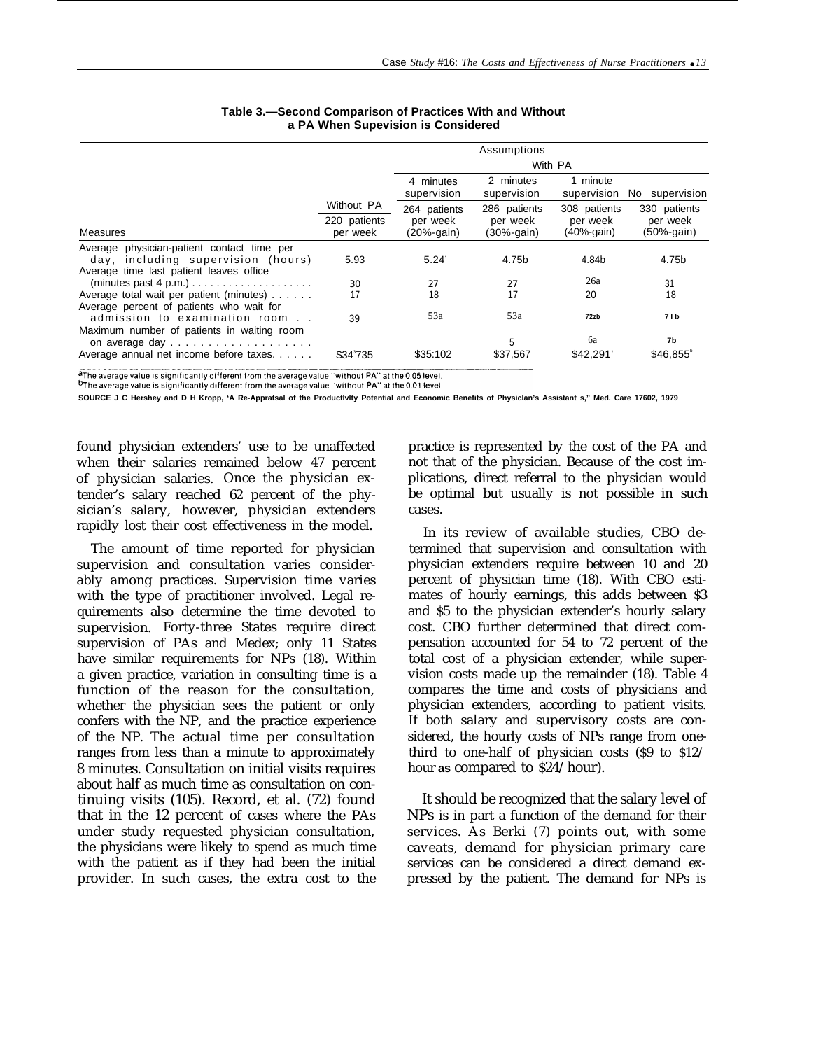**Table 3.—Second Comparison of Practices With and Without a PA When Supevision is Considered**

| Measures | Without PA 220 patients per week | With PA: 4 minutes supervision 264 patients per week (20%-gain) | With PA: 2 minutes supervision 286 patients per week (30%-gain) | With PA: 1 minute supervision 308 patients per week (40%-gain) | With PA: No supervision 330 patients per week (50%-gain) |
|---|---|---|---|---|---|
| Average physician-patient contact time per day, including supervision (hours) | 5.93 | 5.24' | 4.75b | 4.84b | 4.75b |
| Average time last patient leaves office (minutes past 4 p.m.) | 30 | 27 | 27 | 26a | 31 |
| Average total wait per patient (minutes) | 17 | 18 | 17 | 20 | 18 |
| Average percent of patients who wait for admission to examination room | 39 | 53a | 53a | 72zb | 71b |
| Maximum number of patients in waiting room on average day | | | 5 | 6a | 7b |
| Average annual net income before taxes | $34'735 | $35:102 | $37,567 | $42,291' | $46,855[b] |

[a]The average value is significantly different from the average value "without PA" at the 0.05 level.
[b]The average value is significantly different from the average value "without PA" at the 0.01 level.

SOURCE J C Hershey and D H Kropp, 'A Re-Appraisal of the Productivity Potential and Economic Benefits of Physician's Assistant s," Med. Care 17602, 1979

found physician extenders' use to be unaffected when their salaries remained below 47 percent of physician salaries. Once the physician extender's salary reached 62 percent of the physician's salary, however, physician extenders rapidly lost their cost effectiveness in the model.

The amount of time reported for physician supervision and consultation varies considerably among practices. Supervision time varies with the type of practitioner involved. Legal requirements also determine the time devoted to supervision. Forty-three States require direct supervision of PAs and Medex; only 11 States have similar requirements for NPs (18). Within a given practice, variation in consulting time is a function of the reason for the consultation, whether the physician sees the patient or only confers with the NP, and the practice experience of the NP. The actual time per consultation ranges from less than a minute to approximately 8 minutes. Consultation on initial visits requires about half as much time as consultation on continuing visits (105). Record, et al. (72) found that in the 12 percent of cases where the PAs under study requested physician consultation, the physicians were likely to spend as much time with the patient as if they had been the initial provider. In such cases, the extra cost to the practice is represented by the cost of the PA and not that of the physician. Because of the cost implications, direct referral to the physician would be optimal but usually is not possible in such cases.

In its review of available studies, CBO determined that supervision and consultation with physician extenders require between 10 and 20 percent of physician time (18). With CBO estimates of hourly earnings, this adds between $3 and $5 to the physician extender's hourly salary cost. CBO further determined that direct compensation accounted for 54 to 72 percent of the total cost of a physician extender, while supervision costs made up the remainder (18). Table 4 compares the time and costs of physicians and physician extenders, according to patient visits. If both salary and supervisory costs are considered, the hourly costs of NPs range from one-third to one-half of physician costs ($9 to $12/hour as compared to $24/hour).

It should be recognized that the salary level of NPs is in part a function of the demand for their services. As Berki (7) points out, with some caveats, demand for physician primary care services can be considered a direct demand expressed by the patient. The demand for NPs is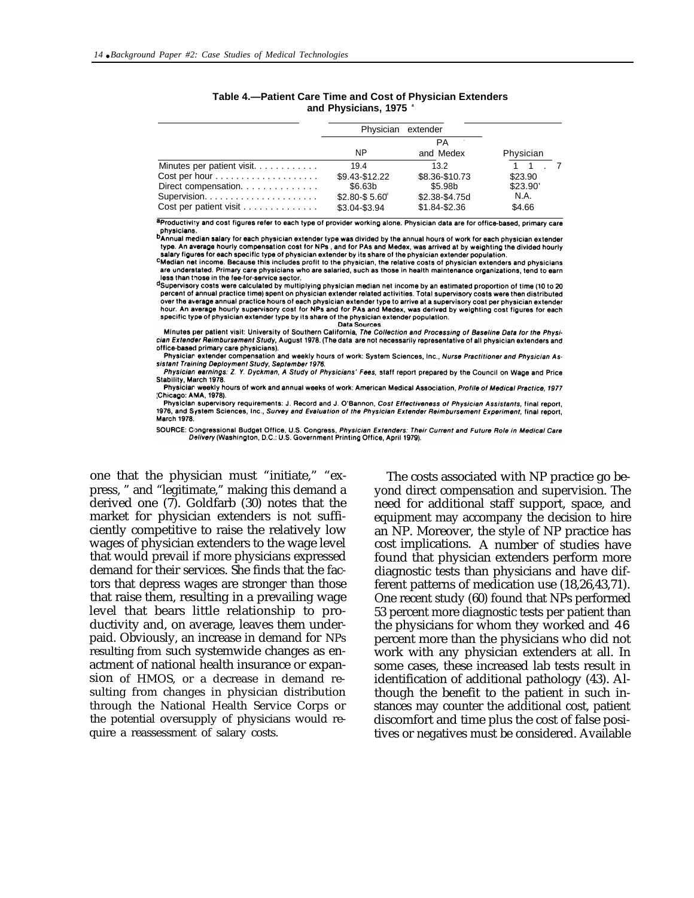**Table 4.—Patient Care Time and Cost of Physician Extenders and Physicians, 1975 [a]**

| | Physician extender | | |
|---|---|---|---|
| | NP | PA and Medex | Physician |
| Minutes per patient visit | 19.4 | 13.2 | 11.7 |
| Cost per hour | \$9.43-\$12.22 | \$8.36-\$10.73 | \$23.90 |
| Direct compensation | \$6.63b | \$5.98b | \$23.90' |
| Supervision | \$2.80-\$ 5.60[d] | \$2.38-\$4.75d | N.A. |
| Cost per patient visit | \$3.04-\$3.94 | \$1.84-\$2.36 | \$4.66 |

[a]Productivity and cost figures refer to each type of provider working alone. Physician data are for office-based, primary care physicians.

[b]Annual median salary for each physician extender type was divided by the annual hours of work for each physician extender type. An average hourly compensation cost for NPs , and for PAs and Medex, was arrived at by weighting the divided hourly salary figures for each specific type of physician extender by its share of the physician extender population.

[c]Median net income. Because this includes profit to the physician, the relative costs of physician extenders and physicians are understated. Primary care physicians who are salaried, such as those in health maintenance organizations, tend to earn less than those in the fee-for-service sector.

[d]Supervisory costs were calculated by multiplying physician median net income by an estimated proportion of time (10 to 20 percent of annual practice time) spent on physician extender related activities. Total supervisory costs were then distributed over the average annual practice hours of each physician extender type to arrive at a supervisory cost per physician extender hour. An average hourly supervisory cost for NPs and for PAs and Medex, was derived by weighting cost figures for each specific type of physician extender type by its share of the physician extender population.

Data Sources

Minutes per patient visit: University of Southern California, *The Collection and Processing of Baseline Data for the Physician Extender Reimbursement Study*, August 1978. (The data are not necessarily representative of all physician extenders and office-based primary care physicians).

Physician extender compensation and weekly hours of work: System Sciences, Inc., *Nurse Practitioner and Physician Assistant Training Deployment Study, September 1976.*

*Physician earnings:* Z. Y. Dyckman, *A Study of Physicians' Fees*, staff report prepared by the Council on Wage and Price Stability, March 1978.

Physician weekly hours of work and annual weeks of work: American Medical Association, *Profile of Medical Practice, 1977* (Chicago: AMA, 1978).

Physician supervisory requirements: J. Record and J. O'Bannon, *Cost Effectiveness of Physician Assistants*, final report, 1976, and System Sciences, Inc., *Survey and Evaluation of the Physician Extender Reimbursement Experiment*, final report, March 1978.

SOURCE: Congressional Budget Office, U.S. Congress, *Physician Extenders: Their Current and Future Role in Medical Care Delivery* (Washington, D.C.: U.S. Government Printing Office, April 1979).

one that the physician must "initiate," "express, " and "legitimate," making this demand a derived one (7). Goldfarb (30) notes that the market for physician extenders is not sufficiently competitive to raise the relatively low wages of physician extenders to the wage level that would prevail if more physicians expressed demand for their services. She finds that the factors that depress wages are stronger than those that raise them, resulting in a prevailing wage level that bears little relationship to productivity and, on average, leaves them underpaid. Obviously, an increase in demand for NPs resulting from such systemwide changes as enactment of national health insurance or expansion of HMOS, or a decrease in demand resulting from changes in physician distribution through the National Health Service Corps or the potential oversupply of physicians would require a reassessment of salary costs.

The costs associated with NP practice go beyond direct compensation and supervision. The need for additional staff support, space, and equipment may accompany the decision to hire an NP. Moreover, the style of NP practice has cost implications. A number of studies have found that physician extenders perform more diagnostic tests than physicians and have different patterns of medication use (18,26,43,71). One recent study (60) found that NPs performed 53 percent more diagnostic tests per patient than the physicians for whom they worked and 46 percent more than the physicians who did not work with any physician extenders at all. In some cases, these increased lab tests result in identification of additional pathology (43). Although the benefit to the patient in such instances may counter the additional cost, patient discomfort and time plus the cost of false positives or negatives must be considered. Available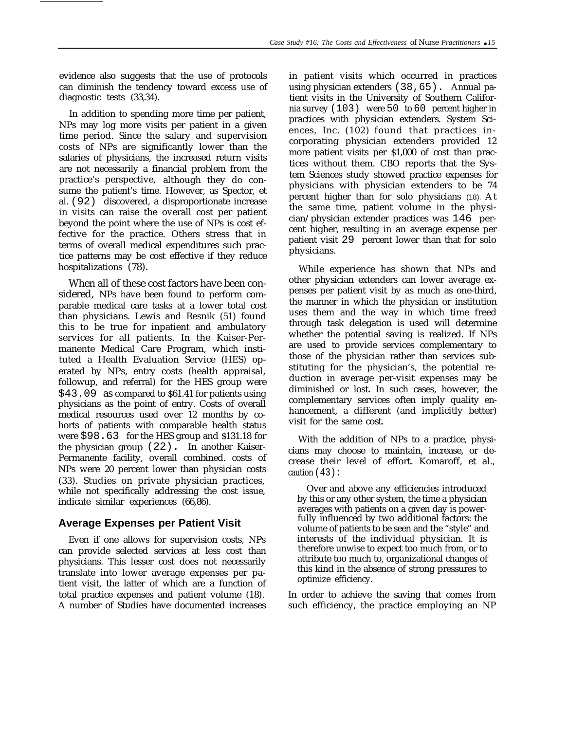evidence also suggests that the use of protocols can diminish the tendency toward excess use of diagnostic tests (33,34).

In addition to spending more time per patient, NPs may log more visits per patient in a given time period. Since the salary and supervision costs of NPs are significantly lower than the salaries of physicians, the increased return visits are not necessarily a financial problem from the practice's perspective, although they do consume the patient's time. However, as Spector, et al. (92) discovered, a disproportionate increase in visits can raise the overall cost per patient beyond the point where the use of NPs is cost effective for the practice. Others stress that in terms of overall medical expenditures such practice patterns may be cost effective if they reduce hospitalizations (78).

When all of these cost factors have been considered, NPs have been found to perform comparable medical care tasks at a lower total cost than physicians. Lewis and Resnik (51) found this to be true for inpatient and ambulatory services for all patients. In the Kaiser-Permanente Medical Care Program, which instituted a Health Evaluation Service (HES) operated by NPs, entry costs (health appraisal, followup, and referral) for the HES group were $43.09 as compared to $61.41 for patients using physicians as the point of entry. Costs of overall medical resources used over 12 months by cohorts of patients with comparable health status were $98.63 for the HES group and $131.18 for the physician group (22). In another Kaiser-Permanente facility, overall combined. costs of NPs were 20 percent lower than physician costs (33). Studies on private physician practices, while not specifically addressing the cost issue, indicate similar experiences (66,86).

## Average Expenses per Patient Visit

Even if one allows for supervision costs, NPs can provide selected services at less cost than physicians. This lesser cost does not necessarily translate into lower average expenses per patient visit, the latter of which are a function of total practice expenses and patient volume (18). A number of Studies have documented increases in patient visits which occurred in practices using physician extenders (38,65). Annual patient visits in the University of Southern California survey (103) were 50 to 60 percent higher in practices with physician extenders. System Sciences, Inc. (102) found that practices incorporating physician extenders provided 12 more patient visits per $1,000 of cost than practices without them. CBO reports that the System Sciences study showed practice expenses for physicians with physician extenders to be 74 percent higher than for solo physicians (18). At the same time, patient volume in the physician/physician extender practices was 146 percent higher, resulting in an average expense per patient visit 29 percent lower than that for solo physicians.

While experience has shown that NPs and other physician extenders can lower average expenses per patient visit by as much as one-third, the manner in which the physician or institution uses them and the way in which time freed through task delegation is used will determine whether the potential saving is realized. If NPs are used to provide services complementary to those of the physician rather than services substituting for the physician's, the potential reduction in average per-visit expenses may be diminished or lost. In such cases, however, the complementary services often imply quality enhancement, a different (and implicitly better) visit for the same cost.

With the addition of NPs to a practice, physicians may choose to maintain, increase, or decrease their level of effort. Komaroff, et al., caution (43):

> Over and above any efficiencies introduced by this or any other system, the time a physician averages with patients on a given day is powerfully influenced by two additional factors: the volume of patients to be seen and the "style" and interests of the individual physician. It is therefore unwise to expect too much from, or to attribute too much to, organizational changes of this kind in the absence of strong pressures to optimize efficiency.

In order to achieve the saving that comes from such efficiency, the practice employing an NP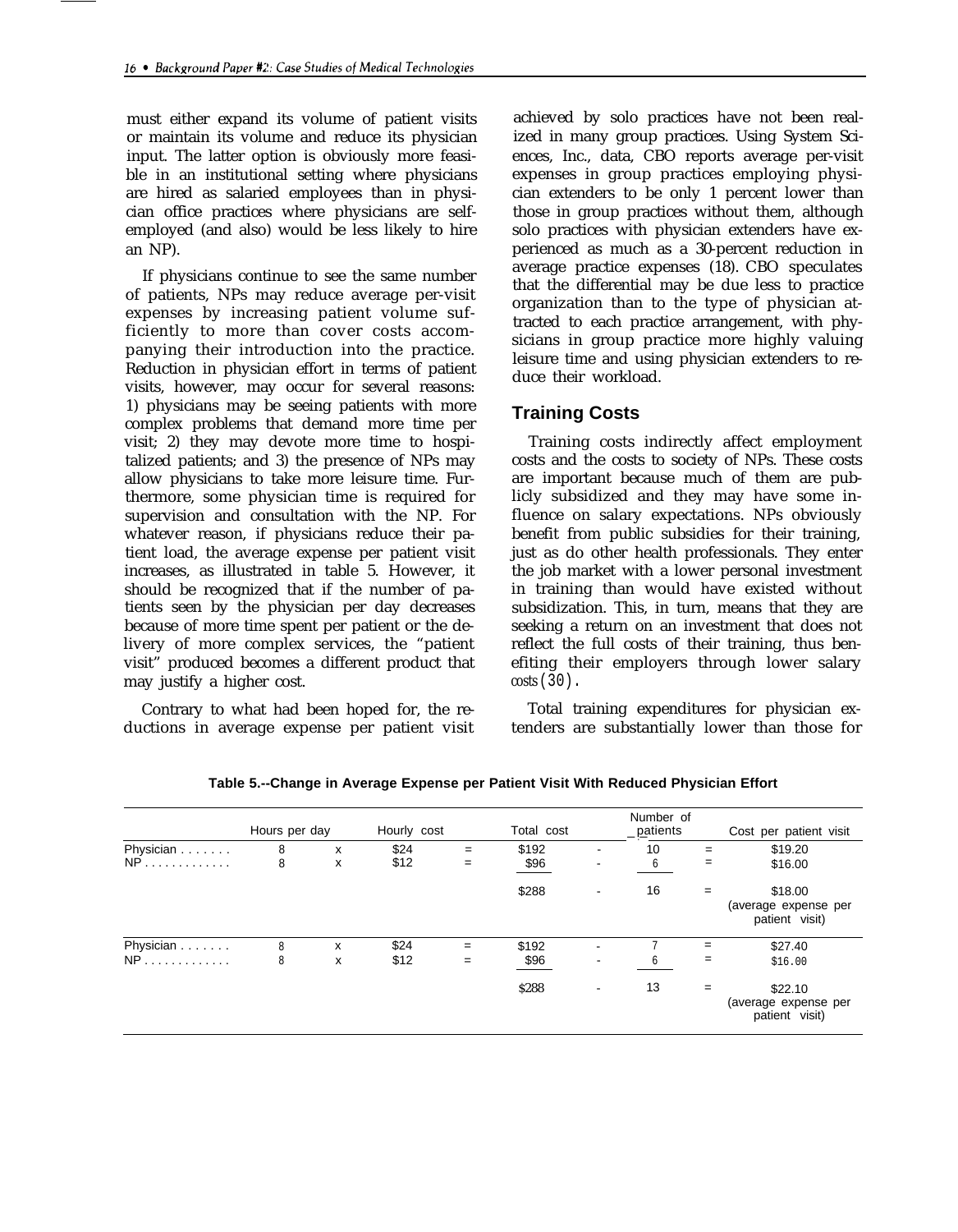must either expand its volume of patient visits or maintain its volume and reduce its physician input. The latter option is obviously more feasible in an institutional setting where physicians are hired as salaried employees than in physician office practices where physicians are self-employed (and also) would be less likely to hire an NP).

If physicians continue to see the same number of patients, NPs may reduce average per-visit expenses by increasing patient volume sufficiently to more than cover costs accompanying their introduction into the practice. Reduction in physician effort in terms of patient visits, however, may occur for several reasons: 1) physicians may be seeing patients with more complex problems that demand more time per visit; 2) they may devote more time to hospitalized patients; and 3) the presence of NPs may allow physicians to take more leisure time. Furthermore, some physician time is required for supervision and consultation with the NP. For whatever reason, if physicians reduce their patient load, the average expense per patient visit increases, as illustrated in table 5. However, it should be recognized that if the number of patients seen by the physician per day decreases because of more time spent per patient or the delivery of more complex services, the "patient visit" produced becomes a different product that may justify a higher cost.

Contrary to what had been hoped for, the reductions in average expense per patient visit achieved by solo practices have not been realized in many group practices. Using System Sciences, Inc., data, CBO reports average per-visit expenses in group practices employing physician extenders to be only 1 percent lower than those in group practices without them, although solo practices with physician extenders have experienced as much as a 30-percent reduction in average practice expenses (18). CBO speculates that the differential may be due less to practice organization than to the type of physician attracted to each practice arrangement, with physicians in group practice more highly valuing leisure time and using physician extenders to reduce their workload.

## Training Costs

Training costs indirectly affect employment costs and the costs to society of NPs. These costs are important because much of them are publicly subsidized and they may have some influence on salary expectations. NPs obviously benefit from public subsidies for their training, just as do other health professionals. They enter the job market with a lower personal investment in training than would have existed without subsidization. This, in turn, means that they are seeking a return on an investment that does not reflect the full costs of their training, thus benefiting their employers through lower salary costs (30).

Total training expenditures for physician extenders are substantially lower than those for

**Table 5.--Change in Average Expense per Patient Visit With Reduced Physician Effort**

| | Hours per day | | Hourly cost | | Total cost | | Number of patients | | Cost per patient visit |
|---|---|---|---|---|---|---|---|---|---|
| Physician | 8 | x | $24 | = | $192 | - | 10 | = | $19.20 |
| NP | 8 | x | $12 | = | $96 | - | 6 | = | $16.00 |
| | | | | | $288 | - | 16 | = | $18.00 (average expense per patient visit) |
| Physician | 8 | x | $24 | = | $192 | - | 7 | = | $27.40 |
| NP | 8 | x | $12 | = | $96 | - | 6 | = | $16.00 |
| | | | | | $288 | - | 13 | = | $22.10 (average expense per patient visit) |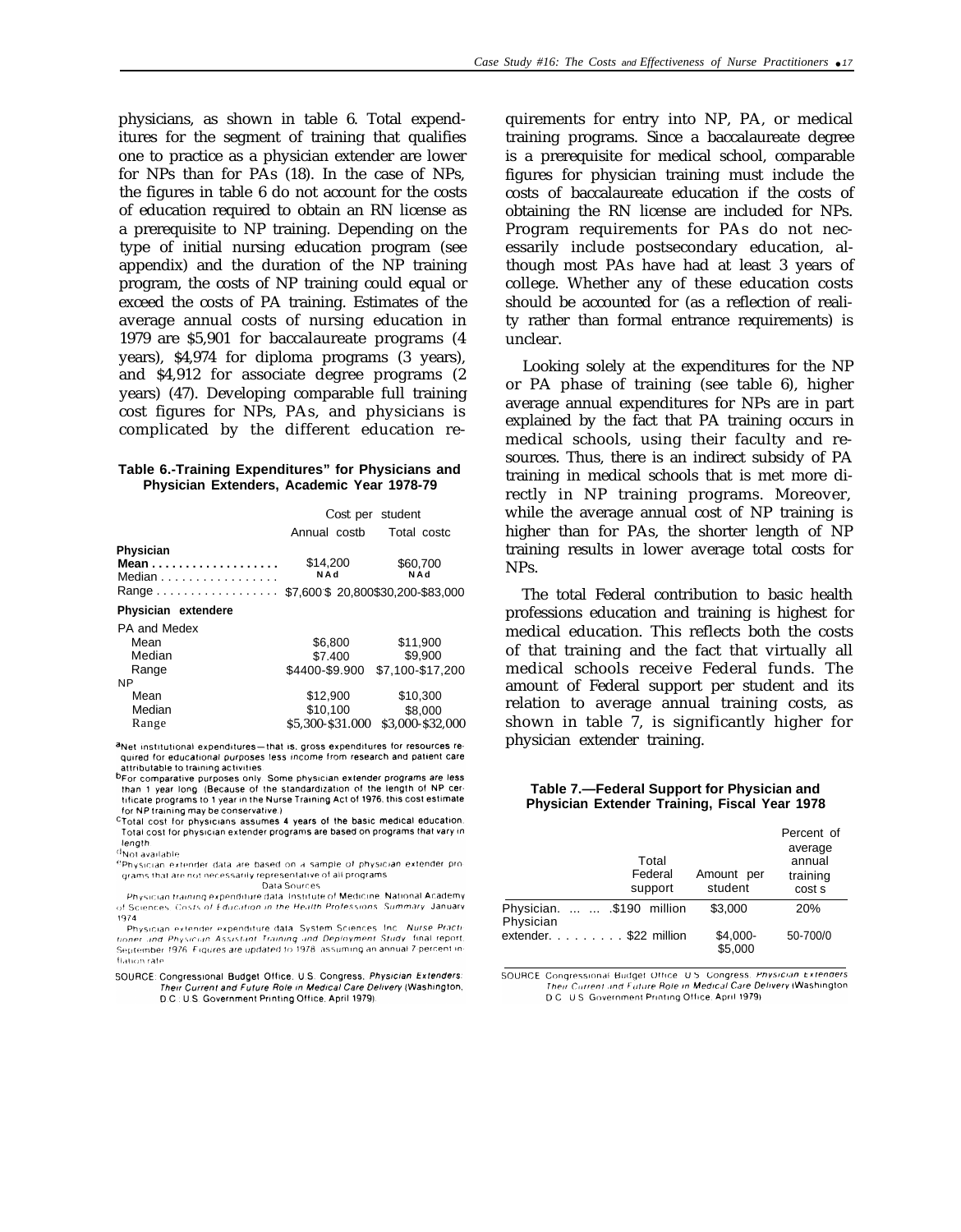physicians, as shown in table 6. Total expenditures for the segment of training that qualifies one to practice as a physician extender are lower for NPs than for PAs (18). In the case of NPs, the figures in table 6 do not account for the costs of education required to obtain an RN license as a prerequisite to NP training. Depending on the type of initial nursing education program (see appendix) and the duration of the NP training program, the costs of NP training could equal or exceed the costs of PA training. Estimates of the average annual costs of nursing education in 1979 are $5,901 for baccalaureate programs (4 years), $4,974 for diploma programs (3 years), and $4,912 for associate degree programs (2 years) (47). Developing comparable full training cost figures for NPs, PAs, and physicians is complicated by the different education requirements for entry into NP, PA, or medical training programs. Since a baccalaureate degree is a prerequisite for medical school, comparable figures for physician training must include the costs of baccalaureate education if the costs of obtaining the RN license are included for NPs. Program requirements for PAs do not necessarily include postsecondary education, although most PAs have had at least 3 years of college. Whether any of these education costs should be accounted for (as a reflection of reality rather than formal entrance requirements) is unclear.

**Table 6.-Training Expenditures[a] for Physicians and Physician Extenders, Academic Year 1978-79**

| | Cost per student | |
|---|---|---|
| | Annual cost[b] | Total cost[c] |
| **Physician** | | |
| **Mean** | $14,200 | $60,700 |
| Median | NA[d] | NA[d] |
| Range | $7,600-$20,800 | $30,200-$83,000 |
| **Physician extenders[e]** | | |
| PA and Medex | | |
| Mean | $6,800 | $11,900 |
| Median | $7,400 | $9,900 |
| Range | $4400-$9,900 | $7,100-$17,200 |
| NP | | |
| Mean | $12,900 | $10,300 |
| Median | $10,100 | $8,000 |
| Range | $5,300-$31,000 | $3,000-$32,000 |

[a]Net institutional expenditures—that is, gross expenditures for resources required for educational purposes less income from research and patient care attributable to training activities.

[b]For comparative purposes only. Some physician extender programs are less than 1 year long. (Because of the standardization of the length of NP certificate programs to 1 year in the Nurse Training Act of 1976, this cost estimate for NP training may be conservative.)

[c]Total cost for physicians assumes 4 years of the basic medical education. Total cost for physician extender programs are based on programs that vary in length.

[d]Not available.

[e]Physician extender data are based on a sample of physician extender programs that are not necessarily representative of all programs.

Data Sources:

Physician training expenditure data: Institute of Medicine, National Academy of Sciences, *Costs of Education in the Health Professions, Summary*, January 1974.

Physician extender expenditure data: System Sciences, Inc., *Nurse Practitioner and Physician Assistant Training and Deployment Study*, final report, September 1976. Figures are updated to 1978 assuming an annual 7-percent inflation rate.

SOURCE: Congressional Budget Office, U.S. Congress, *Physician Extenders: Their Current and Future Role in Medical Care Delivery* (Washington, D.C.: U.S. Government Printing Office, April 1979).

Looking solely at the expenditures for the NP or PA phase of training (see table 6), higher average annual expenditures for NPs are in part explained by the fact that PA training occurs in medical schools, using their faculty and resources. Thus, there is an indirect subsidy of PA training in medical schools that is met more directly in NP training programs. Moreover, while the average annual cost of NP training is higher than for PAs, the shorter length of NP training results in lower average total costs for NPs.

The total Federal contribution to basic health professions education and training is highest for medical education. This reflects both the costs of that training and the fact that virtually all medical schools receive Federal funds. The amount of Federal support per student and its relation to average annual training costs, as shown in table 7, is significantly higher for physician extender training.

**Table 7.—Federal Support for Physician and Physician Extender Training, Fiscal Year 1978**

| | Total Federal support | Amount per student | Percent of average annual training cost s |
|---|---|---|---|
| Physician | $190 million | $3,000 | 20% |
| Physician extender | $22 million | $4,000-$5,000 | 50-700/0 |

SOURCE: Congressional Budget Office, U.S. Congress, *Physician Extenders: Their Current and Future Role in Medical Care Delivery* (Washington, D.C.: U.S. Government Printing Office, April 1979).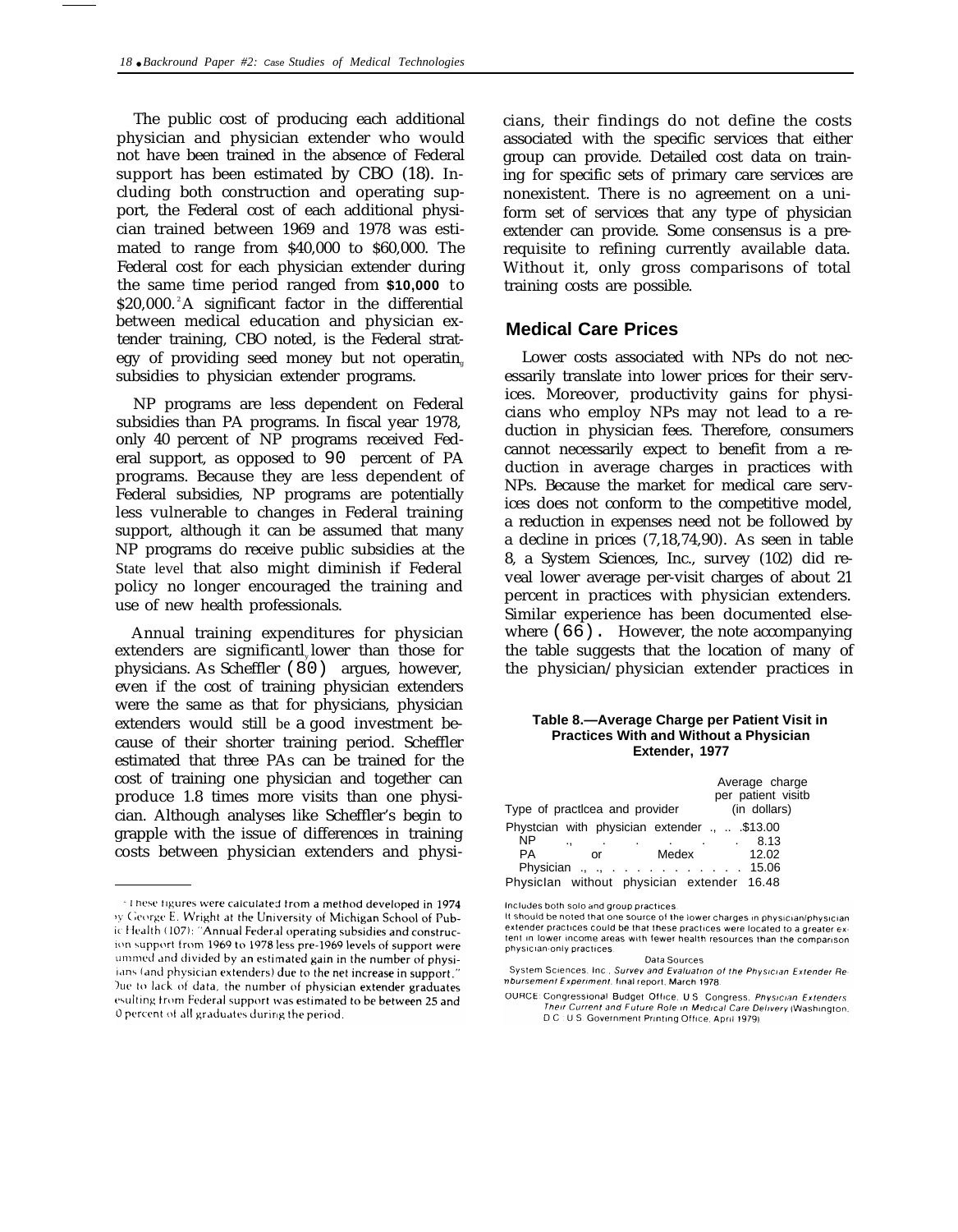The public cost of producing each additional physician and physician extender who would not have been trained in the absence of Federal support has been estimated by CBO (18). Including both construction and operating support, the Federal cost of each additional physician trained between 1969 and 1978 was estimated to range from $40,000 to $60,000. The Federal cost for each physician extender during the same time period ranged from $10,000 to $20,000.[2] A significant factor in the differential between medical education and physician extender training, CBO noted, is the Federal strategy of providing seed money but not operating subsidies to physician extender programs.

NP programs are less dependent on Federal subsidies than PA programs. In fiscal year 1978, only 40 percent of NP programs received Federal support, as opposed to 90 percent of PA programs. Because they are less dependent of Federal subsidies, NP programs are potentially less vulnerable to changes in Federal training support, although it can be assumed that many NP programs do receive public subsidies at the State level that also might diminish if Federal policy no longer encouraged the training and use of new health professionals.

Annual training expenditures for physician extenders are significantly lower than those for physicians. As Scheffler (80) argues, however, even if the cost of training physician extenders were the same as that for physicians, physician extenders would still be a good investment because of their shorter training period. Scheffler estimated that three PAs can be trained for the cost of training one physician and together can produce 1.8 times more visits than one physician. Although analyses like Scheffler's begin to grapple with the issue of differences in training costs between physician extenders and physicians, their findings do not define the costs associated with the specific services that either group can provide. Detailed cost data on training for specific sets of primary care services are nonexistent. There is no agreement on a uniform set of services that any type of physician extender can provide. Some consensus is a prerequisite to refining currently available data. Without it, only gross comparisons of total training costs are possible.

## Medical Care Prices

Lower costs associated with NPs do not necessarily translate into lower prices for their services. Moreover, productivity gains for physicians who employ NPs may not lead to a reduction in physician fees. Therefore, consumers cannot necessarily expect to benefit from a reduction in average charges in practices with NPs. Because the market for medical care services does not conform to the competitive model, a reduction in expenses need not be followed by a decline in prices (7,18,74,90). As seen in table 8, a System Sciences, Inc., survey (102) did reveal lower average per-visit charges of about 21 percent in practices with physician extenders. Similar experience has been documented elsewhere (66). However, the note accompanying the table suggests that the location of many of the physician/physician extender practices in

**Table 8.—Average Charge per Patient Visit in Practices With and Without a Physician Extender, 1977**

| Type of practice[a] and provider | Average charge per patient visit[b] (in dollars) |
|---|---|
| Physician with physician extender | $13.00 |
| NP | 8.13 |
| PA or Medex | 12.02 |
| Physician | 15.06 |
| Physician without physician extender | 16.48 |

[a]Includes both solo and group practices.

[b]It should be noted that one source of the lower charges in physician/physician extender practices could be that these practices were located to a greater extent in lower income areas with fewer health resources than the comparison physician-only practices.

Data Sources:

System Sciences, Inc., *Survey and Evaluation of the Physician Extender Reimbursement Experiment*, final report, March 1978.

SOURCE: Congressional Budget Office, U.S. Congress, *Physician Extenders: Their Current and Future Role in Medical Care Delivery* (Washington, D.C.: U.S. Government Printing Office, April 1979).

---

[2] These figures were calculated from a method developed in 1974 by George E. Wright at the University of Michigan School of Public Health (107): "Annual Federal operating subsidies and construction support from 1969 to 1978 less pre-1969 levels of support were summed and divided by an estimated gain in the number of physicians (and physician extenders) due to the net increase in support." Due to lack of data, the number of physician extender graduates resulting from Federal support was estimated to be between 25 and 50 percent of all graduates during the period.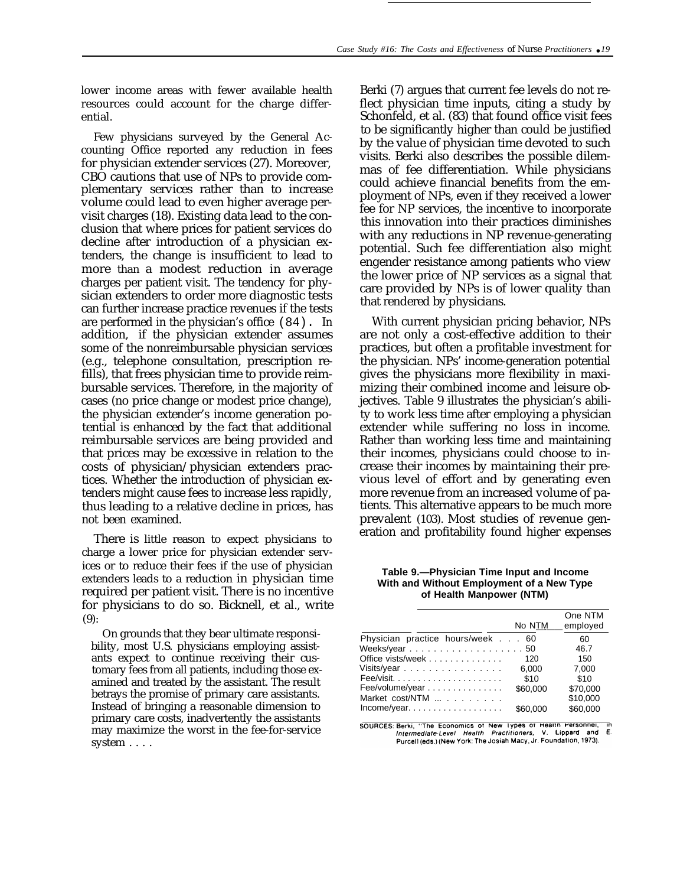lower income areas with fewer available health resources could account for the charge differential.

Few physicians surveyed by the General Accounting Office reported any reduction in fees for physician extender services (27). Moreover, CBO cautions that use of NPs to provide complementary services rather than to increase volume could lead to even higher average per-visit charges (18). Existing data lead to the conclusion that where prices for patient services do decline after introduction of a physician extenders, the change is insufficient to lead to more than a modest reduction in average charges per patient visit. The tendency for physician extenders to order more diagnostic tests can further increase practice revenues if the tests are performed in the physician's office (84). In addition, if the physician extender assumes some of the nonreimbursable physician services (e.g., telephone consultation, prescription refills), that frees physician time to provide reimbursable services. Therefore, in the majority of cases (no price change or modest price change), the physician extender's income generation potential is enhanced by the fact that additional reimbursable services are being provided and that prices may be excessive in relation to the costs of physician/physician extenders practices. Whether the introduction of physician extenders might cause fees to increase less rapidly, thus leading to a relative decline in prices, has not been examined.

There is little reason to expect physicians to charge a lower price for physician extender services or to reduce their fees if the use of physician extenders leads to a reduction in physician time required per patient visit. There is no incentive for physicians to do so. Bicknell, et al., write (9):

> On grounds that they bear ultimate responsibility, most U.S. physicians employing assistants expect to continue receiving their customary fees from all patients, including those examined and treated by the assistant. The result betrays the promise of primary care assistants. Instead of bringing a reasonable dimension to primary care costs, inadvertently the assistants may maximize the worst in the fee-for-service system . . . .

Berki (7) argues that current fee levels do not reflect physician time inputs, citing a study by Schonfeld, et al. (83) that found office visit fees to be significantly higher than could be justified by the value of physician time devoted to such visits. Berki also describes the possible dilemmas of fee differentiation. While physicians could achieve financial benefits from the employment of NPs, even if they received a lower fee for NP services, the incentive to incorporate this innovation into their practices diminishes with any reductions in NP revenue-generating potential. Such fee differentiation also might engender resistance among patients who view the lower price of NP services as a signal that care provided by NPs is of lower quality than that rendered by physicians.

With current physician pricing behavior, NPs are not only a cost-effective addition to their practices, but often a profitable investment for the physician. NPs' income-generation potential gives the physicians more flexibility in maximizing their combined income and leisure objectives. Table 9 illustrates the physician's ability to work less time after employing a physician extender while suffering no loss in income. Rather than working less time and maintaining their incomes, physicians could choose to increase their incomes by maintaining their previous level of effort and by generating even more revenue from an increased volume of patients. This alternative appears to be much more prevalent (103). Most studies of revenue generation and profitability found higher expenses

**Table 9.—Physician Time Input and Income With and Without Employment of a New Type of Health Manpower (NTM)**

| | No NTM | One NTM employed |
|---|---|---|
| Physician practice hours/week | 60 | 60 |
| Weeks/year | 50 | 46.7 |
| Office vists/week | 120 | 150 |
| Visits/year | 6,000 | 7,000 |
| Fee/visit | $10 | $10 |
| Fee/volume/year | $60,000 | $70,000 |
| Market cost/NTM | | $10,000 |
| Income/year | $60,000 | $60,000 |

SOURCES: Berki, "The Economics of New Types of Health Personnel, in *Intermediate-Level Health Practitioners*, V. Lippard and E. Purcell (eds.) (New York: The Josiah Macy, Jr. Foundation, 1973).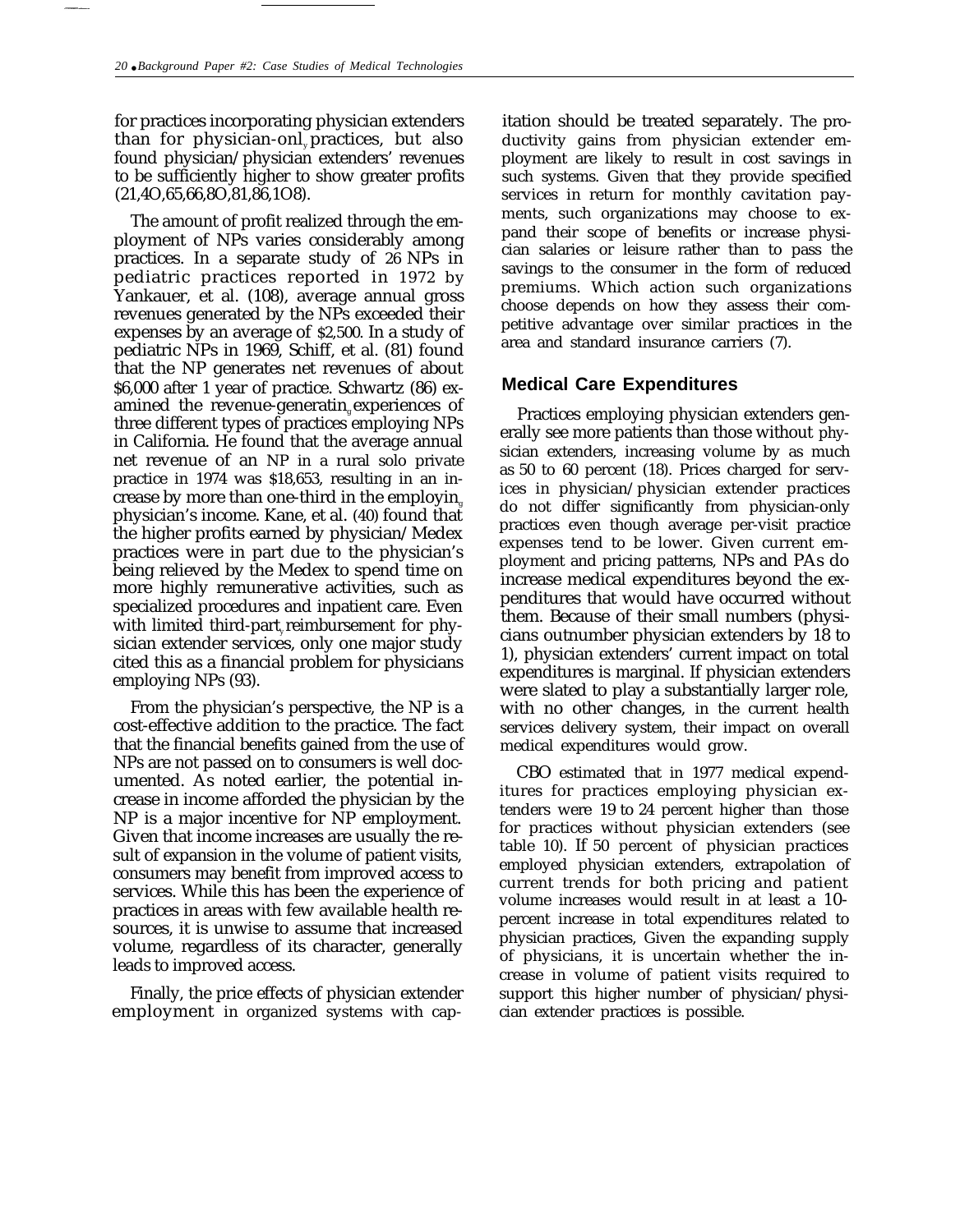for practices incorporating physician extenders than for physician-only practices, but also found physician/physician extenders' revenues to be sufficiently higher to show greater profits (21,40,65,66,80,81,86,108).

The amount of profit realized through the employment of NPs varies considerably among practices. In a separate study of 26 NPs in pediatric practices reported in 1972 by Yankauer, et al. (108), average annual gross revenues generated by the NPs exceeded their expenses by an average of $2,500. In a study of pediatric NPs in 1969, Schiff, et al. (81) found that the NP generates net revenues of about $6,000 after 1 year of practice. Schwartz (86) examined the revenue-generating experiences of three different types of practices employing NPs in California. He found that the average annual net revenue of an NP in a rural solo private practice in 1974 was $18,653, resulting in an increase by more than one-third in the employing physician's income. Kane, et al. (40) found that the higher profits earned by physician/Medex practices were in part due to the physician's being relieved by the Medex to spend time on more highly remunerative activities, such as specialized procedures and inpatient care. Even with limited third-party reimbursement for physician extender services, only one major study cited this as a financial problem for physicians employing NPs (93).

From the physician's perspective, the NP is a cost-effective addition to the practice. The fact that the financial benefits gained from the use of NPs are not passed on to consumers is well documented. As noted earlier, the potential increase in income afforded the physician by the NP is a major incentive for NP employment. Given that income increases are usually the result of expansion in the volume of patient visits, consumers may benefit from improved access to services. While this has been the experience of practices in areas with few available health resources, it is unwise to assume that increased volume, regardless of its character, generally leads to improved access.

Finally, the price effects of physician extender employment in organized systems with capitation should be treated separately. The productivity gains from physician extender employment are likely to result in cost savings in such systems. Given that they provide specified services in return for monthly cavitation payments, such organizations may choose to expand their scope of benefits or increase physician salaries or leisure rather than to pass the savings to the consumer in the form of reduced premiums. Which action such organizations choose depends on how they assess their competitive advantage over similar practices in the area and standard insurance carriers (7).

## Medical Care Expenditures

Practices employing physician extenders generally see more patients than those without physician extenders, increasing volume by as much as 50 to 60 percent (18). Prices charged for services in physician/physician extender practices do not differ significantly from physician-only practices even though average per-visit practice expenses tend to be lower. Given current employment and pricing patterns, NPs and PAs do increase medical expenditures beyond the expenditures that would have occurred without them. Because of their small numbers (physicians outnumber physician extenders by 18 to 1), physician extenders' current impact on total expenditures is marginal. If physician extenders were slated to play a substantially larger role, with no other changes, in the current health services delivery system, their impact on overall medical expenditures would grow.

CBO estimated that in 1977 medical expenditures for practices employing physician extenders were 19 to 24 percent higher than those for practices without physician extenders (see table 10). If 50 percent of physician practices employed physician extenders, extrapolation of current trends for both pricing and patient volume increases would result in at least a 10-percent increase in total expenditures related to physician practices, Given the expanding supply of physicians, it is uncertain whether the increase in volume of patient visits required to support this higher number of physician/physician extender practices is possible.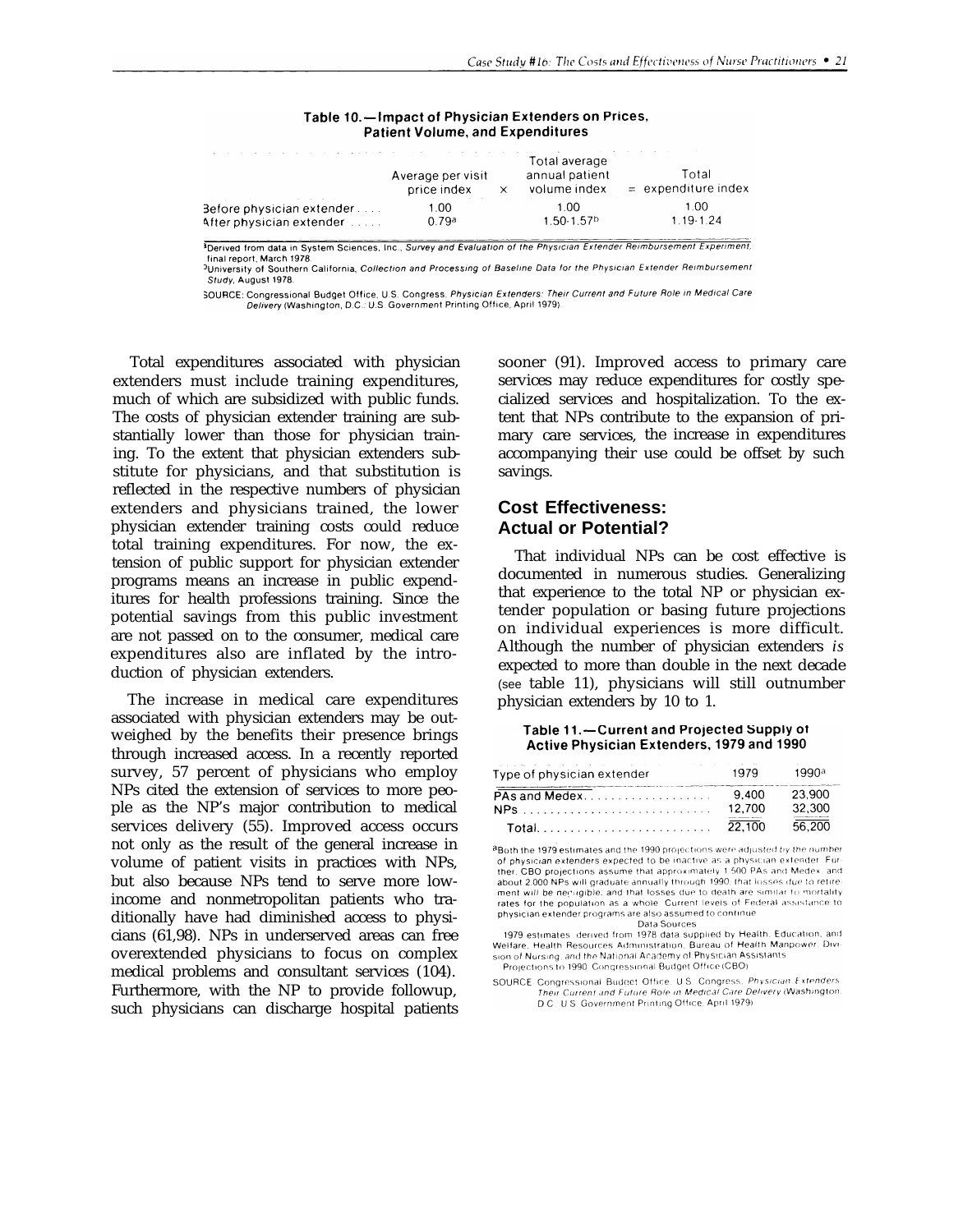**Table 10.—Impact of Physician Extenders on Prices, Patient Volume, and Expenditures**

| | Average per visit price index | × | Total average annual patient volume index | = Total expenditure index |
|---|---|---|---|---|
| Before physician extender | 1.00 | | 1.00 | 1.00 |
| After physician extender | 0.79[a] | | 1.50-1.57[b] | 1.19-1.24 |

[a]Derived from data in System Sciences, Inc., *Survey and Evaluation of the Physician Extender Reimbursement Experiment*, final report, March 1978.

[b]University of Southern California, *Collection and Processing of Baseline Data for the Physician Extender Reimbursement Study*, August 1978.

SOURCE: Congressional Budget Office, U.S. Congress, *Physician Extenders: Their Current and Future Role in Medical Care Delivery* (Washington, D.C.: U.S. Government Printing Office, April 1979).

Total expenditures associated with physician extenders must include training expenditures, much of which are subsidized with public funds. The costs of physician extender training are substantially lower than those for physician training. To the extent that physician extenders substitute for physicians, and that substitution is reflected in the respective numbers of physician extenders and physicians trained, the lower physician extender training costs could reduce total training expenditures. For now, the extension of public support for physician extender programs means an increase in public expenditures for health professions training. Since the potential savings from this public investment are not passed on to the consumer, medical care expenditures also are inflated by the introduction of physician extenders.

The increase in medical care expenditures associated with physician extenders may be outweighed by the benefits their presence brings through increased access. In a recently reported survey, 57 percent of physicians who employ NPs cited the extension of services to more people as the NP's major contribution to medical services delivery (55). Improved access occurs not only as the result of the general increase in volume of patient visits in practices with NPs, but also because NPs tend to serve more low-income and nonmetropolitan patients who traditionally have had diminished access to physicians (61,98). NPs in underserved areas can free overextended physicians to focus on complex medical problems and consultant services (104). Furthermore, with the NP to provide followup, such physicians can discharge hospital patients sooner (91). Improved access to primary care services may reduce expenditures for costly specialized services and hospitalization. To the extent that NPs contribute to the expansion of primary care services, the increase in expenditures accompanying their use could be offset by such savings.

## Cost Effectiveness: Actual or Potential?

That individual NPs can be cost effective is documented in numerous studies. Generalizing that experience to the total NP or physician extender population or basing future projections on individual experiences is more difficult. Although the number of physician extenders *is* expected to more than double in the next decade (see table 11), physicians will still outnumber physician extenders by 10 to 1.

**Table 11.—Current and Projected Supply of Active Physician Extenders, 1979 and 1990**

| Type of physician extender | 1979 | 1990[a] |
|---|---|---|
| PAs and Medex | 9,400 | 23,900 |
| NPs | 12,700 | 32,300 |
| Total | 22,100 | 56,200 |

[a]Both the 1979 estimates and the 1990 projections were adjusted by the number of physician extenders expected to be inactive as a physician extender. Further, CBO projections assume that approximately 1,500 PAs and Medex, and about 2,000 NPs will graduate annually through 1990, that losses due to retirement will be negligible, and that losses due to death are similar to mortality rates for the population as a whole. Current levels of Federal assistance to physician extender programs are also assumed to continue.

Data Sources

1979 estimates: derived from 1978 data supplied by Health, Education, and Welfare, Health Resources Administration, Bureau of Health Manpower, Division of Nursing, and the National Academy of Physician Assistants.

Projections to 1990: Congressional Budget Office (CBO).

SOURCE: Congressional Budget Office, U.S. Congress, *Physician Extenders: Their Current and Future Role in Medical Care Delivery* (Washington, D.C.: U.S. Government Printing Office, April 1979).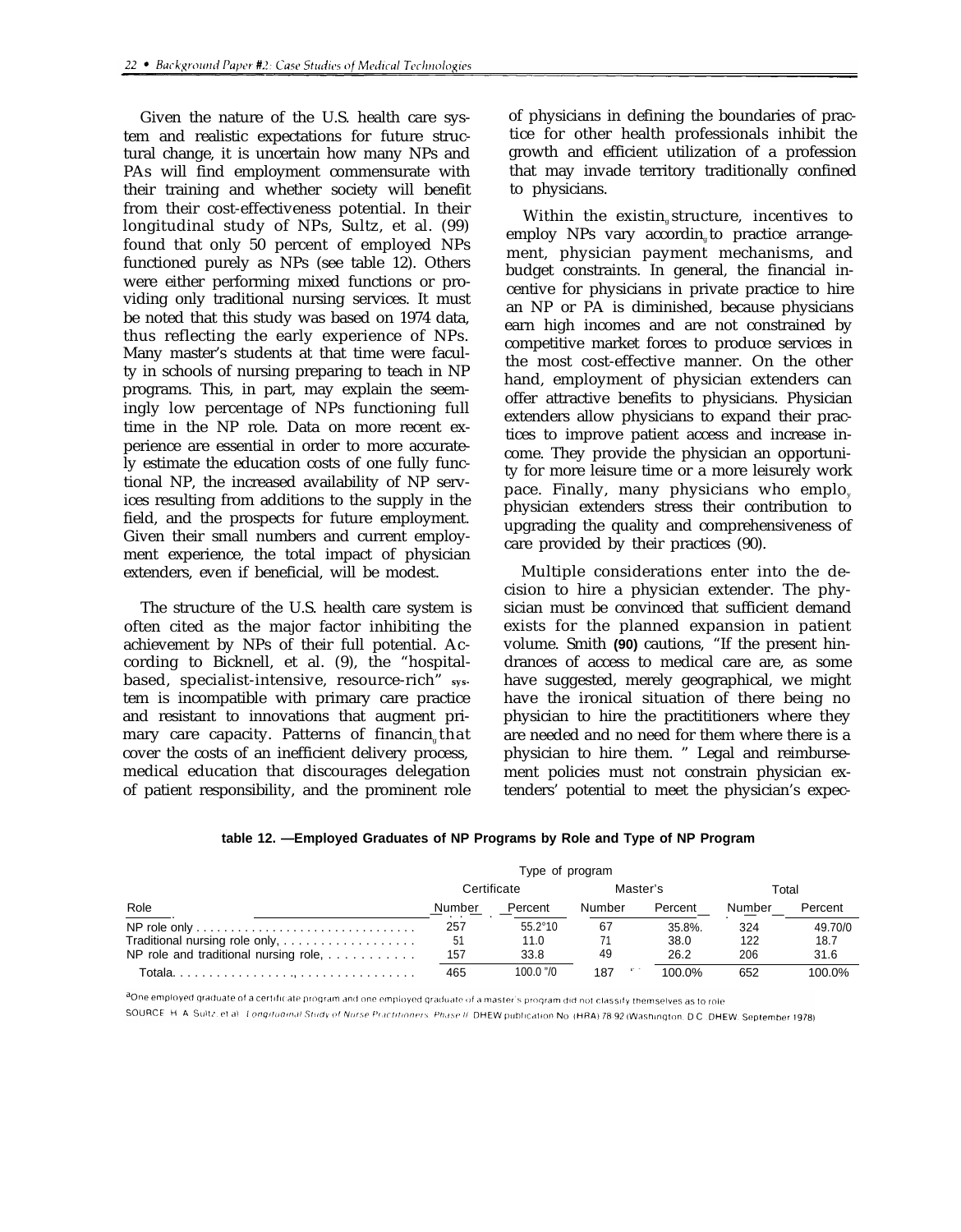Given the nature of the U.S. health care system and realistic expectations for future structural change, it is uncertain how many NPs and PAs will find employment commensurate with their training and whether society will benefit from their cost-effectiveness potential. In their longitudinal study of NPs, Sultz, et al. (99) found that only 50 percent of employed NPs functioned purely as NPs (see table 12). Others were either performing mixed functions or providing only traditional nursing services. It must be noted that this study was based on 1974 data, thus reflecting the early experience of NPs. Many master's students at that time were faculty in schools of nursing preparing to teach in NP programs. This, in part, may explain the seemingly low percentage of NPs functioning full time in the NP role. Data on more recent experience are essential in order to more accurately estimate the education costs of one fully functional NP, the increased availability of NP services resulting from additions to the supply in the field, and the prospects for future employment. Given their small numbers and current employment experience, the total impact of physician extenders, even if beneficial, will be modest.

The structure of the U.S. health care system is often cited as the major factor inhibiting the achievement by NPs of their full potential. According to Bicknell, et al. (9), the "hospital-based, specialist-intensive, resource-rich" system is incompatible with primary care practice and resistant to innovations that augment primary care capacity. Patterns of financing that cover the costs of an inefficient delivery process, medical education that discourages delegation of patient responsibility, and the prominent role of physicians in defining the boundaries of practice for other health professionals inhibit the growth and efficient utilization of a profession that may invade territory traditionally confined to physicians.

Within the existing structure, incentives to employ NPs vary according to practice arrangement, physician payment mechanisms, and budget constraints. In general, the financial incentive for physicians in private practice to hire an NP or PA is diminished, because physicians earn high incomes and are not constrained by competitive market forces to produce services in the most cost-effective manner. On the other hand, employment of physician extenders can offer attractive benefits to physicians. Physician extenders allow physicians to expand their practices to improve patient access and increase income. They provide the physician an opportunity for more leisure time or a more leisurely work pace. Finally, many physicians who employ physician extenders stress their contribution to upgrading the quality and comprehensiveness of care provided by their practices (90).

Multiple considerations enter into the decision to hire a physician extender. The physician must be convinced that sufficient demand exists for the planned expansion in patient volume. Smith **(90)** cautions, "If the present hindrances of access to medical care are, as some have suggested, merely geographical, we might have the ironical situation of there being no physician to hire the practititioners where they are needed and no need for them where there is a physician to hire them. " Legal and reimbursement policies must not constrain physician extenders' potential to meet the physician's expec-

**table 12. —Employed Graduates of NP Programs by Role and Type of NP Program**

| | Type of program | | | | | |
|---|---|---|---|---|---|---|
| | Certificate | | Master's | | Total | |
| Role | Number | Percent | Number | Percent | Number | Percent |
| NP role only | 257 | 55.2% | 67 | 35.8% | 324 | 49.7% |
| Traditional nursing role only | 51 | 11.0 | 71 | 38.0 | 122 | 18.7 |
| NP role and traditional nursing role | 157 | 33.8 | 49 | 26.2 | 206 | 31.6 |
| Total[a] | 465 | 100.0% | 187 | 100.0% | 652 | 100.0% |

[a]One employed graduate of a certificate program and one employed graduate of a master's program did not classify themselves as to role.

SOURCE: H. A. Sultz, et al., *Longitudinal Study of Nurse Practitioners, Phase II*, DHEW publication No. (HRA) 78-92 (Washington, D.C.: DHEW, September 1978).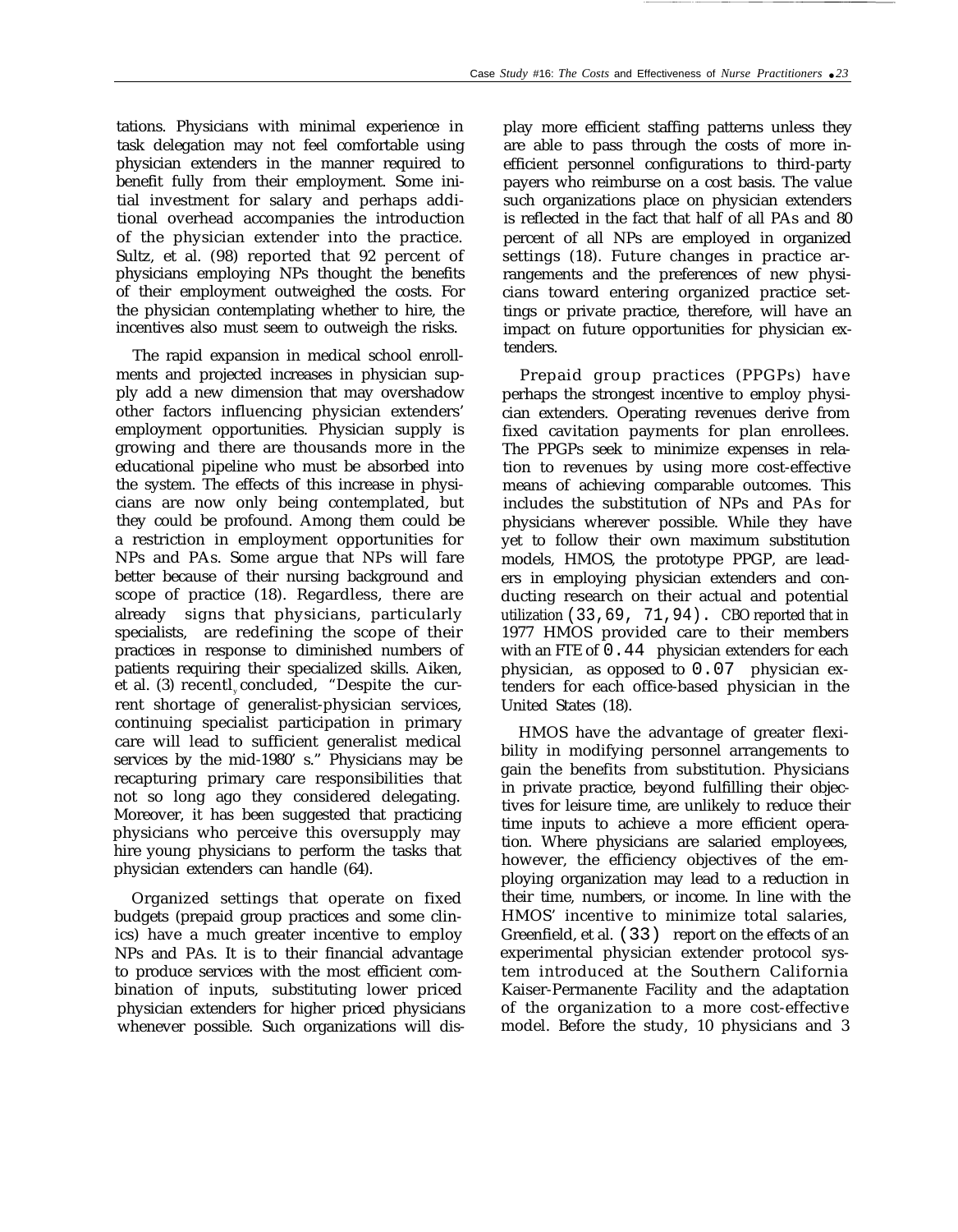tations. Physicians with minimal experience in task delegation may not feel comfortable using physician extenders in the manner required to benefit fully from their employment. Some initial investment for salary and perhaps additional overhead accompanies the introduction of the physician extender into the practice. Sultz, et al. (98) reported that 92 percent of physicians employing NPs thought the benefits of their employment outweighed the costs. For the physician contemplating whether to hire, the incentives also must seem to outweigh the risks.

The rapid expansion in medical school enrollments and projected increases in physician supply add a new dimension that may overshadow other factors influencing physician extenders' employment opportunities. Physician supply is growing and there are thousands more in the educational pipeline who must be absorbed into the system. The effects of this increase in physicians are now only being contemplated, but they could be profound. Among them could be a restriction in employment opportunities for NPs and PAs. Some argue that NPs will fare better because of their nursing background and scope of practice (18). Regardless, there are already signs that physicians, particularly specialists, are redefining the scope of their practices in response to diminished numbers of patients requiring their specialized skills. Aiken, et al. (3) recently concluded, "Despite the current shortage of generalist-physician services, continuing specialist participation in primary care will lead to sufficient generalist medical services by the mid-1980' s." Physicians may be recapturing primary care responsibilities that not so long ago they considered delegating. Moreover, it has been suggested that practicing physicians who perceive this oversupply may hire young physicians to perform the tasks that physician extenders can handle (64).

Organized settings that operate on fixed budgets (prepaid group practices and some clinics) have a much greater incentive to employ NPs and PAs. It is to their financial advantage to produce services with the most efficient combination of inputs, substituting lower priced physician extenders for higher priced physicians whenever possible. Such organizations will display more efficient staffing patterns unless they are able to pass through the costs of more inefficient personnel configurations to third-party payers who reimburse on a cost basis. The value such organizations place on physician extenders is reflected in the fact that half of all PAs and 80 percent of all NPs are employed in organized settings (18). Future changes in practice arrangements and the preferences of new physicians toward entering organized practice settings or private practice, therefore, will have an impact on future opportunities for physician extenders.

Prepaid group practices (PPGPs) have perhaps the strongest incentive to employ physician extenders. Operating revenues derive from fixed cavitation payments for plan enrollees. The PPGPs seek to minimize expenses in relation to revenues by using more cost-effective means of achieving comparable outcomes. This includes the substitution of NPs and PAs for physicians wherever possible. While they have yet to follow their own maximum substitution models, HMOS, the prototype PPGP, are leaders in employing physician extenders and conducting research on their actual and potential utilization (33,69, 71,94). CBO reported that in 1977 HMOS provided care to their members with an FTE of 0.44 physician extenders for each physician, as opposed to 0.07 physician extenders for each office-based physician in the United States (18).

HMOS have the advantage of greater flexibility in modifying personnel arrangements to gain the benefits from substitution. Physicians in private practice, beyond fulfilling their objectives for leisure time, are unlikely to reduce their time inputs to achieve a more efficient operation. Where physicians are salaried employees, however, the efficiency objectives of the employing organization may lead to a reduction in their time, numbers, or income. In line with the HMOS' incentive to minimize total salaries, Greenfield, et al. (33) report on the effects of an experimental physician extender protocol system introduced at the Southern California Kaiser-Permanente Facility and the adaptation of the organization to a more cost-effective model. Before the study, 10 physicians and 3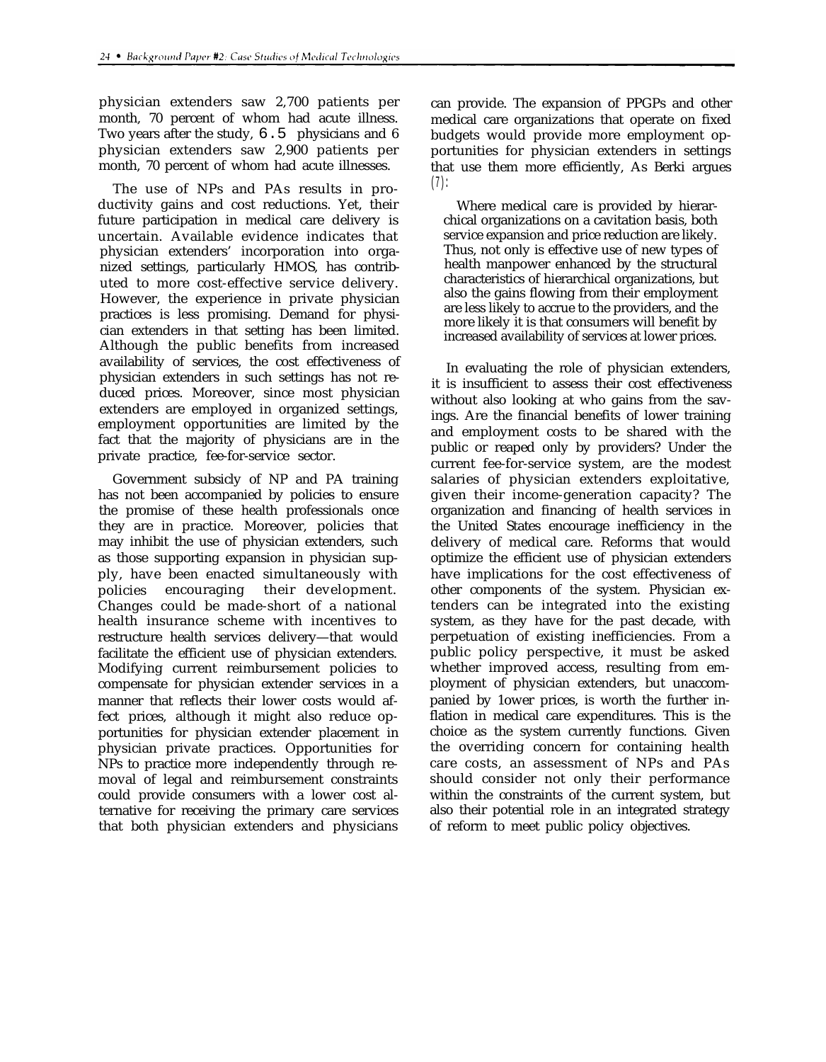physician extenders saw 2,700 patients per month, 70 percent of whom had acute illness. Two years after the study, 6.5 physicians and 6 physician extenders saw 2,900 patients per month, 70 percent of whom had acute illnesses.

The use of NPs and PAs results in productivity gains and cost reductions. Yet, their future participation in medical care delivery is uncertain. Available evidence indicates that physician extenders' incorporation into organized settings, particularly HMOS, has contributed to more cost-effective service delivery. However, the experience in private physician practices is less promising. Demand for physician extenders in that setting has been limited. Although the public benefits from increased availability of services, the cost effectiveness of physician extenders in such settings has not reduced prices. Moreover, since most physician extenders are employed in organized settings, employment opportunities are limited by the fact that the majority of physicians are in the private practice, fee-for-service sector.

Government subsicly of NP and PA training has not been accompanied by policies to ensure the promise of these health professionals once they are in practice. Moreover, policies that may inhibit the use of physician extenders, such as those supporting expansion in physician supply, have been enacted simultaneously with policies encouraging their development. Changes could be made-short of a national health insurance scheme with incentives to restructure health services delivery—that would facilitate the efficient use of physician extenders. Modifying current reimbursement policies to compensate for physician extender services in a manner that reflects their lower costs would affect prices, although it might also reduce opportunities for physician extender placement in physician private practices. Opportunities for NPs to practice more independently through removal of legal and reimbursement constraints could provide consumers with a lower cost alternative for receiving the primary care services that both physician extenders and physicians can provide. The expansion of PPGPs and other medical care organizations that operate on fixed budgets would provide more employment opportunities for physician extenders in settings that use them more efficiently, As Berki argues (7):

> Where medical care is provided by hierarchical organizations on a cavitation basis, both service expansion and price reduction are likely. Thus, not only is effective use of new types of health manpower enhanced by the structural characteristics of hierarchical organizations, but also the gains flowing from their employment are less likely to accrue to the providers, and the more likely it is that consumers will benefit by increased availability of services at lower prices.

In evaluating the role of physician extenders, it is insufficient to assess their cost effectiveness without also looking at who gains from the savings. Are the financial benefits of lower training and employment costs to be shared with the public or reaped only by providers? Under the current fee-for-service system, are the modest salaries of physician extenders exploitative, given their income-generation capacity? The organization and financing of health services in the United States encourage inefficiency in the delivery of medical care. Reforms that would optimize the efficient use of physician extenders have implications for the cost effectiveness of other components of the system. Physician extenders can be integrated into the existing system, as they have for the past decade, with perpetuation of existing inefficiencies. From a public policy perspective, it must be asked whether improved access, resulting from employment of physician extenders, but unaccompanied by 1ower prices, is worth the further inflation in medical care expenditures. This is the choice as the system currently functions. Given the overriding concern for containing health care costs, an assessment of NPs and PAs should consider not only their performance within the constraints of the current system, but also their potential role in an integrated strategy of reform to meet public policy objectives.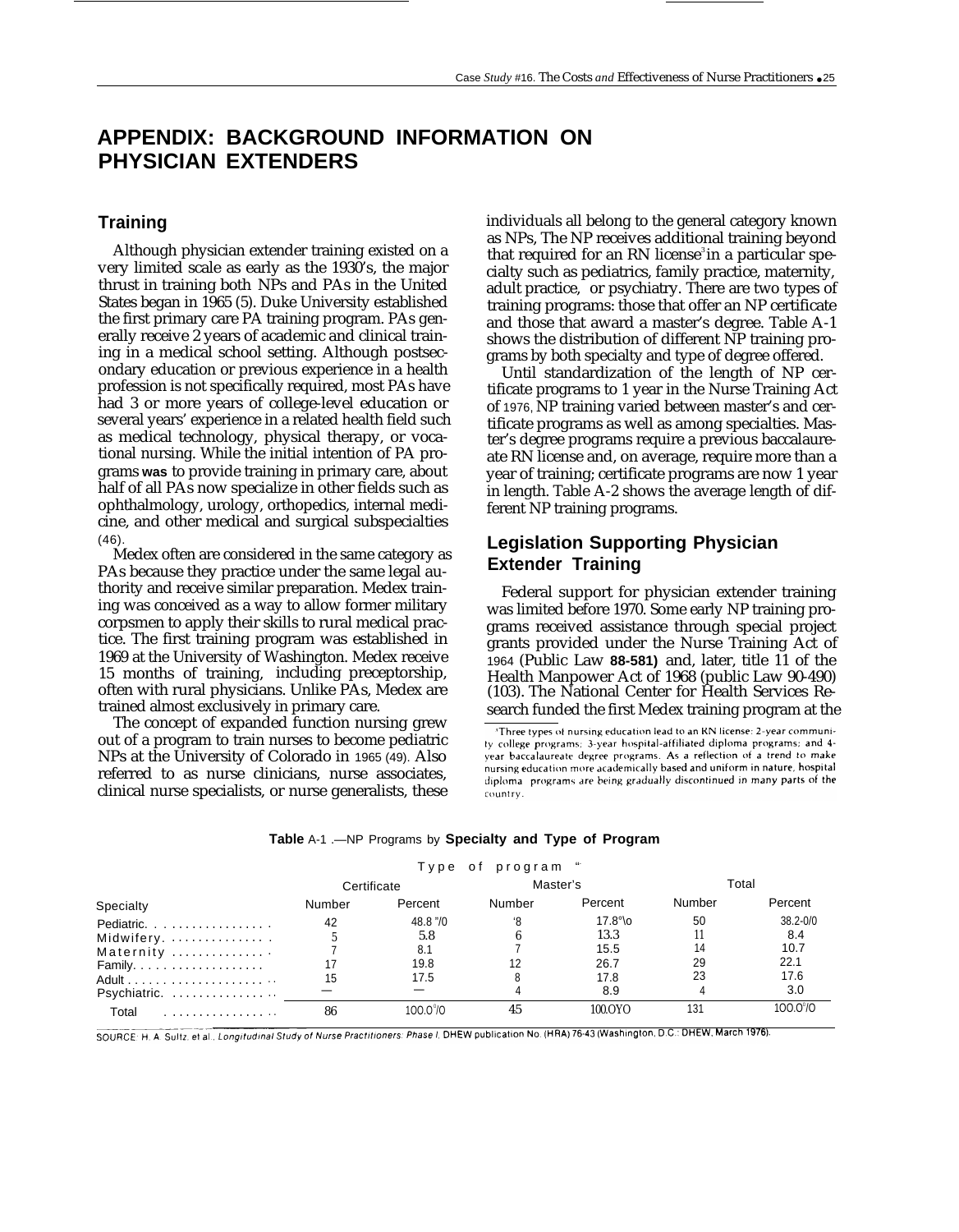# APPENDIX: BACKGROUND INFORMATION ON PHYSICIAN EXTENDERS

## Training

Although physician extender training existed on a very limited scale as early as the 1930's, the major thrust in training both NPs and PAs in the United States began in 1965 (5). Duke University established the first primary care PA training program. PAs generally receive 2 years of academic and clinical training in a medical school setting. Although postsecondary education or previous experience in a health profession is not specifically required, most PAs have had 3 or more years of college-level education or several years' experience in a related health field such as medical technology, physical therapy, or vocational nursing. While the initial intention of PA programs was to provide training in primary care, about half of all PAs now specialize in other fields such as ophthalmology, urology, orthopedics, internal medicine, and other medical and surgical subspecialties (46).

Medex often are considered in the same category as PAs because they practice under the same legal authority and receive similar preparation. Medex training was conceived as a way to allow former military corpsmen to apply their skills to rural medical practice. The first training program was established in 1969 at the University of Washington. Medex receive 15 months of training, including preceptorship, often with rural physicians. Unlike PAs, Medex are trained almost exclusively in primary care.

The concept of expanded function nursing grew out of a program to train nurses to become pediatric NPs at the University of Colorado in 1965 (49). Also referred to as nurse clinicians, nurse associates, clinical nurse specialists, or nurse generalists, these individuals all belong to the general category known as NPs, The NP receives additional training beyond that required for an RN license[3] in a particular specialty such as pediatrics, family practice, maternity, adult practice, or psychiatry. There are two types of training programs: those that offer an NP certificate and those that award a master's degree. Table A-1 shows the distribution of different NP training programs by both specialty and type of degree offered.

Until standardization of the length of NP certificate programs to 1 year in the Nurse Training Act of 1976, NP training varied between master's and certificate programs as well as among specialties. Master's degree programs require a previous baccalaureate RN license and, on average, require more than a year of training; certificate programs are now 1 year in length. Table A-2 shows the average length of different NP training programs.

## Legislation Supporting Physician Extender Training

Federal support for physician extender training was limited before 1970. Some early NP training programs received assistance through special project grants provided under the Nurse Training Act of 1964 (Public Law 88-581) and, later, title 11 of the Health Manpower Act of 1968 (public Law 90-490) (103). The National Center for Health Services Research funded the first Medex training program at the

[3] Three types of nursing education lead to an RN license: 2-year community college programs; 3-year hospital-affiliated diploma programs; and 4-year baccalaureate degree programs. As a reflection of a trend to make nursing education more academically based and uniform in nature, hospital diploma programs are being gradually discontinued in many parts of the country.

**Table A-1.—NP Programs by Specialty and Type of Program**

| | Type of program | | | | | |
|---|---|---|---|---|---|---|
| | Certificate | | Master's | | Total | |
| Specialty | Number | Percent | Number | Percent | Number | Percent |
| Pediatric | 42 | 48.8% | 8 | 17.8% | 50 | 38.2% |
| Midwifery | 5 | 5.8 | 6 | 13.3 | 11 | 8.4 |
| Maternity | 7 | 8.1 | 7 | 15.5 | 14 | 10.7 |
| Family | 17 | 19.8 | 12 | 26.7 | 29 | 22.1 |
| Adult | 15 | 17.5 | 8 | 17.8 | 23 | 17.6 |
| Psychiatric | — | — | 4 | 8.9 | 4 | 3.0 |
| Total | 86 | 100.0% | 45 | 100.0% | 131 | 100.0% |

SOURCE: H. A. Sultz, et al., *Longitudinal Study of Nurse Practitioners: Phase I*, DHEW publication No. (HRA) 76-43 (Washington, D.C.: DHEW, March 1976).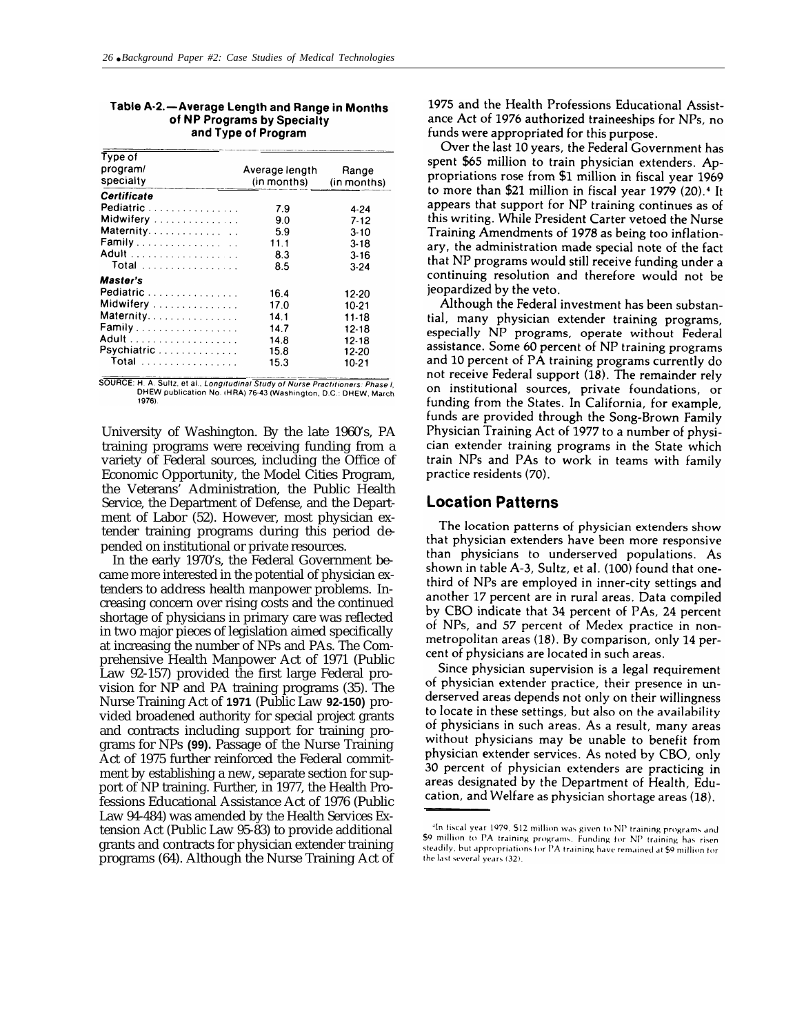**Table A-2.—Average Length and Range in Months of NP Programs by Specialty and Type of Program**

| Type of program/ specialty | Average length (in months) | Range (in months) |
|---|---|---|
| ***Certificate*** | | |
| Pediatric | 7.9 | 4-24 |
| Midwifery | 9.0 | 7-12 |
| Maternity | 5.9 | 3-10 |
| Family | 11.1 | 3-18 |
| Adult | 8.3 | 3-16 |
| Total | 8.5 | 3-24 |
| ***Master's*** | | |
| Pediatric | 16.4 | 12-20 |
| Midwifery | 17.0 | 10-21 |
| Maternity | 14.1 | 11-18 |
| Family | 14.7 | 12-18 |
| Adult | 14.8 | 12-18 |
| Psychiatric | 15.8 | 12-20 |
| Total | 15.3 | 10-21 |

SOURCE: H. A. Sultz, et al., *Longitudinal Study of Nurse Practitioners: Phase I*, DHEW publication No. (HRA) 76-43 (Washington, D.C.: DHEW, March 1976).

University of Washington. By the late 1960's, PA training programs were receiving funding from a variety of Federal sources, including the Office of Economic Opportunity, the Model Cities Program, the Veterans' Administration, the Public Health Service, the Department of Defense, and the Department of Labor (52). However, most physician extender training programs during this period depended on institutional or private resources.

In the early 1970's, the Federal Government became more interested in the potential of physician extenders to address health manpower problems. Increasing concern over rising costs and the continued shortage of physicians in primary care was reflected in two major pieces of legislation aimed specifically at increasing the number of NPs and PAs. The Comprehensive Health Manpower Act of 1971 (Public Law 92-157) provided the first large Federal provision for NP and PA training programs (35). The Nurse Training Act of **1971** (Public Law **92-150)** provided broadened authority for special project grants and contracts including support for training programs for NPs **(99).** Passage of the Nurse Training Act of 1975 further reinforced the Federal commitment by establishing a new, separate section for support of NP training. Further, in 1977, the Health Professions Educational Assistance Act of 1976 (Public Law 94-484) was amended by the Health Services Extension Act (Public Law 95-83) to provide additional grants and contracts for physician extender training programs (64). Although the Nurse Training Act of 1975 and the Health Professions Educational Assistance Act of 1976 authorized traineeships for NPs, no funds were appropriated for this purpose.

Over the last 10 years, the Federal Government has spent $65 million to train physician extenders. Appropriations rose from $1 million in fiscal year 1969 to more than $21 million in fiscal year 1979 (20).[4] It appears that support for NP training continues as of this writing. While President Carter vetoed the Nurse Training Amendments of 1978 as being too inflationary, the administration made special note of the fact that NP programs would still receive funding under a continuing resolution and therefore would not be jeopardized by the veto.

Although the Federal investment has been substantial, many physician extender training programs, especially NP programs, operate without Federal assistance. Some 60 percent of NP training programs and 10 percent of PA training programs currently do not receive Federal support (18). The remainder rely on institutional sources, private foundations, or funding from the States. In California, for example, funds are provided through the Song-Brown Family Physician Training Act of 1977 to a number of physician extender training programs in the State which train NPs and PAs to work in teams with family practice residents (70).

## Location Patterns

The location patterns of physician extenders show that physician extenders have been more responsive than physicians to underserved populations. As shown in table A-3, Sultz, et al. (100) found that one-third of NPs are employed in inner-city settings and another 17 percent are in rural areas. Data compiled by CBO indicate that 34 percent of PAs, 24 percent of NPs, and 57 percent of Medex practice in nonmetropolitan areas (18). By comparison, only 14 percent of physicians are located in such areas.

Since physician supervision is a legal requirement of physician extender practice, their presence in underserved areas depends not only on their willingness to locate in these settings, but also on the availability of physicians in such areas. As a result, many areas without physicians may be unable to benefit from physician extender services. As noted by CBO, only 30 percent of physician extenders are practicing in areas designated by the Department of Health, Education, and Welfare as physician shortage areas (18).

[4] In fiscal year 1979, $12 million was given to NP training programs and $9 million to PA training programs. Funding for NP training has risen steadily, but appropriations for PA training have remained at $9 million for the last several years (32).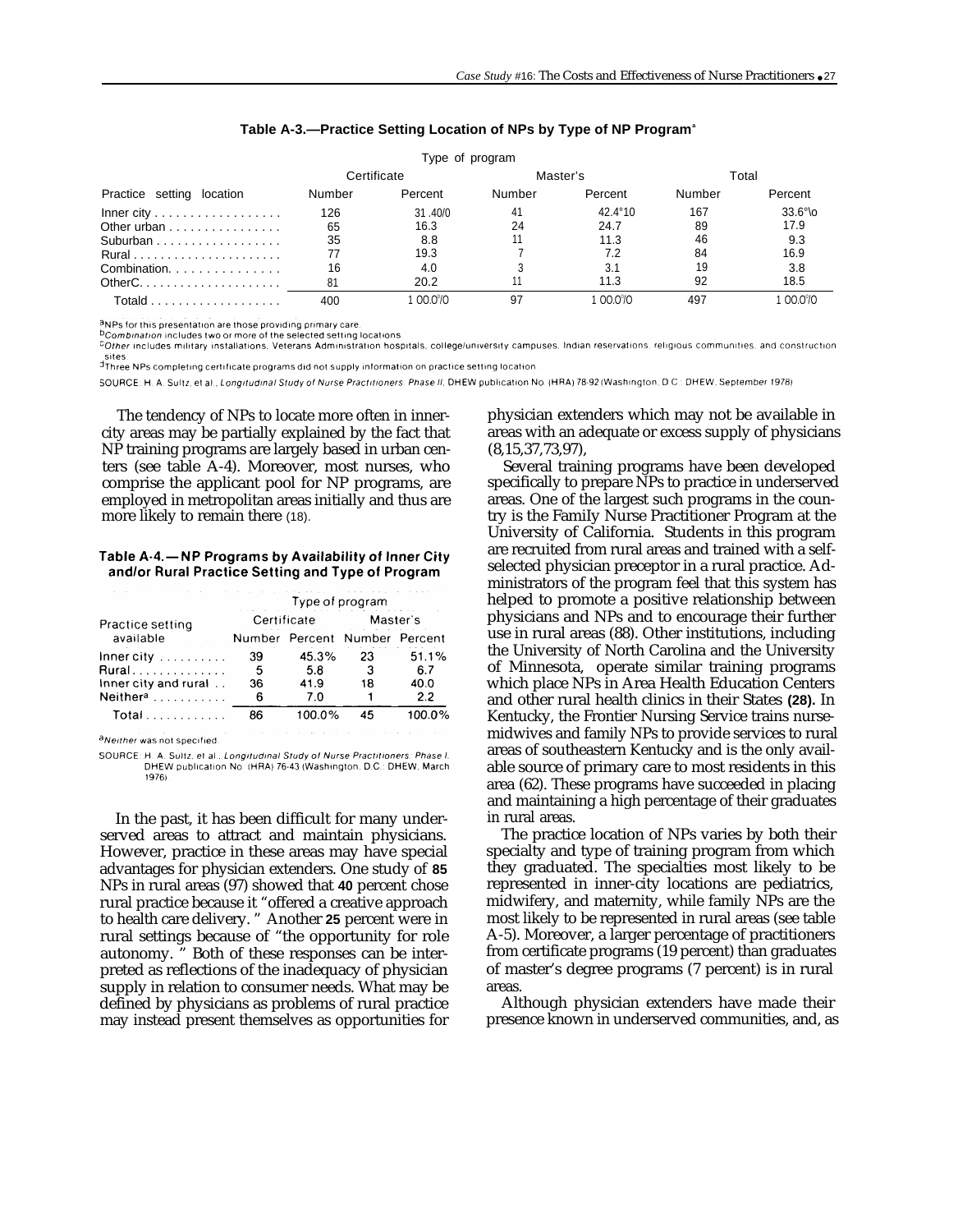**Table A-3.—Practice Setting Location of NPs by Type of NP Program[a]**

| Practice setting location | Type of program | | | | | |
|---|---|---|---|---|---|---|
| | Certificate | | Master's | | Total | |
| | Number | Percent | Number | Percent | Number | Percent |
| Inner city | 126 | 31.4% | 41 | 42.4% | 167 | 33.6% |
| Other urban | 65 | 16.3 | 24 | 24.7 | 89 | 17.9 |
| Suburban | 35 | 8.8 | 11 | 11.3 | 46 | 9.3 |
| Rural | 77 | 19.3 | 7 | 7.2 | 84 | 16.9 |
| Combination[b] | 16 | 4.0 | 3 | 3.1 | 19 | 3.8 |
| Other[c] | 81 | 20.2 | 11 | 11.3 | 92 | 18.5 |
| Total[d] | 400 | 100.0% | 97 | 100.0% | 497 | 100.0% |

[a]NPs for this presentation are those providing primary care.
[b]*Combination* includes two or more of the selected setting locations.
[c]*Other* includes military installations, Veterans Administration hospitals, college/university campuses, Indian reservations, religious communities, and construction sites.
[d]Three NPs completing certificate programs did not supply information on practice setting location.

SOURCE: H. A. Sultz, et al., *Longitudinal Study of Nurse Practitioners: Phase II*, DHEW publication No. (HRA) 78-92 (Washington, D.C.: DHEW, September 1978).

The tendency of NPs to locate more often in inner-city areas may be partially explained by the fact that NP training programs are largely based in urban centers (see table A-4). Moreover, most nurses, who comprise the applicant pool for NP programs, are employed in metropolitan areas initially and thus are more likely to remain there (18).

**Table A-4.—NP Programs by Availability of Inner City and/or Rural Practice Setting and Type of Program**

| Practice setting available | Type of program | | | |
|---|---|---|---|---|
| | Certificate | | Master's | |
| | Number | Percent | Number | Percent |
| Inner city | 39 | 45.3% | 23 | 51.1% |
| Rural | 5 | 5.8 | 3 | 6.7 |
| Inner city and rural | 36 | 41.9 | 18 | 40.0 |
| Neither[a] | 6 | 7.0 | 1 | 2.2 |
| Total | 86 | 100.0% | 45 | 100.0% |

[a]*Neither* was not specified.

SOURCE: H. A. Sultz, et al., *Longitudinal Study of Nurse Practitioners: Phase I*, DHEW publication No. (HRA) 76-43 (Washington, D.C.: DHEW, March 1976).

In the past, it has been difficult for many underserved areas to attract and maintain physicians. However, practice in these areas may have special advantages for physician extenders. One study of **85** NPs in rural areas (97) showed that **40** percent chose rural practice because it "offered a creative approach to health care delivery." Another **25** percent were in rural settings because of "the opportunity for role autonomy." Both of these responses can be interpreted as reflections of the inadequacy of physician supply in relation to consumer needs. What may be defined by physicians as problems of rural practice may instead present themselves as opportunities for physician extenders which may not be available in areas with an adequate or excess supply of physicians (8,15,37,73,97).

Several training programs have been developed specifically to prepare NPs to practice in underserved areas. One of the largest such programs in the country is the Family Nurse Practitioner Program at the University of California. Students in this program are recruited from rural areas and trained with a self-selected physician preceptor in a rural practice. Administrators of the program feel that this system has helped to promote a positive relationship between physicians and NPs and to encourage their further use in rural areas (88). Other institutions, including the University of North Carolina and the University of Minnesota, operate similar training programs which place NPs in Area Health Education Centers and other rural health clinics in their States **(28).** In Kentucky, the Frontier Nursing Service trains nurse-midwives and family NPs to provide services to rural areas of southeastern Kentucky and is the only available source of primary care to most residents in this area (62). These programs have succeeded in placing and maintaining a high percentage of their graduates in rural areas.

The practice location of NPs varies by both their specialty and type of training program from which they graduated. The specialties most likely to be represented in inner-city locations are pediatrics, midwifery, and maternity, while family NPs are the most likely to be represented in rural areas (see table A-5). Moreover, a larger percentage of practitioners from certificate programs (19 percent) than graduates of master's degree programs (7 percent) is in rural areas.

Although physician extenders have made their presence known in underserved communities, and, as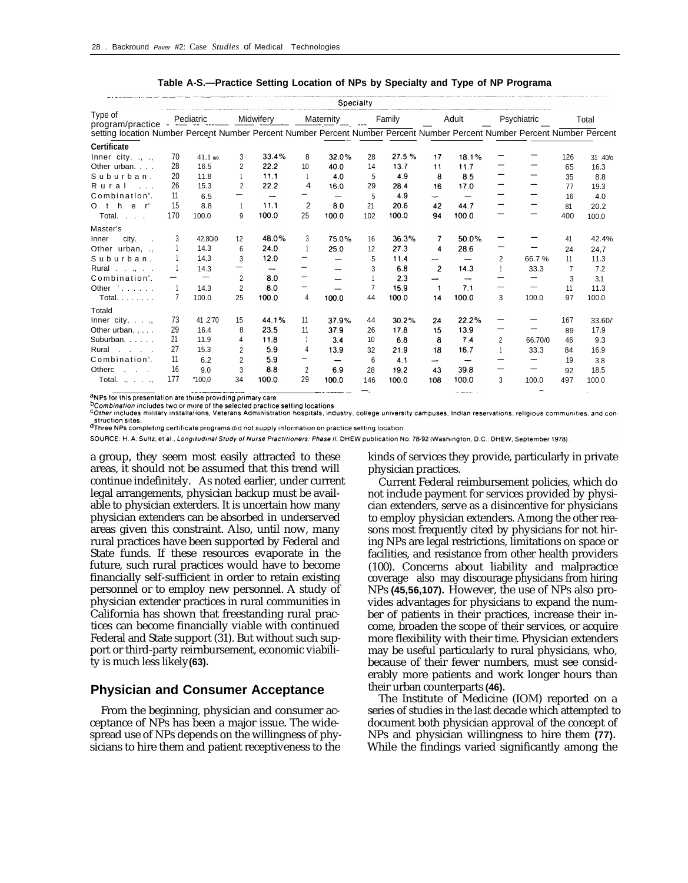**Table A-S.—Practice Setting Location of NPs by Specialty and Type of NP Program[a]**

| Type of program/practice setting location | Pediatric Number | Pediatric Percent | Midwifery Number | Midwifery Percent | Maternity Number | Maternity Percent | Family Number | Family Percent | Adult Number | Adult Percent | Psychiatric Number | Psychiatric Percent | Total Number | Total Percent |
|---|---|---|---|---|---|---|---|---|---|---|---|---|---|---|
| **Certificate** | | | | | | | | | | | | | | |
| Inner city | 70 | 41.1% | 3 | 33.4% | 8 | 32.0% | 28 | 27.5 % | 17 | 18.1% | — | — | 126 | 31.4% |
| Other urban | 28 | 16.5 | 2 | 22.2 | 10 | 40.0 | 14 | 13.7 | 11 | 11.7 | — | — | 65 | 16.3 |
| Suburban | 20 | 11.8 | 1 | 11.1 | 1 | 4.0 | 5 | 4.9 | 8 | 8.5 | — | — | 35 | 8.8 |
| Rural | 26 | 15.3 | 2 | 22.2 | 4 | 16.0 | 29 | 28.4 | 16 | 17.0 | — | — | 77 | 19.3 |
| Combination[b] | 11 | 6.5 | — | — | — | — | 5 | 4.9 | — | — | — | — | 16 | 4.0 |
| Other[c] | 15 | 8.8 | 1 | 11.1 | 2 | 8.0 | 21 | 20.6 | 42 | 44.7 | — | — | 81 | 20.2 |
| Total | 170 | 100.0 | 9 | 100.0 | 25 | 100.0 | 102 | 100.0 | 94 | 100.0 | — | — | 400 | 100.0 |
| Master's | | | | | | | | | | | | | | |
| Inner city | 3 | 42.8% | 12 | 48.0% | 3 | 75.0% | 16 | 36.3% | 7 | 50.0% | — | — | 41 | 42.4% |
| Other urban | 1 | 14.3 | 6 | 24.0 | 1 | 25.0 | 12 | 27.3 | 4 | 28.6 | — | — | 24 | 24.7 |
| Suburban | 1 | 14.3 | 3 | 12.0 | — | — | 5 | 11.4 | — | — | 2 | 66.7 % | 11 | 11.3 |
| Rural | 1 | 14.3 | — | — | — | — | 3 | 6.8 | 2 | 14.3 | 1 | 33.3 | 7 | 7.2 |
| Combination[b] | — | — | 2 | 8.0 | — | — | 1 | 2.3 | — | — | — | — | 3 | 3.1 |
| Other[c] | 1 | 14.3 | 2 | 8.0 | — | — | 7 | 15.9 | 1 | 7.1 | — | — | 11 | 11.3 |
| Total | 7 | 100.0 | 25 | 100.0 | 4 | 100.0 | 44 | 100.0 | 14 | 100.0 | 3 | 100.0 | 97 | 100.0 |
| Total[d] | | | | | | | | | | | | | | |
| Inner city | 73 | 41.2% | 15 | 44.1% | 11 | 37.9% | 44 | 30.2% | 24 | 22.2% | — | — | 167 | 33.6% |
| Other urban | 29 | 16.4 | 8 | 23.5 | 11 | 37.9 | 26 | 17.8 | 15 | 13.9 | — | — | 89 | 17.9 |
| Suburban | 21 | 11.9 | 4 | 11.8 | 1 | 3.4 | 10 | 6.8 | 8 | 7.4 | 2 | 66.7% | 46 | 9.3 |
| Rural | 27 | 15.3 | 2 | 5.9 | 4 | 13.9 | 32 | 21.9 | 18 | 16.7 | 1 | 33.3 | 84 | 16.9 |
| Combination[b] | 11 | 6.2 | 2 | 5.9 | — | — | 6 | 4.1 | — | — | — | — | 19 | 3.8 |
| Other[c] | 16 | 9.0 | 3 | 8.8 | 2 | 6.9 | 28 | 19.2 | 43 | 39.8 | — | — | 92 | 18.5 |
| Total | 177 | 100.0 | 34 | 100.0 | 29 | 100.0 | 146 | 100.0 | 108 | 100.0 | 3 | 100.0 | 497 | 100.0 |

[a]NPs for this presentation are those providing primary care.
[b]*Combination* includes two or more of the selected practice setting locations
[c]*Other* includes military installations, Veterans Administration hospitals, industry, college university campuses, Indian reservations, religious communities, and construction sites.
[d]Three NPs completing certificate programs did not supply information on practice setting location.

SOURCE: H. A. Sultz, et al., *Longitudinal Study of Nurse Practitioners: Phase II*, DHEW publication No. 78-92 (Washington, D.C.: DHEW, September 1978).

a group, they seem most easily attracted to these areas, it should not be assumed that this trend will continue indefinitely. As noted earlier, under current legal arrangements, physician backup must be available to physician extenders. It is uncertain how many physician extenders can be absorbed in underserved areas given this constraint. Also, until now, many rural practices have been supported by Federal and State funds. If these resources evaporate in the future, such rural practices would have to become financially self-sufficient in order to retain existing personnel or to employ new personnel. A study of physician extender practices in rural communities in California has shown that freestanding rural practices can become financially viable with continued Federal and State support (31). But without such support or third-party reimbursement, economic viability is much less likely **(63).**

## Physician and Consumer Acceptance

From the beginning, physician and consumer acceptance of NPs has been a major issue. The widespread use of NPs depends on the willingness of physicians to hire them and patient receptiveness to the kinds of services they provide, particularly in private physician practices.

Current Federal reimbursement policies, which do not include payment for services provided by physician extenders, serve as a disincentive for physicians to employ physician extenders. Among the other reasons most frequently cited by physicians for not hiring NPs are legal restrictions, limitations on space or facilities, and resistance from other health providers (100). Concerns about liability and malpractice coverage also may discourage physicians from hiring NPs **(45,56,107).** However, the use of NPs also provides advantages for physicians to expand the number of patients in their practices, increase their income, broaden the scope of their services, or acquire more flexibility with their time. Physician extenders may be useful particularly to rural physicians, who, because of their fewer numbers, must see considerably more patients and work longer hours than their urban counterparts **(46).**

The Institute of Medicine (IOM) reported on a series of studies in the last decade which attempted to document both physician approval of the concept of NPs and physician willingness to hire them **(77).** While the findings varied significantly among the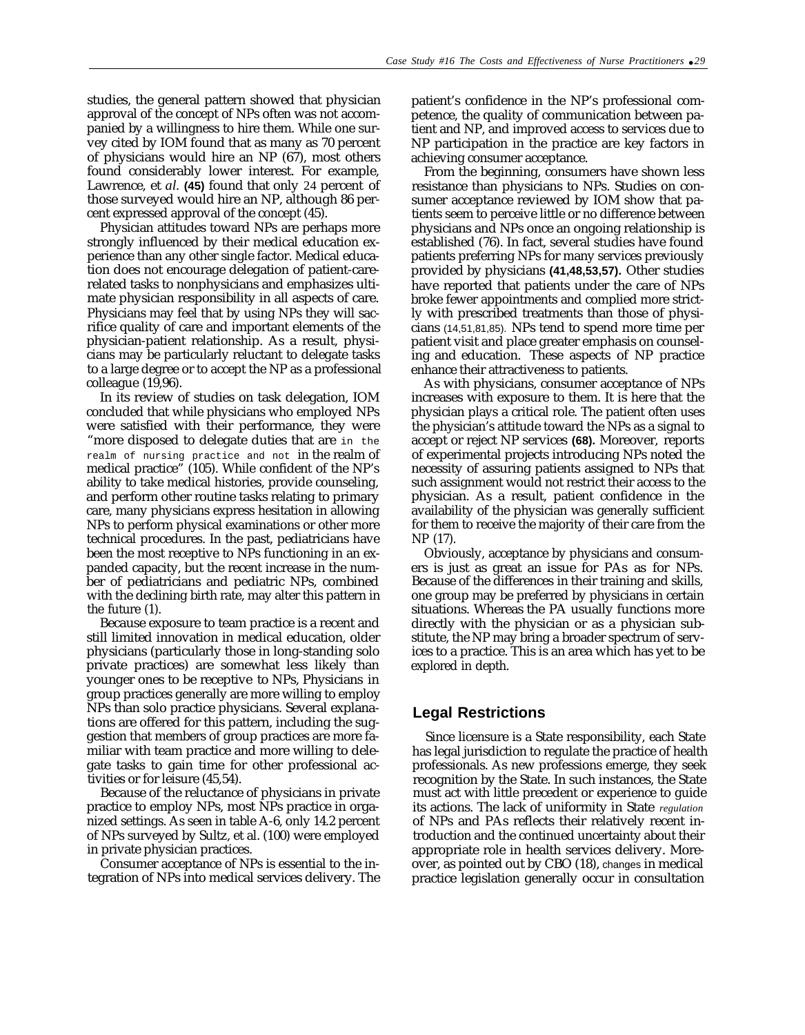studies, the general pattern showed that physician approval of the concept of NPs often was not accompanied by a willingness to hire them. While one survey cited by IOM found that as many as 70 percent of physicians would hire an NP (67), most others found considerably lower interest. For example, Lawrence, et *al*. **(45)** found that only 24 percent of those surveyed would hire an NP, although 86 percent expressed approval of the concept (45).

Physician attitudes toward NPs are perhaps more strongly influenced by their medical education experience than any other single factor. Medical education does not encourage delegation of patient-care-related tasks to nonphysicians and emphasizes ultimate physician responsibility in all aspects of care. Physicians may feel that by using NPs they will sacrifice quality of care and important elements of the physician-patient relationship. As a result, physicians may be particularly reluctant to delegate tasks to a large degree or to accept the NP as a professional colleague (19,96).

In its review of studies on task delegation, IOM concluded that while physicians who employed NPs were satisfied with their performance, they were "more disposed to delegate duties that are in the realm of nursing practice and not in the realm of medical practice" (105). While confident of the NP's ability to take medical histories, provide counseling, and perform other routine tasks relating to primary care, many physicians express hesitation in allowing NPs to perform physical examinations or other more technical procedures. In the past, pediatricians have been the most receptive to NPs functioning in an expanded capacity, but the recent increase in the number of pediatricians and pediatric NPs, combined with the declining birth rate, may alter this pattern in the future (1).

Because exposure to team practice is a recent and still limited innovation in medical education, older physicians (particularly those in long-standing solo private practices) are somewhat less likely than younger ones to be receptive to NPs, Physicians in group practices generally are more willing to employ NPs than solo practice physicians. Several explanations are offered for this pattern, including the suggestion that members of group practices are more familiar with team practice and more willing to delegate tasks to gain time for other professional activities or for leisure (45,54).

Because of the reluctance of physicians in private practice to employ NPs, most NPs practice in organized settings. As seen in table A-6, only 14.2 percent of NPs surveyed by Sultz, et al. (100) were employed in private physician practices.

Consumer acceptance of NPs is essential to the integration of NPs into medical services delivery. The patient's confidence in the NP's professional competence, the quality of communication between patient and NP, and improved access to services due to NP participation in the practice are key factors in achieving consumer acceptance.

From the beginning, consumers have shown less resistance than physicians to NPs. Studies on consumer acceptance reviewed by IOM show that patients seem to perceive little or no difference between physicians and NPs once an ongoing relationship is established (76). In fact, several studies have found patients preferring NPs for many services previously provided by physicians **(41,48,53,57).** Other studies have reported that patients under the care of NPs broke fewer appointments and complied more strictly with prescribed treatments than those of physicians (14,51,81,85). NPs tend to spend more time per patient visit and place greater emphasis on counseling and education. These aspects of NP practice enhance their attractiveness to patients.

As with physicians, consumer acceptance of NPs increases with exposure to them. It is here that the physician plays a critical role. The patient often uses the physician's attitude toward the NPs as a signal to accept or reject NP services **(68).** Moreover, reports of experimental projects introducing NPs noted the necessity of assuring patients assigned to NPs that such assignment would not restrict their access to the physician. As a result, patient confidence in the availability of the physician was generally sufficient for them to receive the majority of their care from the NP (17).

Obviously, acceptance by physicians and consumers is just as great an issue for PAs as for NPs. Because of the differences in their training and skills, one group may be preferred by physicians in certain situations. Whereas the PA usually functions more directly with the physician or as a physician substitute, the NP may bring a broader spectrum of services to a practice. This is an area which has yet to be explored in depth.

## Legal Restrictions

Since licensure is a State responsibility, each State has legal jurisdiction to regulate the practice of health professionals. As new professions emerge, they seek recognition by the State. In such instances, the State must act with little precedent or experience to guide its actions. The lack of uniformity in State regulation of NPs and PAs reflects their relatively recent introduction and the continued uncertainty about their appropriate role in health services delivery. Moreover, as pointed out by CBO (18), changes in medical practice legislation generally occur in consultation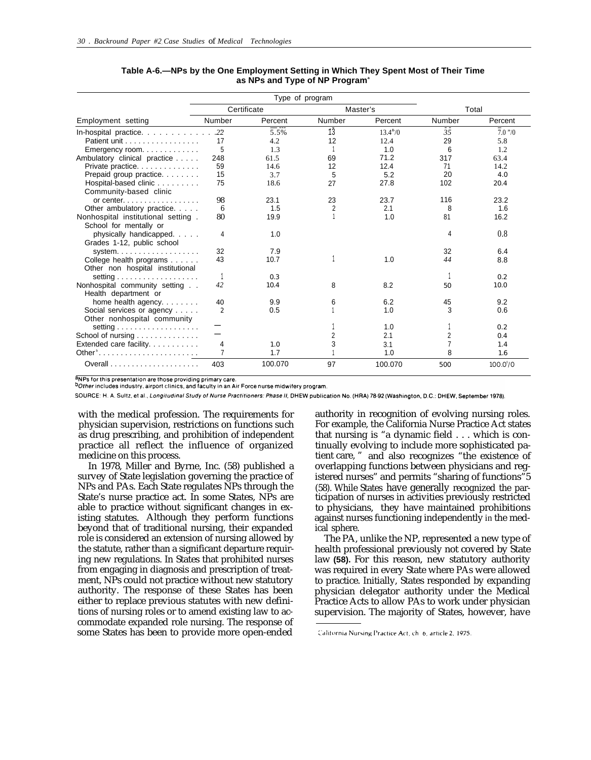**Table A-6.—NPs by the One Employment Setting in Which They Spent Most of Their Time as NPs and Type of NP Program[a]**

| Employment setting | Certificate Number | Certificate Percent | Master's Number | Master's Percent | Total Number | Total Percent |
|---|---|---|---|---|---|---|
| In-hospital practice | 22 | 5.5% | 13 | 13.4% | 35 | 7.0% |
| Patient unit | 17 | 4.2 | 12 | 12.4 | 29 | 5.8 |
| Emergency room | 5 | 1.3 | 1 | 1.0 | 6 | 1.2 |
| Ambulatory clinical practice | 248 | 61.5 | 69 | 71.2 | 317 | 63.4 |
| Private practice | 59 | 14.6 | 12 | 12.4 | 71 | 14.2 |
| Prepaid group practice | 15 | 3.7 | 5 | 5.2 | 20 | 4.0 |
| Hospital-based clinic | 75 | 18.6 | 27 | 27.8 | 102 | 20.4 |
| Community-based clinic or center | 98 | 23.1 | 23 | 23.7 | 116 | 23.2 |
| Other ambulatory practice | 6 | 1.5 | 2 | 2.1 | 8 | 1.6 |
| Nonhospital institutional setting | 80 | 19.9 | 1 | 1.0 | 81 | 16.2 |
| School for mentally or physically handicapped | 4 | 1.0 | | | 4 | 0.8 |
| Grades 1-12, public school system | 32 | 7.9 | | | 32 | 6.4 |
| College health programs | 43 | 10.7 | 1 | 1.0 | 44 | 8.8 |
| Other non hospital institutional setting | 1 | 0.3 | | | 1 | 0.2 |
| Nonhospital community setting | 42 | 10.4 | 8 | 8.2 | 50 | 10.0 |
| Health department or home health agency | 40 | 9.9 | 6 | 6.2 | 45 | 9.2 |
| Social services or agency | 2 | 0.5 | 1 | 1.0 | 3 | 0.6 |
| Other nonhospital community setting | — | | 1 | 1.0 | 1 | 0.2 |
| School of nursing | — | | 2 | 2.1 | 2 | 0.4 |
| Extended care facility | 4 | 1.0 | 3 | 3.1 | 7 | 1.4 |
| Other[b] | 7 | 1.7 | 1 | 1.0 | 8 | 1.6 |
| Overall | 403 | 100.0% | 97 | 100.0% | 500 | 100.0% |

[a]NPs for this presentation are those providing primary care.
[b]*Other* includes industry, airport clinics, and faculty in an Air Force nurse midwifery program.

SOURCE: H. A. Sultz, et al., *Longitudinal Study of Nurse Practitioners: Phase II*, DHEW publication No. (HRA) 78-92 (Washington, D.C.: DHEW, September 1978).

with the medical profession. The requirements for physician supervision, restrictions on functions such as drug prescribing, and prohibition of independent practice all reflect the influence of organized medicine on this process.

In 1978, Miller and Byrne, Inc. (58) published a survey of State legislation governing the practice of NPs and PAs. Each State regulates NPs through the State's nurse practice act. In some States, NPs are able to practice without significant changes in existing statutes. Although they perform functions beyond that of traditional nursing, their expanded role is considered an extension of nursing allowed by the statute, rather than a significant departure requiring new regulations. In States that prohibited nurses from engaging in diagnosis and prescription of treatment, NPs could not practice without new statutory authority. The response of these States has been either to replace previous statutes with new definitions of nursing roles or to amend existing law to accommodate expanded role nursing. The response of some States has been to provide more open-ended authority in recognition of evolving nursing roles. For example, the California Nurse Practice Act states that nursing is "a dynamic field . . . which is continually evolving to include more sophisticated patient care," and also recognizes "the existence of overlapping functions between physicians and registered nurses" and permits "sharing of functions"[5] (58). While States have generally recognized the participation of nurses in activities previously restricted to physicians, they have maintained prohibitions against nurses functioning independently in the medical sphere.

The PA, unlike the NP, represented a new type of health professional previously not covered by State law **(58).** For this reason, new statutory authority was required in every State where PAs were allowed to practice. Initially, States responded by expanding physician delegator authority under the Medical Practice Acts to allow PAs to work under physician supervision. The majority of States, however, have

[5]California Nursing Practice Act, ch. 6, article 2, 1975.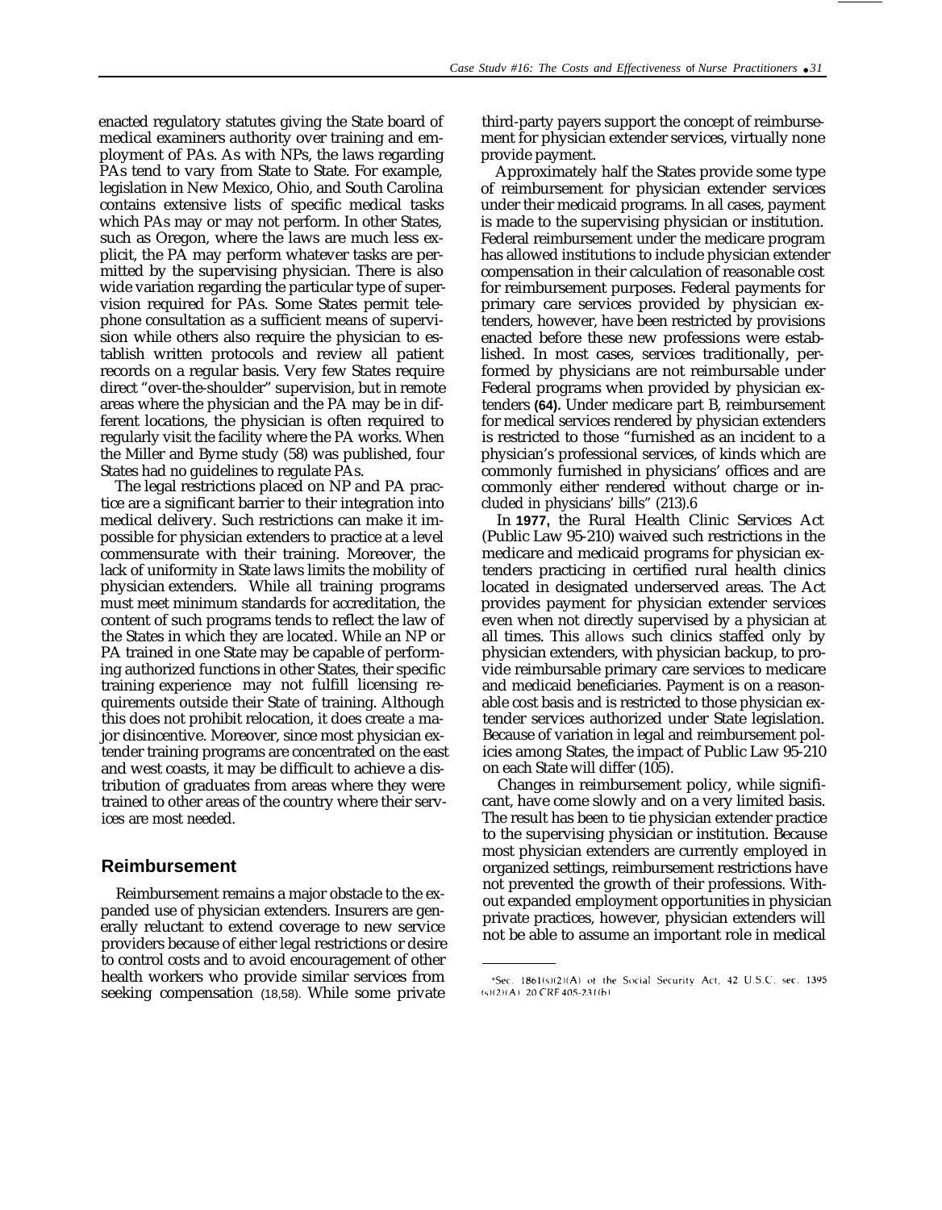enacted regulatory statutes giving the State board of medical examiners authority over training and employment of PAs. As with NPs, the laws regarding PAs tend to vary from State to State. For example, legislation in New Mexico, Ohio, and South Carolina contains extensive lists of specific medical tasks which PAs may or may not perform. In other States, such as Oregon, where the laws are much less explicit, the PA may perform whatever tasks are permitted by the supervising physician. There is also wide variation regarding the particular type of supervision required for PAs. Some States permit telephone consultation as a sufficient means of supervision while others also require the physician to establish written protocols and review all patient records on a regular basis. Very few States require direct "over-the-shoulder" supervision, but in remote areas where the physician and the PA may be in different locations, the physician is often required to regularly visit the facility where the PA works. When the Miller and Byrne study (58) was published, four States had no guidelines to regulate PAs.

The legal restrictions placed on NP and PA practice are a significant barrier to their integration into medical delivery. Such restrictions can make it impossible for physician extenders to practice at a level commensurate with their training. Moreover, the lack of uniformity in State laws limits the mobility of physician extenders. While all training programs must meet minimum standards for accreditation, the content of such programs tends to reflect the law of the States in which they are located. While an NP or PA trained in one State may be capable of performing authorized functions in other States, their specific training experience may not fulfill licensing requirements outside their State of training. Although this does not prohibit relocation, it does create a major disincentive. Moreover, since most physician extender training programs are concentrated on the east and west coasts, it may be difficult to achieve a distribution of graduates from areas where they were trained to other areas of the country where their services are most needed.

## Reimbursement

Reimbursement remains a major obstacle to the expanded use of physician extenders. Insurers are generally reluctant to extend coverage to new service providers because of either legal restrictions or desire to control costs and to avoid encouragement of other health workers who provide similar services from seeking compensation (18,58). While some private third-party payers support the concept of reimbursement for physician extender services, virtually none provide payment.

Approximately half the States provide some type of reimbursement for physician extender services under their medicaid programs. In all cases, payment is made to the supervising physician or institution. Federal reimbursement under the medicare program has allowed institutions to include physician extender compensation in their calculation of reasonable cost for reimbursement purposes. Federal payments for primary care services provided by physician extenders, however, have been restricted by provisions enacted before these new professions were established. In most cases, services traditionally, performed by physicians are not reimbursable under Federal programs when provided by physician extenders **(64).** Under medicare part B, reimbursement for medical services rendered by physician extenders is restricted to those "furnished as an incident to a physician's professional services, of kinds which are commonly furnished in physicians' offices and are commonly either rendered without charge or included in physicians' bills" (213).[6]

In **1977,** the Rural Health Clinic Services Act (Public Law 95-210) waived such restrictions in the medicare and medicaid programs for physician extenders practicing in certified rural health clinics located in designated underserved areas. The Act provides payment for physician extender services even when not directly supervised by a physician at all times. This allows such clinics staffed only by physician extenders, with physician backup, to provide reimbursable primary care services to medicare and medicaid beneficiaries. Payment is on a reasonable cost basis and is restricted to those physician extender services authorized under State legislation. Because of variation in legal and reimbursement policies among States, the impact of Public Law 95-210 on each State will differ (105).

Changes in reimbursement policy, while significant, have come slowly and on a very limited basis. The result has been to tie physician extender practice to the supervising physician or institution. Because most physician extenders are currently employed in organized settings, reimbursement restrictions have not prevented the growth of their professions. Without expanded employment opportunities in physician private practices, however, physician extenders will not be able to assume an important role in medical

---

[6]Sec. 1861(s)(2)(A) of the Social Security Act, 42 U.S.C. sec. 1395 (s)(2)(A) 20 CRF 405-231(b)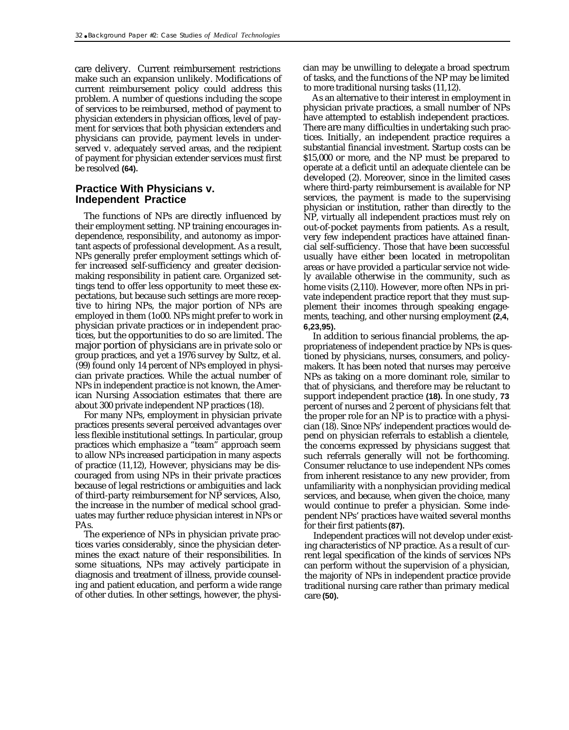care delivery. Current reimbursement restrictions make such an expansion unlikely. Modifications of current reimbursement policy could address this problem. A number of questions including the scope of services to be reimbursed, method of payment to physician extenders in physician offices, level of payment for services that both physician extenders and physicians can provide, payment levels in underserved v. adequately served areas, and the recipient of payment for physician extender services must first be resolved **(64).**

## Practice With Physicians v. Independent Practice

The functions of NPs are directly influenced by their employment setting. NP training encourages independence, responsibility, and autonomy as important aspects of professional development. As a result, NPs generally prefer employment settings which offer increased self-sufficiency and greater decision-making responsibility in patient care. Organized settings tend to offer less opportunity to meet these expectations, but because such settings are more receptive to hiring NPs, the major portion of NPs are employed in them (1o00. NPs might prefer to work in physician private practices or in independent practices, but the opportunities to do so are limited. The major portion of physicians are in private solo or group practices, and yet a 1976 survey by Sultz, et al. (99) found only 14 percent of NPs employed in physician private practices. While the actual number of NPs in independent practice is not known, the American Nursing Association estimates that there are about 300 private independent NP practices (18).

For many NPs, employment in physician private practices presents several perceived advantages over less flexible institutional settings. In particular, group practices which emphasize a "team" approach seem to allow NPs increased participation in many aspects of practice (11,12), However, physicians may be discouraged from using NPs in their private practices because of legal restrictions or ambiguities and lack of third-party reimbursement for NP services, Also, the increase in the number of medical school graduates may further reduce physician interest in NPs or PAs.

The experience of NPs in physician private practices varies considerably, since the physician determines the exact nature of their responsibilities. In some situations, NPs may actively participate in diagnosis and treatment of illness, provide counseling and patient education, and perform a wide range of other duties. In other settings, however, the physician may be unwilling to delegate a broad spectrum of tasks, and the functions of the NP may be limited to more traditional nursing tasks (11,12).

As an alternative to their interest in employment in physician private practices, a small number of NPs have attempted to establish independent practices. There are many difficulties in undertaking such practices. Initially, an independent practice requires a substantial financial investment. Startup costs can be $15,000 or more, and the NP must be prepared to operate at a deficit until an adequate clientele can be developed (2). Moreover, since in the limited cases where third-party reimbursement is available for NP services, the payment is made to the supervising physician or institution, rather than directly to the NP, virtually all independent practices must rely on out-of-pocket payments from patients. As a result, very few independent practices have attained financial self-sufficiency. Those that have been successful usually have either been located in metropolitan areas or have provided a particular service not widely available otherwise in the community, such as home visits (2,110). However, more often NPs in private independent practice report that they must supplement their incomes through speaking engagements, teaching, and other nursing employment **(2,4, 6,23,95).**

In addition to serious financial problems, the appropriateness of independent practice by NPs is questioned by physicians, nurses, consumers, and policymakers. It has been noted that nurses may perceive NPs as taking on a more dominant role, similar to that of physicians, and therefore may be reluctant to support independent practice **(18).** In one study, **73** percent of nurses and 2 percent of physicians felt that the proper role for an NP is to practice with a physician (18). Since NPs' independent practices would depend on physician referrals to establish a clientele, the concerns expressed by physicians suggest that such referrals generally will not be forthcoming. Consumer reluctance to use independent NPs comes from inherent resistance to any new provider, from unfamiliarity with a nonphysician providing medical services, and because, when given the choice, many would continue to prefer a physician. Some independent NPs' practices have waited several months for their first patients **(87).**

Independent practices will not develop under existing characteristics of NP practice. As a result of current legal specification of the kinds of services NPs can perform without the supervision of a physician, the majority of NPs in independent practice provide traditional nursing care rather than primary medical care **(50).**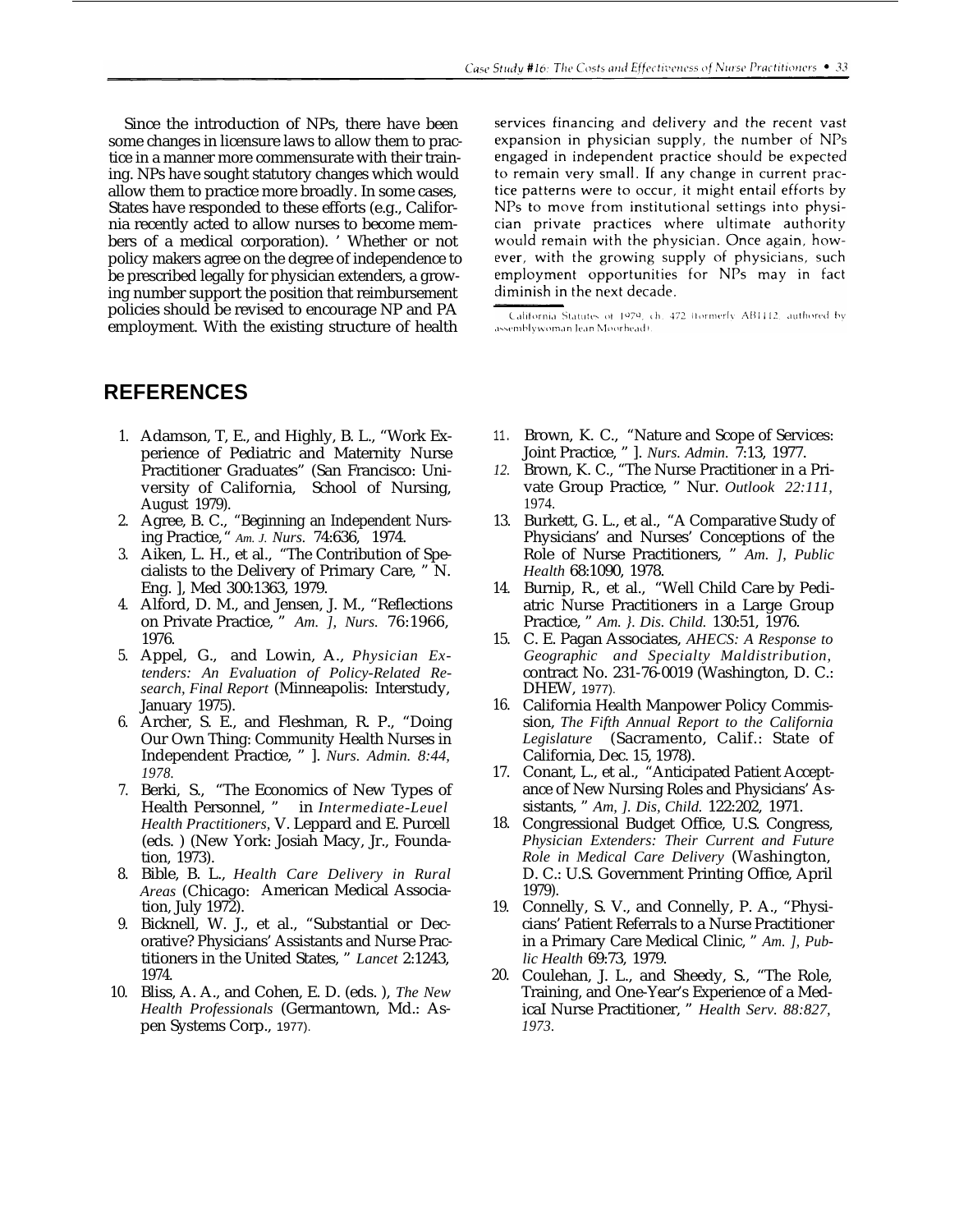Since the introduction of NPs, there have been some changes in licensure laws to allow them to practice in a manner more commensurate with their training. NPs have sought statutory changes which would allow them to practice more broadly. In some cases, States have responded to these efforts (e.g., California recently acted to allow nurses to become members of a medical corporation). ' Whether or not policy makers agree on the degree of independence to be prescribed legally for physician extenders, a growing number support the position that reimbursement policies should be revised to encourage NP and PA employment. With the existing structure of health services financing and delivery and the recent vast expansion in physician supply, the number of NPs engaged in independent practice should be expected to remain very small. If any change in current practice patterns were to occur, it might entail efforts by NPs to move from institutional settings into physician private practices where ultimate authority would remain with the physician. Once again, however, with the growing supply of physicians, such employment opportunities for NPs may in fact diminish in the next decade.

California Statutes of 1979, ch. 472 (formerly AB1112, authored by assemblywoman Jean Moorhead).

## REFERENCES

1. Adamson, T, E., and Highly, B. L., "Work Experience of Pediatric and Maternity Nurse Practitioner Graduates" (San Francisco: University of California, School of Nursing, August 1979).
2. Agree, B. C., "Beginning an Independent Nursing Practice," *Am. J. Nurs.* 74:636, 1974.
3. Aiken, L. H., et al., "The Contribution of Specialists to the Delivery of Primary Care, " N. Eng. ], Med 300:1363, 1979.
4. Alford, D. M., and Jensen, J. M., "Reflections on Private Practice, " *Am. ], Nurs.* 76:1966, 1976.
5. Appel, G., and Lowin, A., *Physician Extenders: An Evaluation of Policy-Related Research, Final Report* (Minneapolis: Interstudy, January 1975).
6. Archer, S. E., and Fleshman, R. P., "Doing Our Own Thing: Community Health Nurses in Independent Practice, " ]. *Nurs. Admin. 8:44, 1978.*
7. Berki, S., "The Economics of New Types of Health Personnel, " in *Intermediate-Leuel Health Practitioners*, V. Leppard and E. Purcell (eds. ) (New York: Josiah Macy, Jr., Foundation, 1973).
8. Bible, B. L., *Health Care Delivery in Rural Areas* (Chicago: American Medical Association, July 1972).
9. Bicknell, W. J., et al., "Substantial or Decorative? Physicians' Assistants and Nurse Practitioners in the United States, " *Lancet* 2:1243, 1974.
10. Bliss, A. A., and Cohen, E. D. (eds. ), *The New Health Professionals* (Germantown, Md.: Aspen Systems Corp., 1977).
11. Brown, K. C., "Nature and Scope of Services: Joint Practice, " ]. *Nurs. Admin.* 7:13, 1977.
12. Brown, K. C., "The Nurse Practitioner in a Private Group Practice, " Nur. *Outlook 22:111*, 1974.
13. Burkett, G. L., et al., "A Comparative Study of Physicians' and Nurses' Conceptions of the Role of Nurse Practitioners, " *Am. ], Public Health* 68:1090, 1978.
14. Burnip, R., et al., "Well Child Care by Pediatric Nurse Practitioners in a Large Group Practice, " *Am. }. Dis. Child.* 130:51, 1976.
15. C. E. Pagan Associates, *AHECS: A Response to Geographic and Specialty Maldistribution*, contract No. 231-76-0019 (Washington, D. C.: DHEW, 1977).
16. California Health Manpower Policy Commission, *The Fifth Annual Report to the California Legislature* (Sacramento, Calif.: State of California, Dec. 15, 1978).
17. Conant, L., et al., "Anticipated Patient Acceptance of New Nursing Roles and Physicians' Assistants, " *Am, ]. Dis, Child.* 122:202, 1971.
18. Congressional Budget Office, U.S. Congress, *Physician Extenders: Their Current and Future Role in Medical Care Delivery* (Washington, D. C.: U.S. Government Printing Office, April 1979).
19. Connelly, S. V., and Connelly, P. A., "Physicians' Patient Referrals to a Nurse Practitioner in a Primary Care Medical Clinic, " *Am. ], Public Health* 69:73, 1979.
20. Coulehan, J. L., and Sheedy, S., "The Role, Training, and One-Year's Experience of a Medical Nurse Practitioner, " *Health Serv. 88:827, 1973.*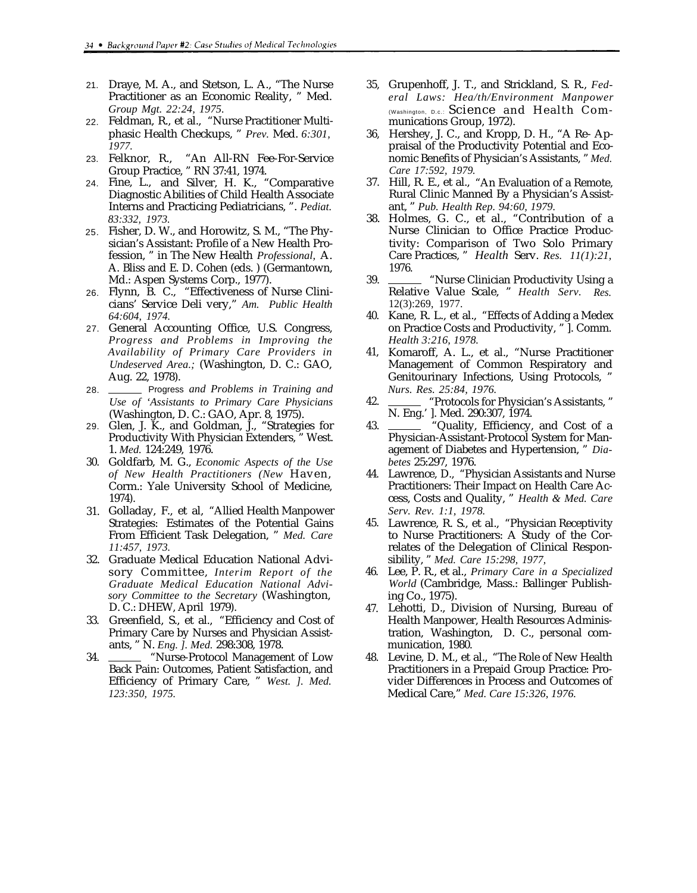21. Draye, M. A., and Stetson, L. A., "The Nurse Practitioner as an Economic Reality, " Med. *Group Mgt. 22:24, 1975.*
22. Feldman, R., et al., "Nurse Practitioner Multiphasic Health Checkups, " *Prev.* Med. *6:301, 1977.*
23. Felknor, R., "An All-RN Fee-For-Service Group Practice, " RN 37:41, 1974.
24. Fine, L., and Silver, H. K., "Comparative Diagnostic Abilities of Child Health Associate Interns and Practicing Pediatricians, ". *Pediat. 83:332, 1973.*
25. Fisher, D. W., and Horowitz, S. M., "The Physician's Assistant: Profile of a New Health Profession, " in The New Health *Professional,* A. A. Bliss and E. D. Cohen (eds. ) (Germantown, Md.: Aspen Systems Corp., 1977).
26. Flynn, B. C., "Effectiveness of Nurse Clinicians' Service Deli very," *Am. Public Health 64:604, 1974.*
27. General Accounting Office, U.S. Congress, *Progress and Problems in Improving the Availability of Primary Care Providers in Undeserved Area.;* (Washington, D. C.: GAO, Aug. 22, 1978).
28. ______ Progress *and Problems in Training and Use of 'Assistants to Primary Care Physicians* (Washington, D. C.: GAO, Apr. 8, 1975).
29. Glen, J. K., and Goldman, J., "Strategies for Productivity With Physician Extenders, " West. 1. *Med.* 124:249, 1976.
30. Goldfarb, M. G., *Economic Aspects of the Use of New Health Practitioners (New* Haven, Corm.: Yale University School of Medicine, 1974).
31. Golladay, F., et al, "Allied Health Manpower Strategies: Estimates of the Potential Gains From Efficient Task Delegation, " *Med. Care 11:457, 1973.*
32. Graduate Medical Education National Advisory Committee, *Interim Report of the Graduate Medical Education National Advisory Committee to the Secretary* (Washington, D. C.: DHEW, April 1979).
33. Greenfield, S., et al., "Efficiency and Cost of Primary Care by Nurses and Physician Assistants, " N. *Eng. J. Med.* 298:308, 1978.
34. ______ "Nurse-Protocol Management of Low Back Pain: Outcomes, Patient Satisfaction, and Efficiency of Primary Care, " *West. ]. Med. 123:350, 1975.*
35. Grupenhoff, J. T., and Strickland, S. R., *Federal Laws: Hea/th/Environment Manpower* (Washington, D.C.: Science and Health Communications Group, 1972).
36. Hershey, J. C., and Kropp, D. H., "A Re- Appraisal of the Productivity Potential and Economic Benefits of Physician's Assistants, " *Med. Care 17:592, 1979.*
37. Hill, R. E., et al., "An Evaluation of a Remote, Rural Clinic Manned By a Physician's Assistant, " *Pub. Health Rep. 94:60, 1979.*
38. Holmes, G. C., et al., "Contribution of a Nurse Clinician to Office Practice Productivity: Comparison of Two Solo Primary Care Practices, " *Health* Serv. *Res. 11(1):21,* 1976.
39. ______ "Nurse Clinician Productivity Using a Relative Value Scale, " *Health Serv. Res.* 12(3):269, 1977.
40. Kane, R. L., et al., "Effects of Adding a Medex on Practice Costs and Productivity, " ]. Comm. *Health 3:216, 1978.*
41. Komaroff, A. L., et al., "Nurse Practitioner Management of Common Respiratory and Genitourinary Infections, Using Protocols, " *Nurs. Res. 25:84, 1976.*
42. ______ "Protocols for Physician's Assistants, " N. Eng.' ]. Med. 290:307, 1974.
43. ______ "Quality, Efficiency, and Cost of a Physician-Assistant-Protocol System for Management of Diabetes and Hypertension, " *Diabetes* 25:297, 1976.
44. Lawrence, D., "Physician Assistants and Nurse Practitioners: Their Impact on Health Care Access, Costs and Quality, " *Health & Med. Care Serv. Rev. 1:1, 1978.*
45. Lawrence, R. S., et al., "Physician Receptivity to Nurse Practitioners: A Study of the Correlates of the Delegation of Clinical Responsibility, " *Med. Care 15:298, 1977,*
46. Lee, P. R., et al., *Primary Care in a Specialized World* (Cambridge, Mass.: Ballinger Publishing Co., 1975).
47. Lehotti, D., Division of Nursing, Bureau of Health Manpower, Health Resources Administration, Washington, D. C., personal communication, 1980.
48. Levine, D. M., et al., "The Role of New Health Practitioners in a Prepaid Group Practice: Provider Differences in Process and Outcomes of Medical Care," *Med. Care 15:326, 1976.*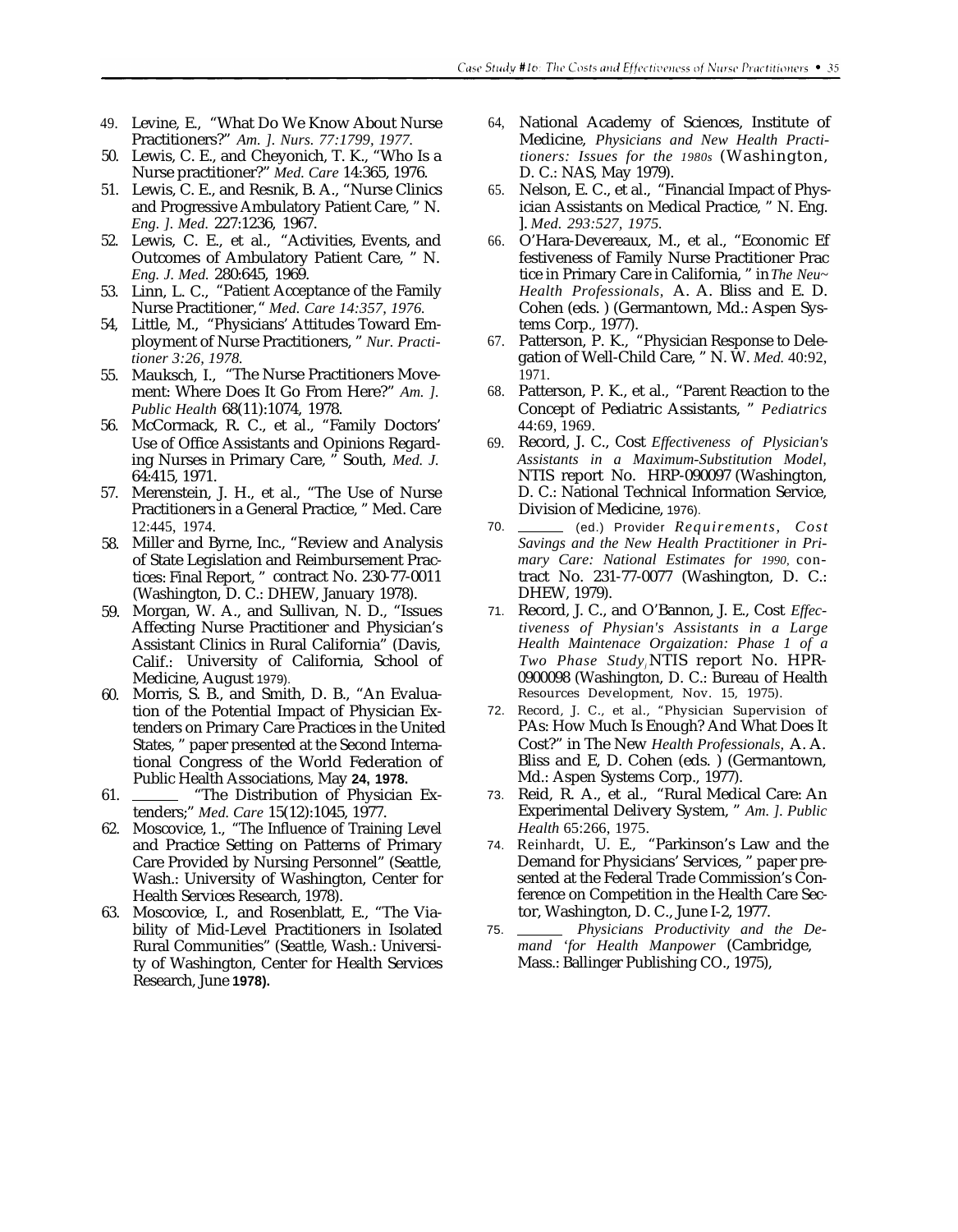49. Levine, E., "What Do We Know About Nurse Practitioners?" *Am. ]. Nurs. 77:1799, 1977.*
50. Lewis, C. E., and Cheyonich, T. K., "Who Is a Nurse practitioner?" *Med. Care* 14:365, 1976.
51. Lewis, C. E., and Resnik, B. A., "Nurse Clinics and Progressive Ambulatory Patient Care, " N. *Eng. ]. Med.* 227:1236, 1967.
52. Lewis, C. E., et al., "Activities, Events, and Outcomes of Ambulatory Patient Care, " N. *Eng. J. Med.* 280:645, 1969.
53. Linn, L. C., "Patient Acceptance of the Family Nurse Practitioner," *Med. Care 14:357, 1976.*
54. Little, M., "Physicians' Attitudes Toward Employment of Nurse Practitioners, " *Nur. Practitioner 3:26, 1978.*
55. Mauksch, I., "The Nurse Practitioners Movement: Where Does It Go From Here?" *Am. ]. Public Health* 68(11):1074, 1978.
56. McCormack, R. C., et al., "Family Doctors' Use of Office Assistants and Opinions Regarding Nurses in Primary Care, " South, *Med. J.* 64:415, 1971.
57. Merenstein, J. H., et al., "The Use of Nurse Practitioners in a General Practice, " Med. Care 12:445, 1974.
58. Miller and Byrne, Inc., "Review and Analysis of State Legislation and Reimbursement Practices: Final Report, " contract No. 230-77-0011 (Washington, D. C.: DHEW, January 1978).
59. Morgan, W. A., and Sullivan, N. D., "Issues Affecting Nurse Practitioner and Physician's Assistant Clinics in Rural California" (Davis, Calif.: University of California, School of Medicine, August 1979).
60. Morris, S. B., and Smith, D. B., "An Evaluation of the Potential Impact of Physician Extenders on Primary Care Practices in the United States, " paper presented at the Second International Congress of the World Federation of Public Health Associations, May **24, 1978.**
61. ______ "The Distribution of Physician Extenders;" *Med. Care* 15(12):1045, 1977.
62. Moscovice, 1., "The Influence of Training Level and Practice Setting on Patterns of Primary Care Provided by Nursing Personnel" (Seattle, Wash.: University of Washington, Center for Health Services Research, 1978).
63. Moscovice, I., and Rosenblatt, E., "The Viability of Mid-Level Practitioners in Isolated Rural Communities" (Seattle, Wash.: University of Washington, Center for Health Services Research, June **1978).**
64, National Academy of Sciences, Institute of Medicine, *Physicians and New Health Practitioners: Issues for the 1980s* (Washington, D. C.: NAS, May 1979).
65. Nelson, E. C., et al., "Financial Impact of Physician Assistants on Medical Practice, " N. Eng. ]. *Med. 293:527, 1975.*
66. O'Hara-Devereaux, M., et al., "Economic Ef festiveness of Family Nurse Practitioner Prac tice in Primary Care in California, " in *The Neu~ Health Professionals*, A. A. Bliss and E. D. Cohen (eds. ) (Germantown, Md.: Aspen Systems Corp., 1977).
67. Patterson, P. K., "Physician Response to Delegation of Well-Child Care, " N. W. *Med.* 40:92, 1971.
68. Patterson, P. K., et al., "Parent Reaction to the Concept of Pediatric Assistants, " *Pediatrics* 44:69, 1969.
69. Record, J. C., Cost *Effectiveness of Plysician's Assistants in a Maximum-Substitution Model*, NTIS report No. HRP-090097 (Washington, D. C.: National Technical Information Service, Division of Medicine, 1976).
70. ______ (ed.) Provider *Requirements, Cost Savings and the New Health Practitioner in Primary Care: National Estimates for 1990*, contract No. 231-77-0077 (Washington, D. C.: DHEW, 1979).
71. Record, J. C., and O'Bannon, J. E., Cost *Effectiveness of Physian's Assistants in a Large Health Maintenace Orgaization: Phase 1 of a Two Phase Study*, NTIS report No. HPR-0900098 (Washington, D. C.: Bureau of Health Resources Development, Nov. 15, 1975).
72. Record, J. C., et al., "Physician Supervision of PAs: How Much Is Enough? And What Does It Cost?" in The New *Health Professionals*, A. A. Bliss and E, D. Cohen (eds. ) (Germantown, Md.: Aspen Systems Corp., 1977).
73. Reid, R. A., et al., "Rural Medical Care: An Experimental Delivery System, " *Am. ]. Public Health* 65:266, 1975.
74. Reinhardt, U. E., "Parkinson's Law and the Demand for Physicians' Services, " paper presented at the Federal Trade Commission's Conference on Competition in the Health Care Sector, Washington, D. C., June I-2, 1977.
75. ______ *Physicians Productivity and the Demand 'for Health Manpower* (Cambridge, Mass.: Ballinger Publishing CO., 1975),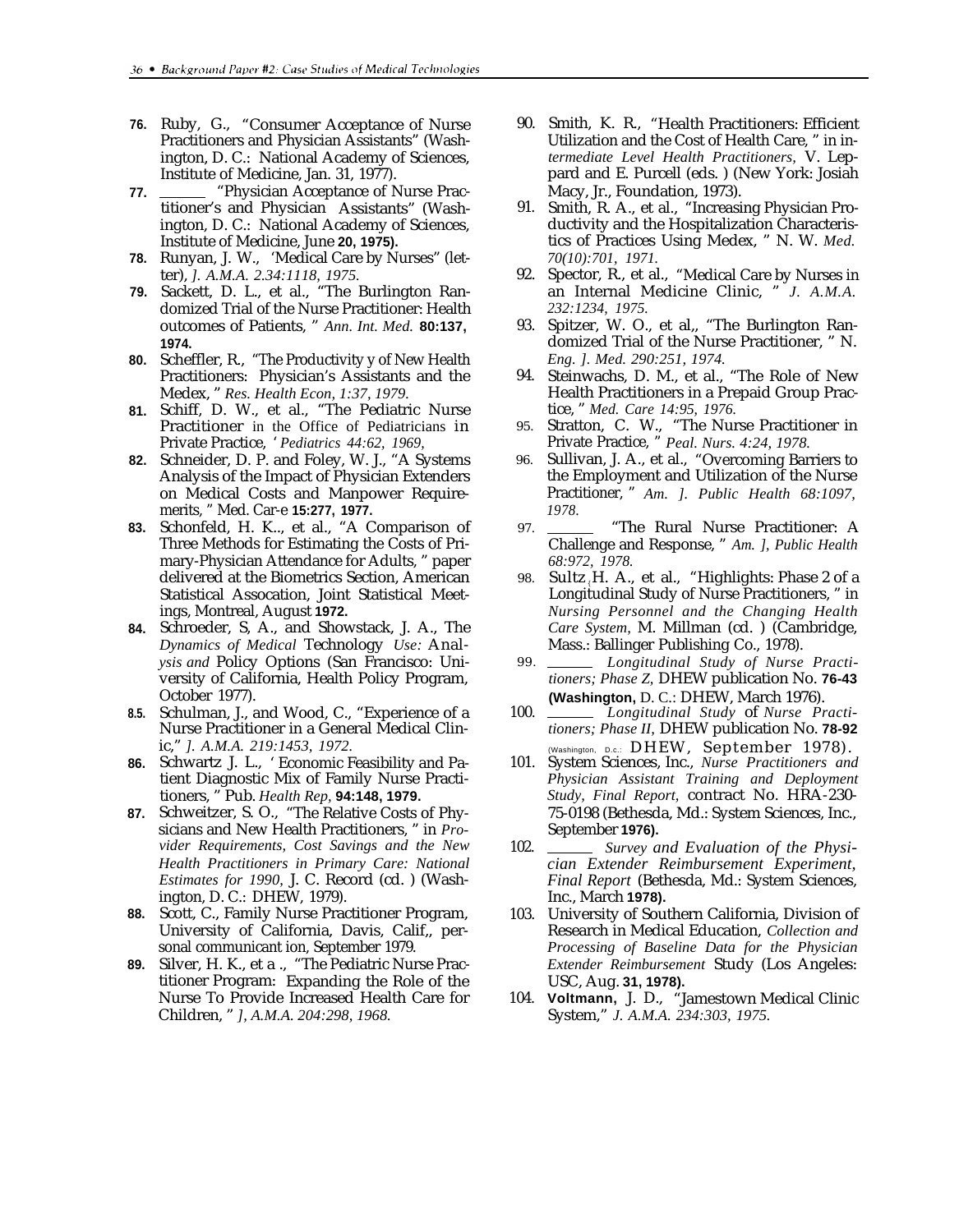76. Ruby, G., "Consumer Acceptance of Nurse Practitioners and Physician Assistants" (Washington, D. C.: National Academy of Sciences, Institute of Medicine, Jan. 31, 1977).
77. ______ "Physician Acceptance of Nurse Practitioner's and Physician Assistants" (Washington, D. C.: National Academy of Sciences, Institute of Medicine, June 20, 1975).
78. Runyan, J. W., 'Medical Care by Nurses" (letter), *J. A.M.A. 2.34:1118, 1975.*
79. Sackett, D. L., et al., "The Burlington Randomized Trial of the Nurse Practitioner: Health outcomes of Patients, " *Ann. Int. Med.* 80:137, 1974.
80. Scheffler, R., "The Productivity y of New Health Practitioners: Physician's Assistants and the Medex, " *Res. Health Econ, 1:37, 1979.*
81. Schiff, D. W., et al., "The Pediatric Nurse Practitioner in the Office of Pediatricians in Private Practice, ' *Pediatrics 44:62, 1969,*
82. Schneider, D. P. and Foley, W. J., "A Systems Analysis of the Impact of Physician Extenders on Medical Costs and Manpower Requiremerits, " Med. Car-e 15:277, 1977.
83. Schonfeld, H. K.., et al., "A Comparison of Three Methods for Estimating the Costs of Primary-Physician Attendance for Adults, " paper delivered at the Biometrics Section, American Statistical Assocation, Joint Statistical Meetings, Montreal, August 1972.
84. Schroeder, S, A., and Showstack, J. A., The *Dynamics of Medical* Technology *Use: Analysis and* Policy Options (San Francisco: University of California, Health Policy Program, October 1977).
8.5. Schulman, J., and Wood, C., "Experience of a Nurse Practitioner in a General Medical Clinic," *J. A.M.A. 219:1453, 1972.*
86. Schwartz J. L., ' Economic Feasibility and Patient Diagnostic Mix of Family Nurse Practitioners, " Pub. *Health Rep,* 94:148, 1979.
87. Schweitzer, S. O., "The Relative Costs of Physicians and New Health Practitioners, " in *Provider Requirements, Cost Savings and the New Health Practitioners in Primary Care: National Estimates for 1990,* J. C. Record (cd. ) (Washington, D. C.: DHEW, 1979).
88. Scott, C., Family Nurse Practitioner Program, University of California, Davis, Calif,, personal communicant ion, September 1979.
89. Silver, H. K., et a ., "The Pediatric Nurse Practitioner Program: Expanding the Role of the Nurse To Provide Increased Health Care for Children, " *J, A.M.A. 204:298, 1968.*
90. Smith, K. R., "Health Practitioners: Efficient Utilization and the Cost of Health Care, " in *Intermediate Level Health Practitioners,* V. Leppard and E. Purcell (eds. ) (New York: Josiah Macy, Jr., Foundation, 1973).
91. Smith, R. A., et al., "Increasing Physician Productivity and the Hospitalization Characteristics of Practices Using Medex, " N. W. *Med. 70(10):701, 1971.*
92. Spector, R., et al., "Medical Care by Nurses in an Internal Medicine Clinic, " *J. A.M.A. 232:1234, 1975.*
93. Spitzer, W. O., et al,, "The Burlington Randomized Trial of the Nurse Practitioner, " N. *Eng. J. Med. 290:251, 1974.*
94. Steinwachs, D. M., et al., "The Role of New Health Practitioners in a Prepaid Group Practice, " *Med. Care 14:95, 1976.*
95. Stratton, C. W., "The Nurse Practitioner in Private Practice, " *Peal. Nurs. 4:24, 1978.*
96. Sullivan, J. A., et al., "Overcoming Barriers to the Employment and Utilization of the Nurse Practitioner, " *Am. J. Public Health 68:1097, 1978.*
97. ______ "The Rural Nurse Practitioner: A Challenge and Response, " *Am. J, Public Health 68:972, 1978.*
98. Sultz, H. A., et al., "Highlights: Phase 2 of a Longitudinal Study of Nurse Practitioners, " in *Nursing Personnel and the Changing Health Care System,* M. Millman (cd. ) (Cambridge, Mass.: Ballinger Publishing Co., 1978).
99. ______ *Longitudinal Study of Nurse Practitioners; Phase Z,* DHEW publication No. 76-43 (Washington, D. C.: DHEW, March 1976).
100. ______ *Longitudinal Study* of *Nurse Practitioners; Phase II,* DHEW publication No. 78-92 (Washington, D.C.: DHEW, September 1978).
101. System Sciences, Inc., *Nurse Practitioners and Physician Assistant Training and Deployment Study, Final Report,* contract No. HRA-230-75-0198 (Bethesda, Md.: System Sciences, Inc., September 1976).
102. ______ *Survey and Evaluation of the Physician Extender Reimbursement Experiment, Final Report* (Bethesda, Md.: System Sciences, Inc., March 1978).
103. University of Southern California, Division of Research in Medical Education, *Collection and Processing of Baseline Data for the Physician Extender Reimbursement* Study (Los Angeles: USC, Aug. 31, 1978).
104. Voltmann, J. D., "Jamestown Medical Clinic System," *J. A.M.A. 234:303, 1975.*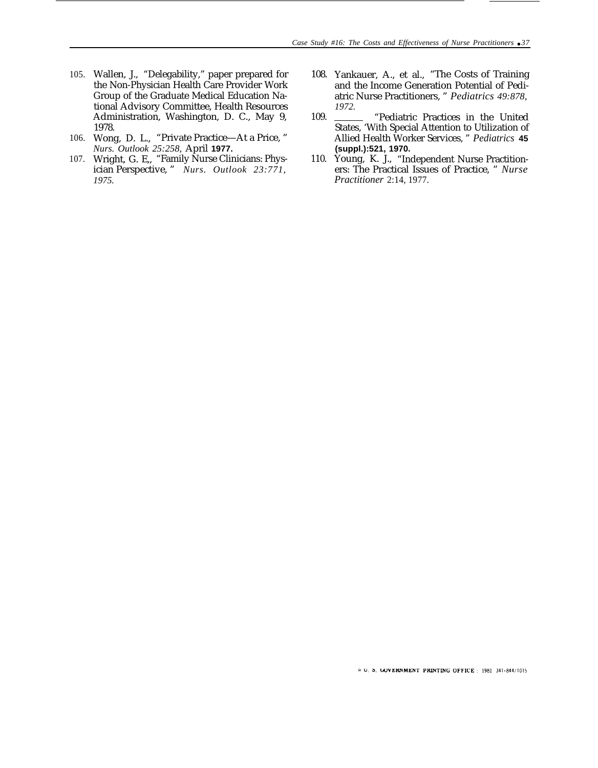105. Wallen, J., "Delegability," paper prepared for the Non-Physician Health Care Provider Work Group of the Graduate Medical Education National Advisory Committee, Health Resources Administration, Washington, D. C., May 9, 1978.
106. Wong, D. L., "Private Practice—At a Price, " *Nurs. Outlook 25:258*, April **1977.**
107. Wright, G. E,, "Family Nurse Clinicians: Physician Perspective, " *Nurs. Outlook 23:771, 1975.*
108. Yankauer, A., et al., "The Costs of Training and the Income Generation Potential of Pediatric Nurse Practitioners, " *Pediatrics 49:878, 1972.*
109. ______ "Pediatric Practices in the United States, 'With Special Attention to Utilization of Allied Health Worker Services, " *Pediatrics* **45 (suppl.):521, 1970.**
110. Young, K. J., "Independent Nurse Practitioners: The Practical Issues of Practice, " *Nurse Practitioner* 2:14, 1977.

☆ U. S. GOVERNMENT PRINTING OFFICE : 1981 341-844/1015